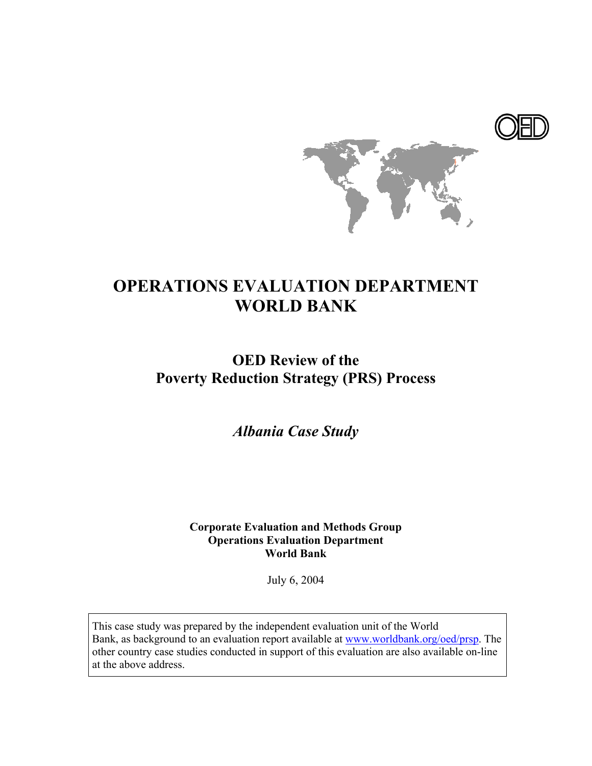# OPERATIONS EVALUATION DEPARTMENT WORLD BANK

## OED Review of the Poverty Reduction Strategy (PRS) Process

### *Albania Case Study*

**Corporate Evaluation and Methods Group**
**Operations Evaluation Department**
**World Bank**

July 6, 2004

This case study was prepared by the independent evaluation unit of the World Bank, as background to an evaluation report available at www.worldbank.org/oed/prsp. The other country case studies conducted in support of this evaluation are also available on-line at the above address.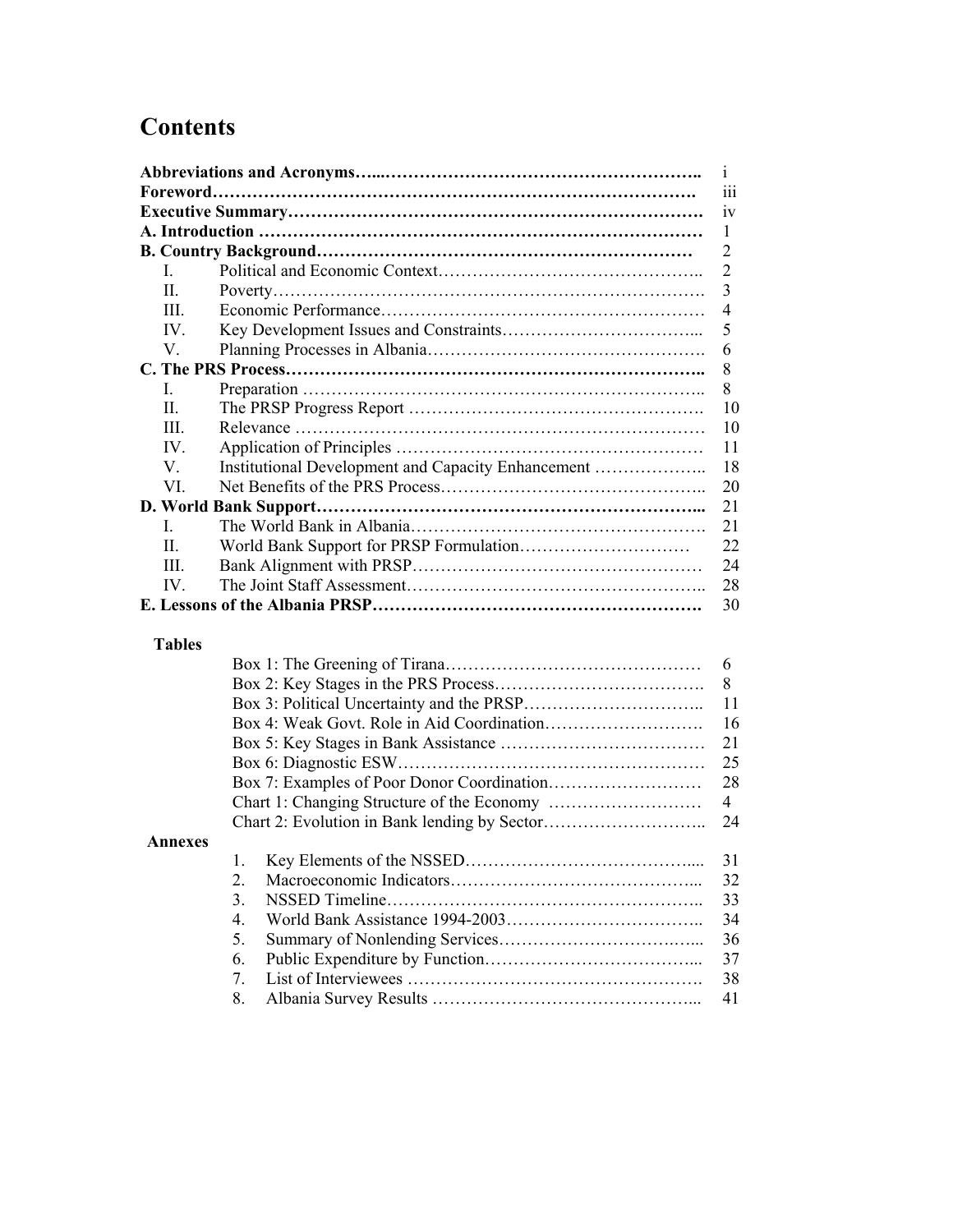# Contents

| | | |
|---|---|---|
| **Abbreviations and Acronyms** | | i |
| **Foreword** | | iii |
| **Executive Summary** | | iv |
| **A. Introduction** | | 1 |
| **B. Country Background** | | 2 |
| I. | Political and Economic Context | 2 |
| II. | Poverty | 3 |
| III. | Economic Performance | 4 |
| IV. | Key Development Issues and Constraints | 5 |
| V. | Planning Processes in Albania | 6 |
| **C. The PRS Process** | | 8 |
| I. | Preparation | 8 |
| II. | The PRSP Progress Report | 10 |
| III. | Relevance | 10 |
| IV. | Application of Principles | 11 |
| V. | Institutional Development and Capacity Enhancement | 18 |
| VI. | Net Benefits of the PRS Process | 20 |
| **D. World Bank Support** | | 21 |
| I. | The World Bank in Albania | 21 |
| II. | World Bank Support for PRSP Formulation | 22 |
| III. | Bank Alignment with PRSP | 24 |
| IV. | The Joint Staff Assessment | 28 |
| **E. Lessons of the Albania PRSP** | | 30 |

**Tables**

| | |
|---|---|
| Box 1: The Greening of Tirana | 6 |
| Box 2: Key Stages in the PRS Process | 8 |
| Box 3: Political Uncertainty and the PRSP | 11 |
| Box 4: Weak Govt. Role in Aid Coordination | 16 |
| Box 5: Key Stages in Bank Assistance | 21 |
| Box 6: Diagnostic ESW | 25 |
| Box 7: Examples of Poor Donor Coordination | 28 |
| Chart 1: Changing Structure of the Economy | 4 |
| Chart 2: Evolution in Bank lending by Sector | 24 |

**Annexes**

| | | |
|---|---|---|
| 1. | Key Elements of the NSSED | 31 |
| 2. | Macroeconomic Indicators | 32 |
| 3. | NSSED Timeline | 33 |
| 4. | World Bank Assistance 1994-2003 | 34 |
| 5. | Summary of Nonlending Services | 36 |
| 6. | Public Expenditure by Function | 37 |
| 7. | List of Interviewees | 38 |
| 8. | Albania Survey Results | 41 |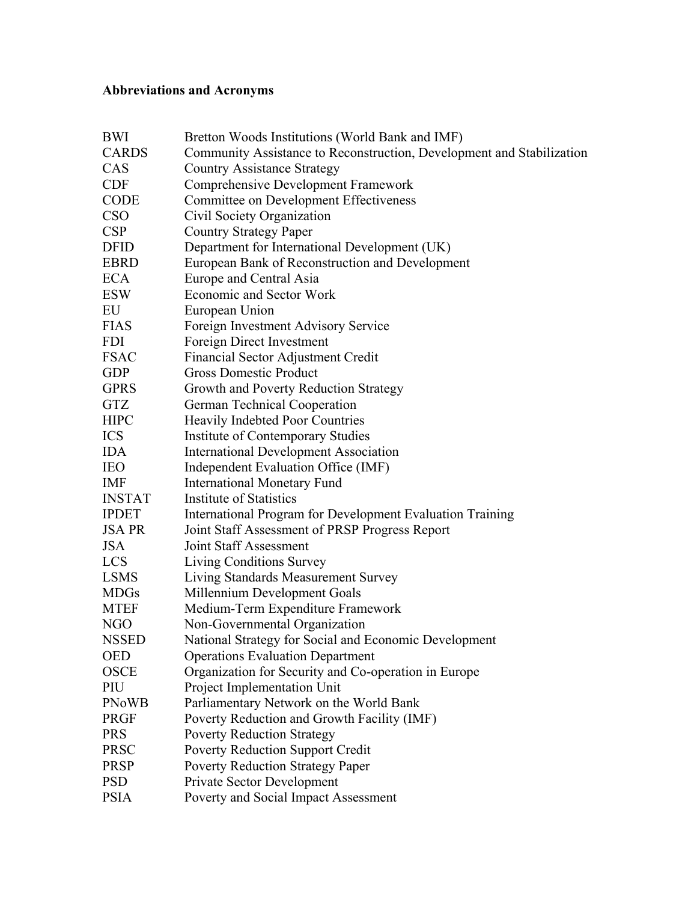**Abbreviations and Acronyms**

| | |
|---|---|
| BWI | Bretton Woods Institutions (World Bank and IMF) |
| CARDS | Community Assistance to Reconstruction, Development and Stabilization |
| CAS | Country Assistance Strategy |
| CDF | Comprehensive Development Framework |
| CODE | Committee on Development Effectiveness |
| CSO | Civil Society Organization |
| CSP | Country Strategy Paper |
| DFID | Department for International Development (UK) |
| EBRD | European Bank of Reconstruction and Development |
| ECA | Europe and Central Asia |
| ESW | Economic and Sector Work |
| EU | European Union |
| FIAS | Foreign Investment Advisory Service |
| FDI | Foreign Direct Investment |
| FSAC | Financial Sector Adjustment Credit |
| GDP | Gross Domestic Product |
| GPRS | Growth and Poverty Reduction Strategy |
| GTZ | German Technical Cooperation |
| HIPC | Heavily Indebted Poor Countries |
| ICS | Institute of Contemporary Studies |
| IDA | International Development Association |
| IEO | Independent Evaluation Office (IMF) |
| IMF | International Monetary Fund |
| INSTAT | Institute of Statistics |
| IPDET | International Program for Development Evaluation Training |
| JSA PR | Joint Staff Assessment of PRSP Progress Report |
| JSA | Joint Staff Assessment |
| LCS | Living Conditions Survey |
| LSMS | Living Standards Measurement Survey |
| MDGs | Millennium Development Goals |
| MTEF | Medium-Term Expenditure Framework |
| NGO | Non-Governmental Organization |
| NSSED | National Strategy for Social and Economic Development |
| OED | Operations Evaluation Department |
| OSCE | Organization for Security and Co-operation in Europe |
| PIU | Project Implementation Unit |
| PNoWB | Parliamentary Network on the World Bank |
| PRGF | Poverty Reduction and Growth Facility (IMF) |
| PRS | Poverty Reduction Strategy |
| PRSC | Poverty Reduction Support Credit |
| PRSP | Poverty Reduction Strategy Paper |
| PSD | Private Sector Development |
| PSIA | Poverty and Social Impact Assessment |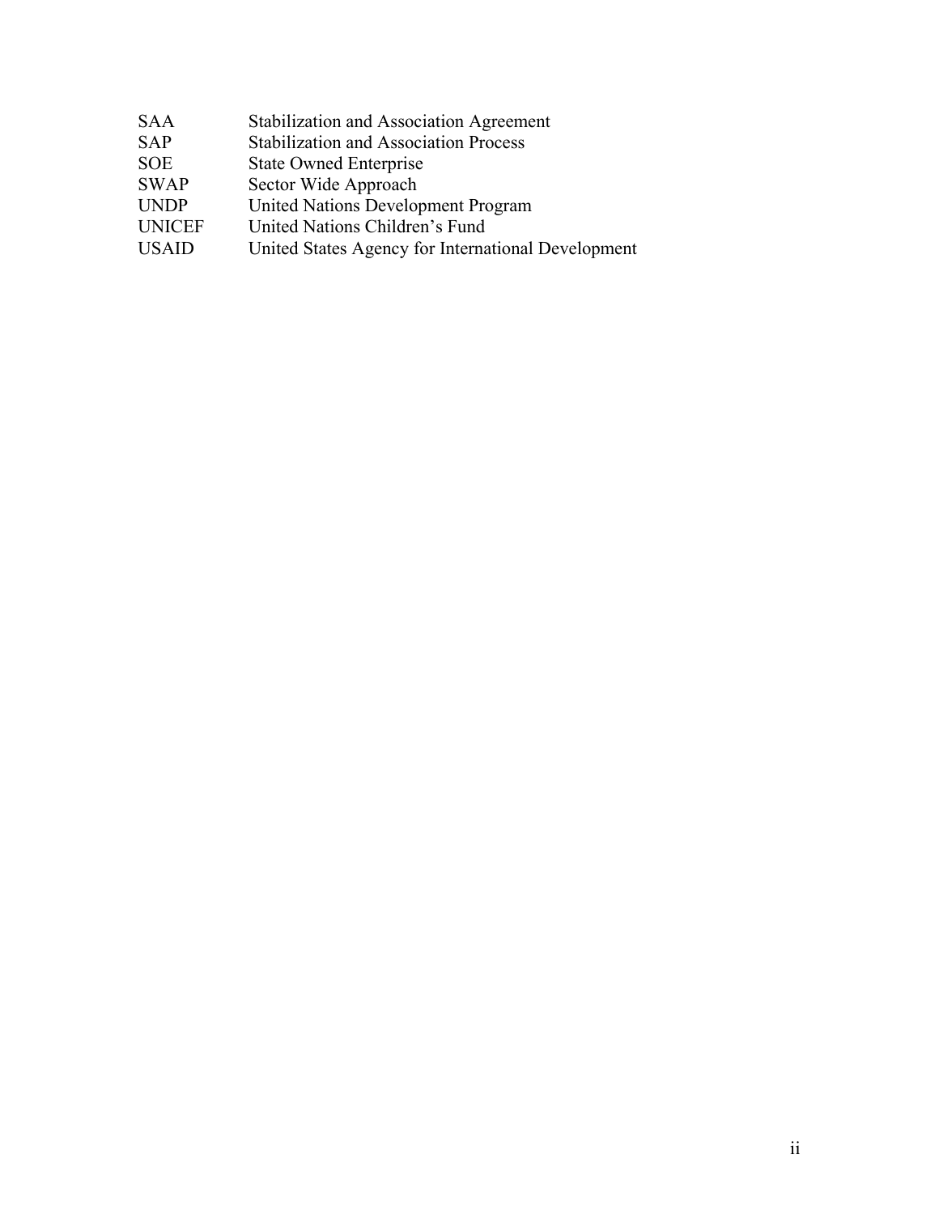| | |
|---|---|
| SAA | Stabilization and Association Agreement |
| SAP | Stabilization and Association Process |
| SOE | State Owned Enterprise |
| SWAP | Sector Wide Approach |
| UNDP | United Nations Development Program |
| UNICEF | United Nations Children's Fund |
| USAID | United States Agency for International Development |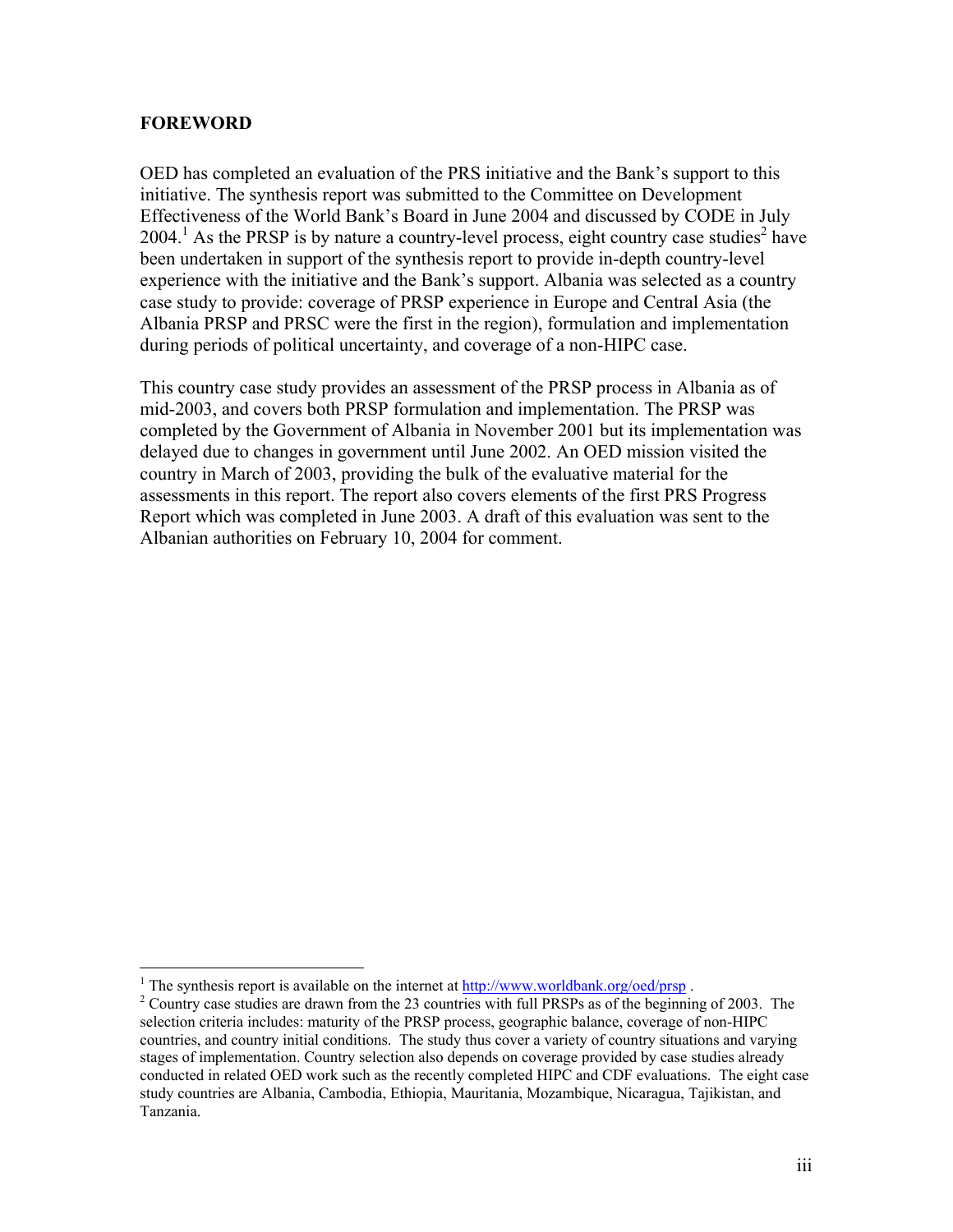## FOREWORD

OED has completed an evaluation of the PRS initiative and the Bank's support to this initiative. The synthesis report was submitted to the Committee on Development Effectiveness of the World Bank's Board in June 2004 and discussed by CODE in July 2004.[1] As the PRSP is by nature a country-level process, eight country case studies[2] have been undertaken in support of the synthesis report to provide in-depth country-level experience with the initiative and the Bank's support. Albania was selected as a country case study to provide: coverage of PRSP experience in Europe and Central Asia (the Albania PRSP and PRSC were the first in the region), formulation and implementation during periods of political uncertainty, and coverage of a non-HIPC case.

This country case study provides an assessment of the PRSP process in Albania as of mid-2003, and covers both PRSP formulation and implementation. The PRSP was completed by the Government of Albania in November 2001 but its implementation was delayed due to changes in government until June 2002. An OED mission visited the country in March of 2003, providing the bulk of the evaluative material for the assessments in this report. The report also covers elements of the first PRS Progress Report which was completed in June 2003. A draft of this evaluation was sent to the Albanian authorities on February 10, 2004 for comment.

---

[1] The synthesis report is available on the internet at http://www.worldbank.org/oed/prsp .

[2] Country case studies are drawn from the 23 countries with full PRSPs as of the beginning of 2003. The selection criteria includes: maturity of the PRSP process, geographic balance, coverage of non-HIPC countries, and country initial conditions. The study thus cover a variety of country situations and varying stages of implementation. Country selection also depends on coverage provided by case studies already conducted in related OED work such as the recently completed HIPC and CDF evaluations. The eight case study countries are Albania, Cambodia, Ethiopia, Mauritania, Mozambique, Nicaragua, Tajikistan, and Tanzania.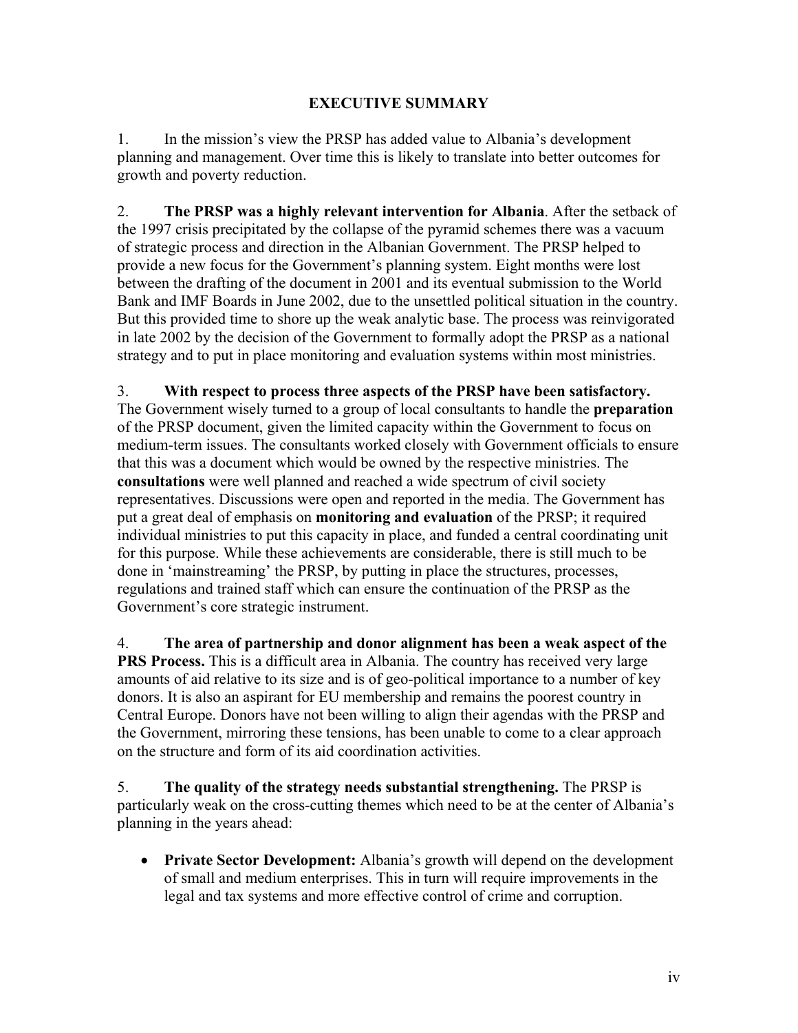# EXECUTIVE SUMMARY

1. In the mission's view the PRSP has added value to Albania's development planning and management. Over time this is likely to translate into better outcomes for growth and poverty reduction.

2. **The PRSP was a highly relevant intervention for Albania**. After the setback of the 1997 crisis precipitated by the collapse of the pyramid schemes there was a vacuum of strategic process and direction in the Albanian Government. The PRSP helped to provide a new focus for the Government's planning system. Eight months were lost between the drafting of the document in 2001 and its eventual submission to the World Bank and IMF Boards in June 2002, due to the unsettled political situation in the country. But this provided time to shore up the weak analytic base. The process was reinvigorated in late 2002 by the decision of the Government to formally adopt the PRSP as a national strategy and to put in place monitoring and evaluation systems within most ministries.

3. **With respect to process three aspects of the PRSP have been satisfactory.** The Government wisely turned to a group of local consultants to handle the **preparation** of the PRSP document, given the limited capacity within the Government to focus on medium-term issues. The consultants worked closely with Government officials to ensure that this was a document which would be owned by the respective ministries. The **consultations** were well planned and reached a wide spectrum of civil society representatives. Discussions were open and reported in the media. The Government has put a great deal of emphasis on **monitoring and evaluation** of the PRSP; it required individual ministries to put this capacity in place, and funded a central coordinating unit for this purpose. While these achievements are considerable, there is still much to be done in 'mainstreaming' the PRSP, by putting in place the structures, processes, regulations and trained staff which can ensure the continuation of the PRSP as the Government's core strategic instrument.

4. **The area of partnership and donor alignment has been a weak aspect of the PRS Process.** This is a difficult area in Albania. The country has received very large amounts of aid relative to its size and is of geo-political importance to a number of key donors. It is also an aspirant for EU membership and remains the poorest country in Central Europe. Donors have not been willing to align their agendas with the PRSP and the Government, mirroring these tensions, has been unable to come to a clear approach on the structure and form of its aid coordination activities.

5. **The quality of the strategy needs substantial strengthening.** The PRSP is particularly weak on the cross-cutting themes which need to be at the center of Albania's planning in the years ahead:

- **Private Sector Development:** Albania's growth will depend on the development of small and medium enterprises. This in turn will require improvements in the legal and tax systems and more effective control of crime and corruption.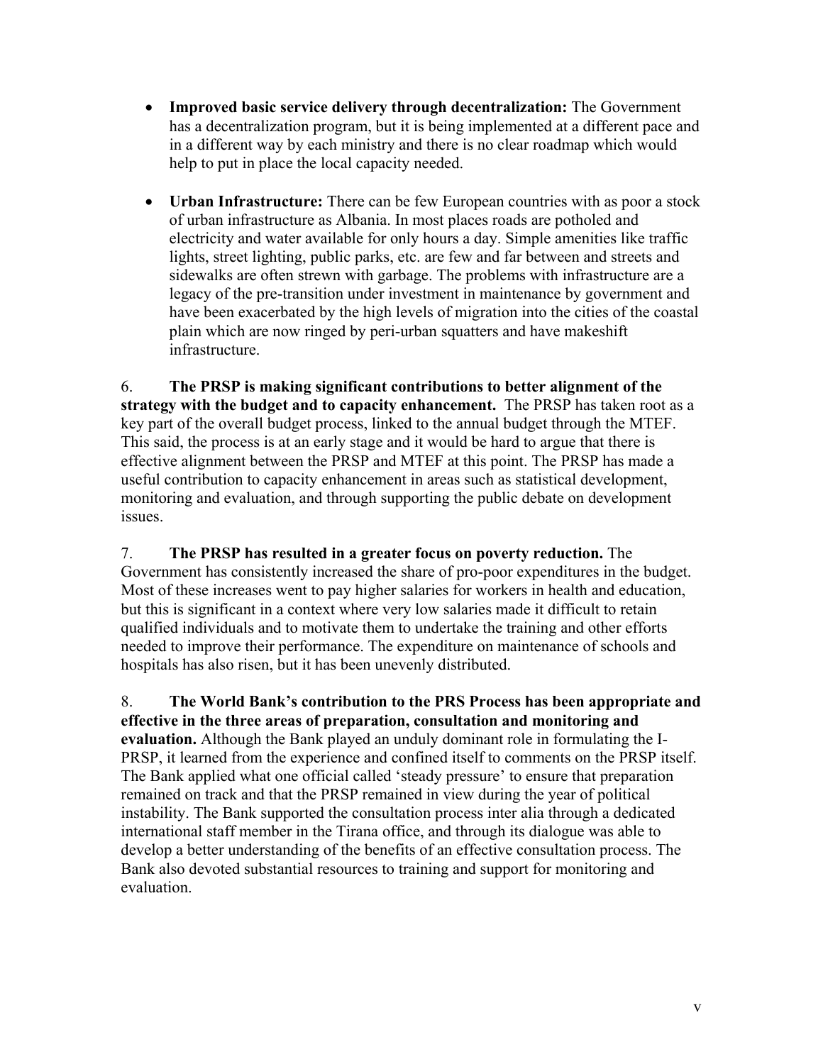- **Improved basic service delivery through decentralization:** The Government has a decentralization program, but it is being implemented at a different pace and in a different way by each ministry and there is no clear roadmap which would help to put in place the local capacity needed.

- **Urban Infrastructure:** There can be few European countries with as poor a stock of urban infrastructure as Albania. In most places roads are potholed and electricity and water available for only hours a day. Simple amenities like traffic lights, street lighting, public parks, etc. are few and far between and streets and sidewalks are often strewn with garbage. The problems with infrastructure are a legacy of the pre-transition under investment in maintenance by government and have been exacerbated by the high levels of migration into the cities of the coastal plain which are now ringed by peri-urban squatters and have makeshift infrastructure.

6. **The PRSP is making significant contributions to better alignment of the strategy with the budget and to capacity enhancement.** The PRSP has taken root as a key part of the overall budget process, linked to the annual budget through the MTEF. This said, the process is at an early stage and it would be hard to argue that there is effective alignment between the PRSP and MTEF at this point. The PRSP has made a useful contribution to capacity enhancement in areas such as statistical development, monitoring and evaluation, and through supporting the public debate on development issues.

7. **The PRSP has resulted in a greater focus on poverty reduction.** The Government has consistently increased the share of pro-poor expenditures in the budget. Most of these increases went to pay higher salaries for workers in health and education, but this is significant in a context where very low salaries made it difficult to retain qualified individuals and to motivate them to undertake the training and other efforts needed to improve their performance. The expenditure on maintenance of schools and hospitals has also risen, but it has been unevenly distributed.

8. **The World Bank's contribution to the PRS Process has been appropriate and effective in the three areas of preparation, consultation and monitoring and evaluation.** Although the Bank played an unduly dominant role in formulating the I-PRSP, it learned from the experience and confined itself to comments on the PRSP itself. The Bank applied what one official called 'steady pressure' to ensure that preparation remained on track and that the PRSP remained in view during the year of political instability. The Bank supported the consultation process inter alia through a dedicated international staff member in the Tirana office, and through its dialogue was able to develop a better understanding of the benefits of an effective consultation process. The Bank also devoted substantial resources to training and support for monitoring and evaluation.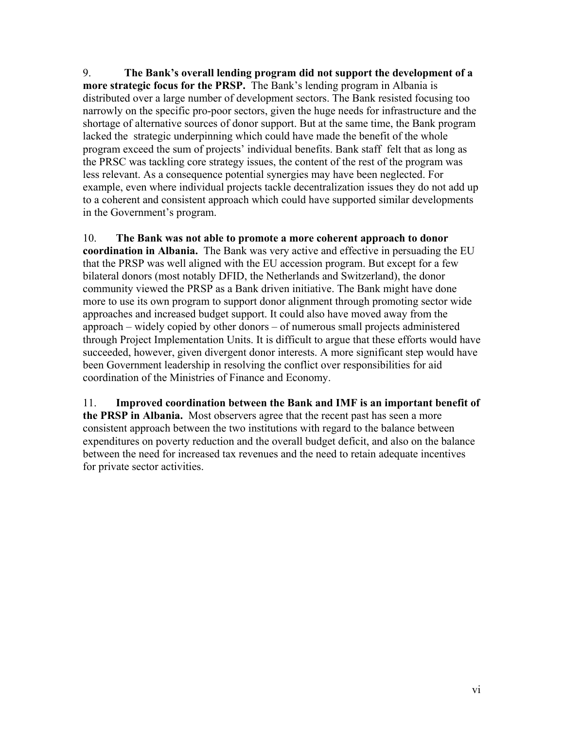9. **The Bank's overall lending program did not support the development of a more strategic focus for the PRSP.** The Bank's lending program in Albania is distributed over a large number of development sectors. The Bank resisted focusing too narrowly on the specific pro-poor sectors, given the huge needs for infrastructure and the shortage of alternative sources of donor support. But at the same time, the Bank program lacked the strategic underpinning which could have made the benefit of the whole program exceed the sum of projects' individual benefits. Bank staff felt that as long as the PRSC was tackling core strategy issues, the content of the rest of the program was less relevant. As a consequence potential synergies may have been neglected. For example, even where individual projects tackle decentralization issues they do not add up to a coherent and consistent approach which could have supported similar developments in the Government's program.

10. **The Bank was not able to promote a more coherent approach to donor coordination in Albania.** The Bank was very active and effective in persuading the EU that the PRSP was well aligned with the EU accession program. But except for a few bilateral donors (most notably DFID, the Netherlands and Switzerland), the donor community viewed the PRSP as a Bank driven initiative. The Bank might have done more to use its own program to support donor alignment through promoting sector wide approaches and increased budget support. It could also have moved away from the approach – widely copied by other donors – of numerous small projects administered through Project Implementation Units. It is difficult to argue that these efforts would have succeeded, however, given divergent donor interests. A more significant step would have been Government leadership in resolving the conflict over responsibilities for aid coordination of the Ministries of Finance and Economy.

11. **Improved coordination between the Bank and IMF is an important benefit of the PRSP in Albania.** Most observers agree that the recent past has seen a more consistent approach between the two institutions with regard to the balance between expenditures on poverty reduction and the overall budget deficit, and also on the balance between the need for increased tax revenues and the need to retain adequate incentives for private sector activities.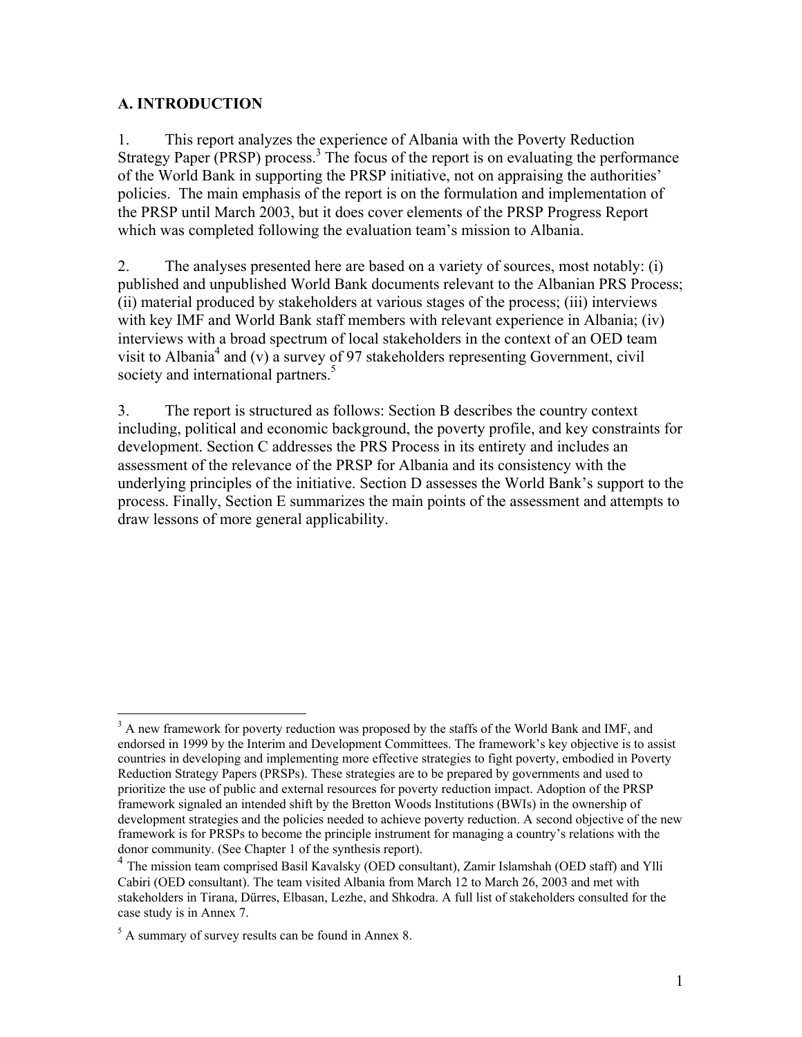## A. INTRODUCTION

1. This report analyzes the experience of Albania with the Poverty Reduction Strategy Paper (PRSP) process.[3] The focus of the report is on evaluating the performance of the World Bank in supporting the PRSP initiative, not on appraising the authorities' policies. The main emphasis of the report is on the formulation and implementation of the PRSP until March 2003, but it does cover elements of the PRSP Progress Report which was completed following the evaluation team's mission to Albania.

2. The analyses presented here are based on a variety of sources, most notably: (i) published and unpublished World Bank documents relevant to the Albanian PRS Process; (ii) material produced by stakeholders at various stages of the process; (iii) interviews with key IMF and World Bank staff members with relevant experience in Albania; (iv) interviews with a broad spectrum of local stakeholders in the context of an OED team visit to Albania[4] and (v) a survey of 97 stakeholders representing Government, civil society and international partners.[5]

3. The report is structured as follows: Section B describes the country context including, political and economic background, the poverty profile, and key constraints for development. Section C addresses the PRS Process in its entirety and includes an assessment of the relevance of the PRSP for Albania and its consistency with the underlying principles of the initiative. Section D assesses the World Bank's support to the process. Finally, Section E summarizes the main points of the assessment and attempts to draw lessons of more general applicability.

---

[3] A new framework for poverty reduction was proposed by the staffs of the World Bank and IMF, and endorsed in 1999 by the Interim and Development Committees. The framework's key objective is to assist countries in developing and implementing more effective strategies to fight poverty, embodied in Poverty Reduction Strategy Papers (PRSPs). These strategies are to be prepared by governments and used to prioritize the use of public and external resources for poverty reduction impact. Adoption of the PRSP framework signaled an intended shift by the Bretton Woods Institutions (BWIs) in the ownership of development strategies and the policies needed to achieve poverty reduction. A second objective of the new framework is for PRSPs to become the principle instrument for managing a country's relations with the donor community. (See Chapter 1 of the synthesis report).

[4] The mission team comprised Basil Kavalsky (OED consultant), Zamir Islamshah (OED staff) and Ylli Cabiri (OED consultant). The team visited Albania from March 12 to March 26, 2003 and met with stakeholders in Tirana, Dürres, Elbasan, Lezhe, and Shkodra. A full list of stakeholders consulted for the case study is in Annex 7.

[5] A summary of survey results can be found in Annex 8.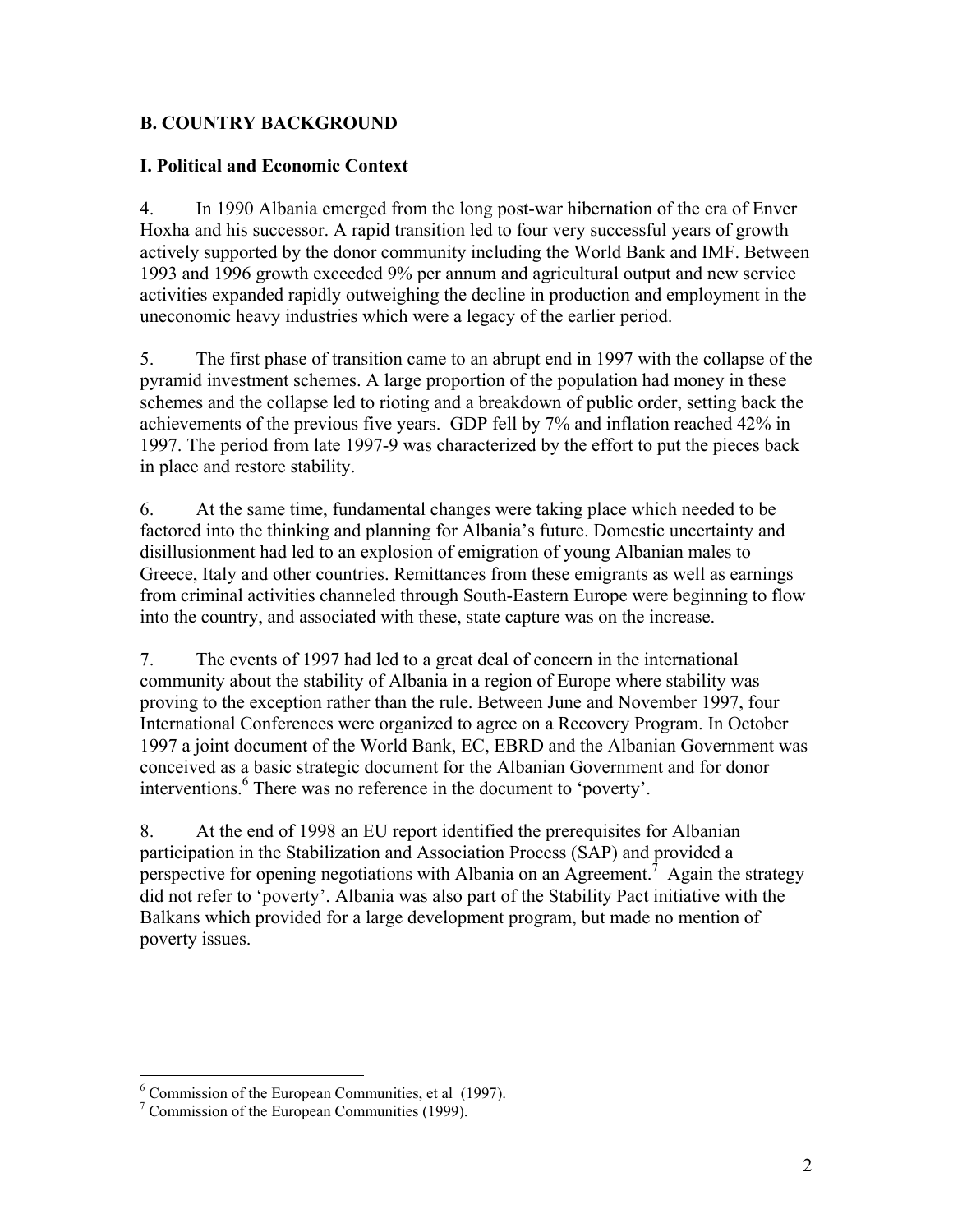## B. COUNTRY BACKGROUND

### I. Political and Economic Context

4. In 1990 Albania emerged from the long post-war hibernation of the era of Enver Hoxha and his successor. A rapid transition led to four very successful years of growth actively supported by the donor community including the World Bank and IMF. Between 1993 and 1996 growth exceeded 9% per annum and agricultural output and new service activities expanded rapidly outweighing the decline in production and employment in the uneconomic heavy industries which were a legacy of the earlier period.

5. The first phase of transition came to an abrupt end in 1997 with the collapse of the pyramid investment schemes. A large proportion of the population had money in these schemes and the collapse led to rioting and a breakdown of public order, setting back the achievements of the previous five years. GDP fell by 7% and inflation reached 42% in 1997. The period from late 1997-9 was characterized by the effort to put the pieces back in place and restore stability.

6. At the same time, fundamental changes were taking place which needed to be factored into the thinking and planning for Albania's future. Domestic uncertainty and disillusionment had led to an explosion of emigration of young Albanian males to Greece, Italy and other countries. Remittances from these emigrants as well as earnings from criminal activities channeled through South-Eastern Europe were beginning to flow into the country, and associated with these, state capture was on the increase.

7. The events of 1997 had led to a great deal of concern in the international community about the stability of Albania in a region of Europe where stability was proving to the exception rather than the rule. Between June and November 1997, four International Conferences were organized to agree on a Recovery Program. In October 1997 a joint document of the World Bank, EC, EBRD and the Albanian Government was conceived as a basic strategic document for the Albanian Government and for donor interventions.[6] There was no reference in the document to 'poverty'.

8. At the end of 1998 an EU report identified the prerequisites for Albanian participation in the Stabilization and Association Process (SAP) and provided a perspective for opening negotiations with Albania on an Agreement.[7] Again the strategy did not refer to 'poverty'. Albania was also part of the Stability Pact initiative with the Balkans which provided for a large development program, but made no mention of poverty issues.

---

[6] Commission of the European Communities, et al (1997).

[7] Commission of the European Communities (1999).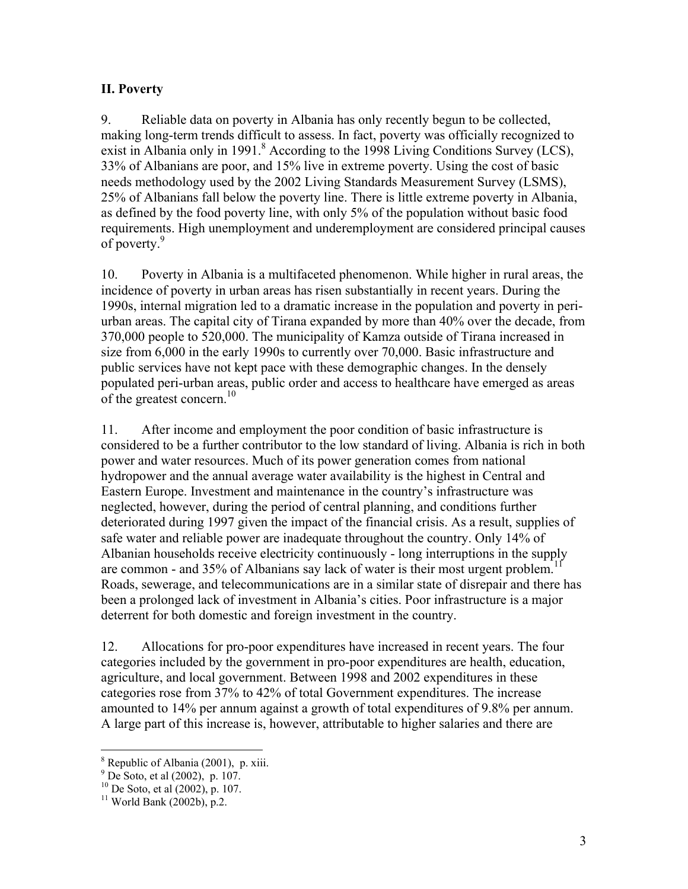## II. Poverty

9. Reliable data on poverty in Albania has only recently begun to be collected, making long-term trends difficult to assess. In fact, poverty was officially recognized to exist in Albania only in 1991.[8] According to the 1998 Living Conditions Survey (LCS), 33% of Albanians are poor, and 15% live in extreme poverty. Using the cost of basic needs methodology used by the 2002 Living Standards Measurement Survey (LSMS), 25% of Albanians fall below the poverty line. There is little extreme poverty in Albania, as defined by the food poverty line, with only 5% of the population without basic food requirements. High unemployment and underemployment are considered principal causes of poverty.[9]

10. Poverty in Albania is a multifaceted phenomenon. While higher in rural areas, the incidence of poverty in urban areas has risen substantially in recent years. During the 1990s, internal migration led to a dramatic increase in the population and poverty in peri-urban areas. The capital city of Tirana expanded by more than 40% over the decade, from 370,000 people to 520,000. The municipality of Kamza outside of Tirana increased in size from 6,000 in the early 1990s to currently over 70,000. Basic infrastructure and public services have not kept pace with these demographic changes. In the densely populated peri-urban areas, public order and access to healthcare have emerged as areas of the greatest concern.[10]

11. After income and employment the poor condition of basic infrastructure is considered to be a further contributor to the low standard of living. Albania is rich in both power and water resources. Much of its power generation comes from national hydropower and the annual average water availability is the highest in Central and Eastern Europe. Investment and maintenance in the country's infrastructure was neglected, however, during the period of central planning, and conditions further deteriorated during 1997 given the impact of the financial crisis. As a result, supplies of safe water and reliable power are inadequate throughout the country. Only 14% of Albanian households receive electricity continuously - long interruptions in the supply are common - and 35% of Albanians say lack of water is their most urgent problem.[11] Roads, sewerage, and telecommunications are in a similar state of disrepair and there has been a prolonged lack of investment in Albania's cities. Poor infrastructure is a major deterrent for both domestic and foreign investment in the country.

12. Allocations for pro-poor expenditures have increased in recent years. The four categories included by the government in pro-poor expenditures are health, education, agriculture, and local government. Between 1998 and 2002 expenditures in these categories rose from 37% to 42% of total Government expenditures. The increase amounted to 14% per annum against a growth of total expenditures of 9.8% per annum. A large part of this increase is, however, attributable to higher salaries and there are

---

[8] Republic of Albania (2001), p. xiii.

[9] De Soto, et al (2002), p. 107.

[10] De Soto, et al (2002), p. 107.

[11] World Bank (2002b), p.2.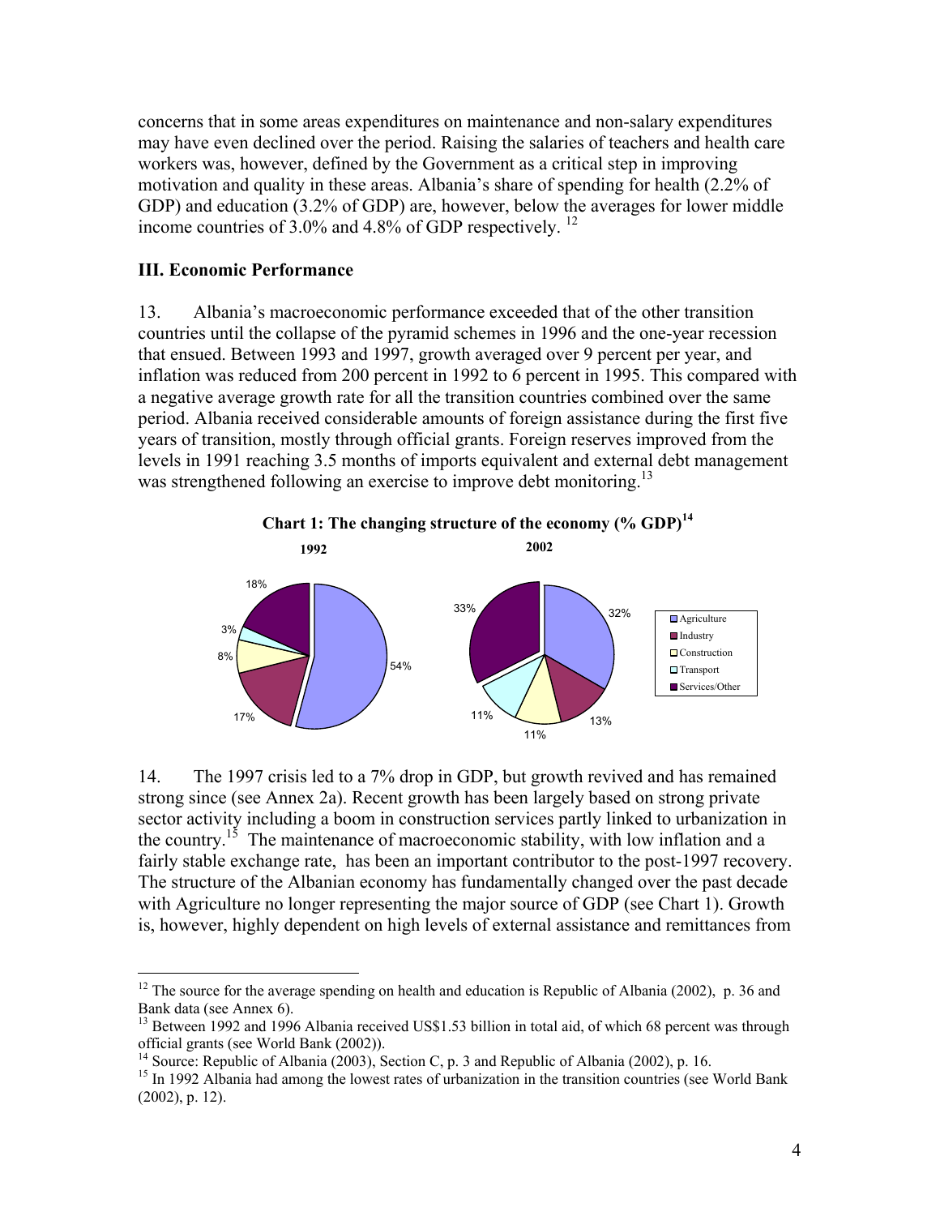concerns that in some areas expenditures on maintenance and non-salary expenditures may have even declined over the period. Raising the salaries of teachers and health care workers was, however, defined by the Government as a critical step in improving motivation and quality in these areas. Albania's share of spending for health (2.2% of GDP) and education (3.2% of GDP) are, however, below the averages for lower middle income countries of 3.0% and 4.8% of GDP respectively. [12]

### III. Economic Performance

13. Albania's macroeconomic performance exceeded that of the other transition countries until the collapse of the pyramid schemes in 1996 and the one-year recession that ensued. Between 1993 and 1997, growth averaged over 9 percent per year, and inflation was reduced from 200 percent in 1992 to 6 percent in 1995. This compared with a negative average growth rate for all the transition countries combined over the same period. Albania received considerable amounts of foreign assistance during the first five years of transition, mostly through official grants. Foreign reserves improved from the levels in 1991 reaching 3.5 months of imports equivalent and external debt management was strengthened following an exercise to improve debt monitoring.[13]

**Chart 1: The changing structure of the economy (% GDP)[14]**

| Sector | 1992 | 2002 |
| --- | --- | --- |
| Agriculture | 54% | 32% |
| Industry | 17% | 13% |
| Construction | 8% | 11% |
| Transport | 3% | 11% |
| Services/Other | 18% | 33% |

14. The 1997 crisis led to a 7% drop in GDP, but growth revived and has remained strong since (see Annex 2a). Recent growth has been largely based on strong private sector activity including a boom in construction services partly linked to urbanization in the country.[15] The maintenance of macroeconomic stability, with low inflation and a fairly stable exchange rate, has been an important contributor to the post-1997 recovery. The structure of the Albanian economy has fundamentally changed over the past decade with Agriculture no longer representing the major source of GDP (see Chart 1). Growth is, however, highly dependent on high levels of external assistance and remittances from

---

[12] The source for the average spending on health and education is Republic of Albania (2002), p. 36 and Bank data (see Annex 6).

[13] Between 1992 and 1996 Albania received US$1.53 billion in total aid, of which 68 percent was through official grants (see World Bank (2002)).

[14] Source: Republic of Albania (2003), Section C, p. 3 and Republic of Albania (2002), p. 16.

[15] In 1992 Albania had among the lowest rates of urbanization in the transition countries (see World Bank (2002), p. 12).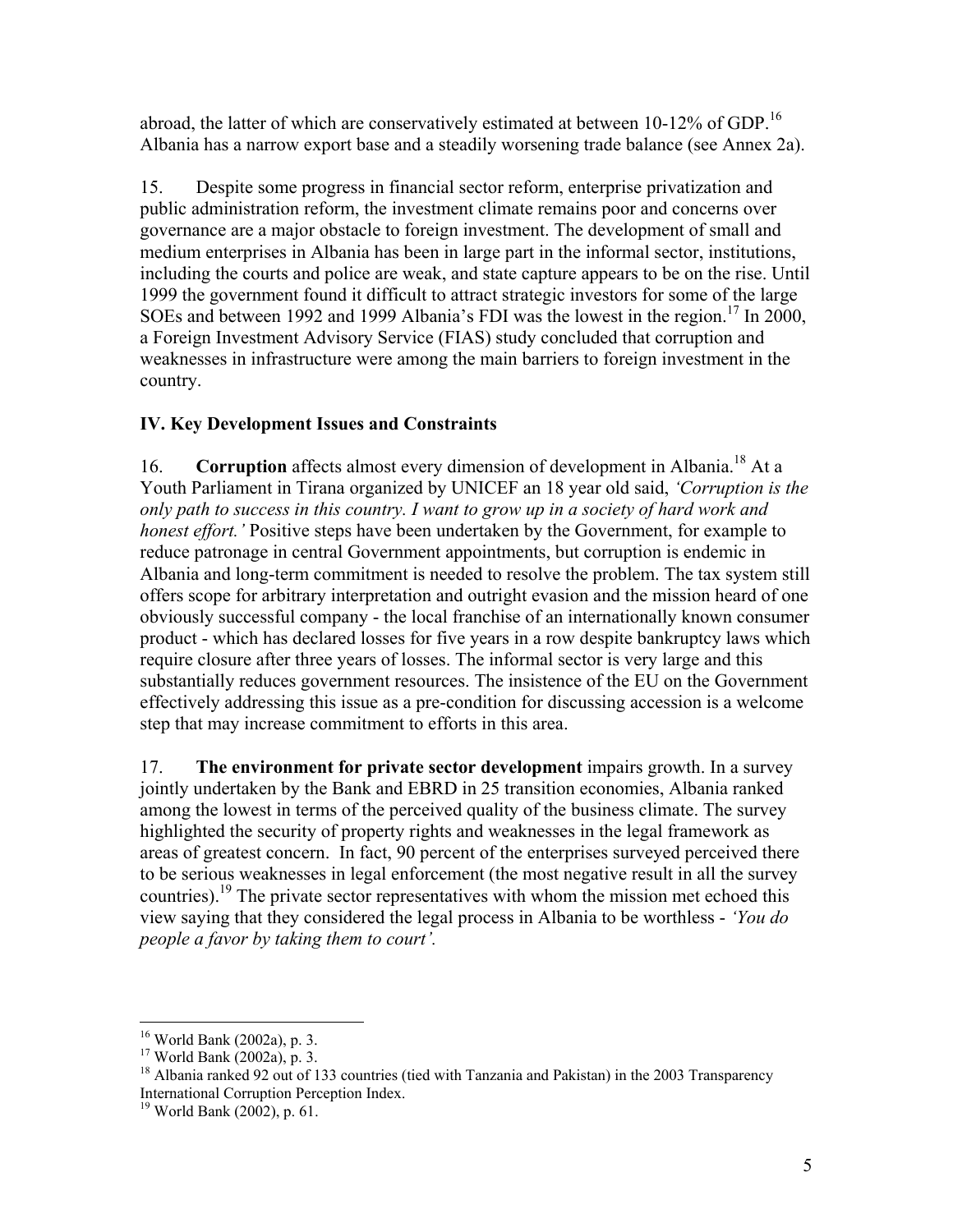abroad, the latter of which are conservatively estimated at between 10-12% of GDP.[16] Albania has a narrow export base and a steadily worsening trade balance (see Annex 2a).

15. Despite some progress in financial sector reform, enterprise privatization and public administration reform, the investment climate remains poor and concerns over governance are a major obstacle to foreign investment. The development of small and medium enterprises in Albania has been in large part in the informal sector, institutions, including the courts and police are weak, and state capture appears to be on the rise. Until 1999 the government found it difficult to attract strategic investors for some of the large SOEs and between 1992 and 1999 Albania's FDI was the lowest in the region.[17] In 2000, a Foreign Investment Advisory Service (FIAS) study concluded that corruption and weaknesses in infrastructure were among the main barriers to foreign investment in the country.

## IV. Key Development Issues and Constraints

16. **Corruption** affects almost every dimension of development in Albania.[18] At a Youth Parliament in Tirana organized by UNICEF an 18 year old said, *'Corruption is the only path to success in this country. I want to grow up in a society of hard work and honest effort.'* Positive steps have been undertaken by the Government, for example to reduce patronage in central Government appointments, but corruption is endemic in Albania and long-term commitment is needed to resolve the problem. The tax system still offers scope for arbitrary interpretation and outright evasion and the mission heard of one obviously successful company - the local franchise of an internationally known consumer product - which has declared losses for five years in a row despite bankruptcy laws which require closure after three years of losses. The informal sector is very large and this substantially reduces government resources. The insistence of the EU on the Government effectively addressing this issue as a pre-condition for discussing accession is a welcome step that may increase commitment to efforts in this area.

17. **The environment for private sector development** impairs growth. In a survey jointly undertaken by the Bank and EBRD in 25 transition economies, Albania ranked among the lowest in terms of the perceived quality of the business climate. The survey highlighted the security of property rights and weaknesses in the legal framework as areas of greatest concern. In fact, 90 percent of the enterprises surveyed perceived there to be serious weaknesses in legal enforcement (the most negative result in all the survey countries).[19] The private sector representatives with whom the mission met echoed this view saying that they considered the legal process in Albania to be worthless - *'You do people a favor by taking them to court'.*

---

[16] World Bank (2002a), p. 3.

[17] World Bank (2002a), p. 3.

[18] Albania ranked 92 out of 133 countries (tied with Tanzania and Pakistan) in the 2003 Transparency International Corruption Perception Index.

[19] World Bank (2002), p. 61.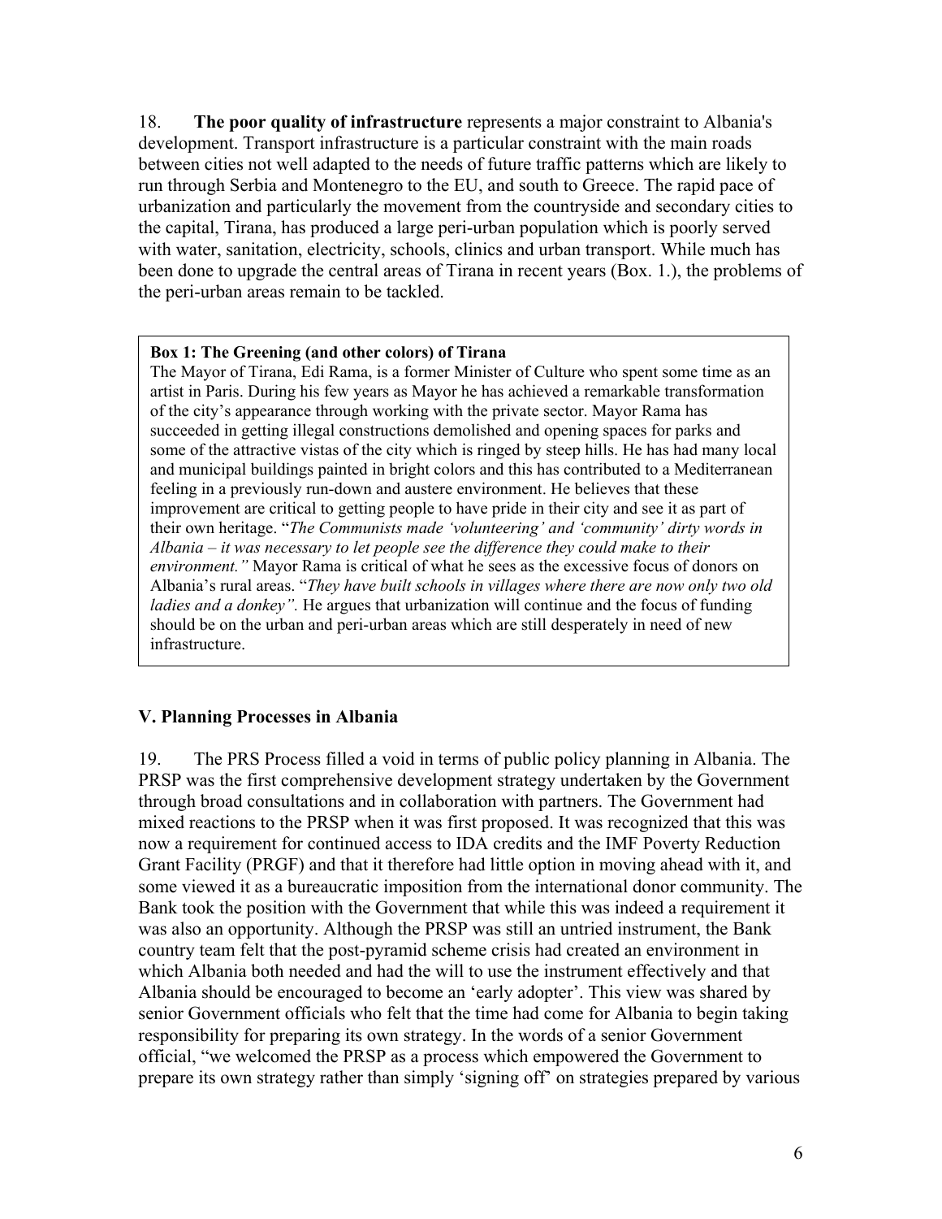18. **The poor quality of infrastructure** represents a major constraint to Albania's development. Transport infrastructure is a particular constraint with the main roads between cities not well adapted to the needs of future traffic patterns which are likely to run through Serbia and Montenegro to the EU, and south to Greece. The rapid pace of urbanization and particularly the movement from the countryside and secondary cities to the capital, Tirana, has produced a large peri-urban population which is poorly served with water, sanitation, electricity, schools, clinics and urban transport. While much has been done to upgrade the central areas of Tirana in recent years (Box. 1.), the problems of the peri-urban areas remain to be tackled.

> **Box 1: The Greening (and other colors) of Tirana**
>
> The Mayor of Tirana, Edi Rama, is a former Minister of Culture who spent some time as an artist in Paris. During his few years as Mayor he has achieved a remarkable transformation of the city's appearance through working with the private sector. Mayor Rama has succeeded in getting illegal constructions demolished and opening spaces for parks and some of the attractive vistas of the city which is ringed by steep hills. He has had many local and municipal buildings painted in bright colors and this has contributed to a Mediterranean feeling in a previously run-down and austere environment. He believes that these improvement are critical to getting people to have pride in their city and see it as part of their own heritage. "*The Communists made 'volunteering' and 'community' dirty words in Albania – it was necessary to let people see the difference they could make to their environment."* Mayor Rama is critical of what he sees as the excessive focus of donors on Albania's rural areas. "*They have built schools in villages where there are now only two old ladies and a donkey".* He argues that urbanization will continue and the focus of funding should be on the urban and peri-urban areas which are still desperately in need of new infrastructure.

## V. Planning Processes in Albania

19. The PRS Process filled a void in terms of public policy planning in Albania. The PRSP was the first comprehensive development strategy undertaken by the Government through broad consultations and in collaboration with partners. The Government had mixed reactions to the PRSP when it was first proposed. It was recognized that this was now a requirement for continued access to IDA credits and the IMF Poverty Reduction Grant Facility (PRGF) and that it therefore had little option in moving ahead with it, and some viewed it as a bureaucratic imposition from the international donor community. The Bank took the position with the Government that while this was indeed a requirement it was also an opportunity. Although the PRSP was still an untried instrument, the Bank country team felt that the post-pyramid scheme crisis had created an environment in which Albania both needed and had the will to use the instrument effectively and that Albania should be encouraged to become an 'early adopter'. This view was shared by senior Government officials who felt that the time had come for Albania to begin taking responsibility for preparing its own strategy. In the words of a senior Government official, "we welcomed the PRSP as a process which empowered the Government to prepare its own strategy rather than simply 'signing off' on strategies prepared by various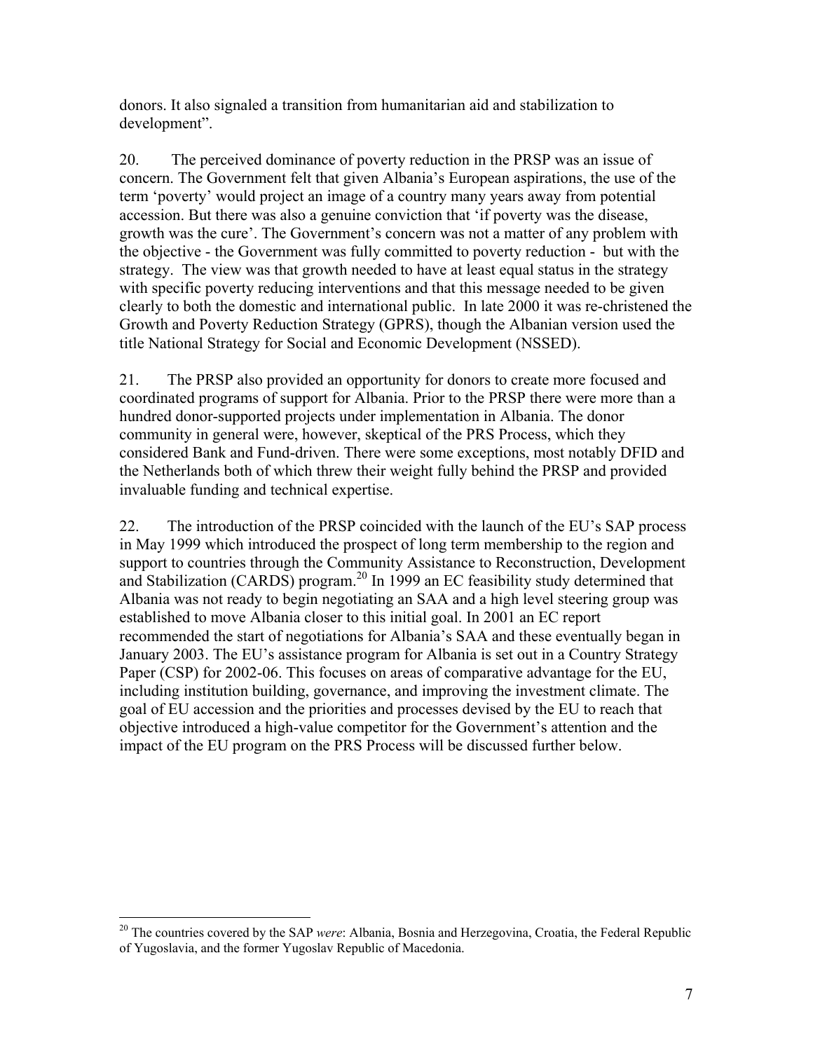donors. It also signaled a transition from humanitarian aid and stabilization to development".

20. The perceived dominance of poverty reduction in the PRSP was an issue of concern. The Government felt that given Albania's European aspirations, the use of the term 'poverty' would project an image of a country many years away from potential accession. But there was also a genuine conviction that 'if poverty was the disease, growth was the cure'. The Government's concern was not a matter of any problem with the objective - the Government was fully committed to poverty reduction - but with the strategy. The view was that growth needed to have at least equal status in the strategy with specific poverty reducing interventions and that this message needed to be given clearly to both the domestic and international public. In late 2000 it was re-christened the Growth and Poverty Reduction Strategy (GPRS), though the Albanian version used the title National Strategy for Social and Economic Development (NSSED).

21. The PRSP also provided an opportunity for donors to create more focused and coordinated programs of support for Albania. Prior to the PRSP there were more than a hundred donor-supported projects under implementation in Albania. The donor community in general were, however, skeptical of the PRS Process, which they considered Bank and Fund-driven. There were some exceptions, most notably DFID and the Netherlands both of which threw their weight fully behind the PRSP and provided invaluable funding and technical expertise.

22. The introduction of the PRSP coincided with the launch of the EU's SAP process in May 1999 which introduced the prospect of long term membership to the region and support to countries through the Community Assistance to Reconstruction, Development and Stabilization (CARDS) program.[20] In 1999 an EC feasibility study determined that Albania was not ready to begin negotiating an SAA and a high level steering group was established to move Albania closer to this initial goal. In 2001 an EC report recommended the start of negotiations for Albania's SAA and these eventually began in January 2003. The EU's assistance program for Albania is set out in a Country Strategy Paper (CSP) for 2002-06. This focuses on areas of comparative advantage for the EU, including institution building, governance, and improving the investment climate. The goal of EU accession and the priorities and processes devised by the EU to reach that objective introduced a high-value competitor for the Government's attention and the impact of the EU program on the PRS Process will be discussed further below.

[20] The countries covered by the SAP *were*: Albania, Bosnia and Herzegovina, Croatia, the Federal Republic of Yugoslavia, and the former Yugoslav Republic of Macedonia.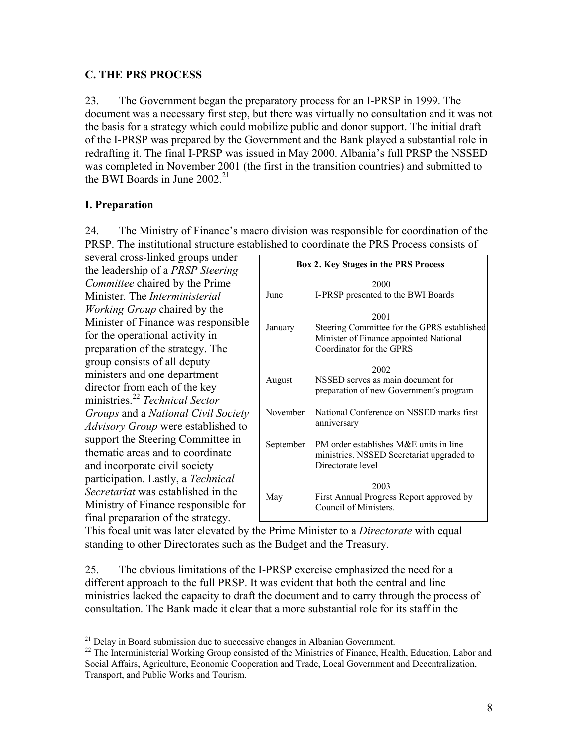## C. THE PRS PROCESS

23. The Government began the preparatory process for an I-PRSP in 1999. The document was a necessary first step, but there was virtually no consultation and it was not the basis for a strategy which could mobilize public and donor support. The initial draft of the I-PRSP was prepared by the Government and the Bank played a substantial role in redrafting it. The final I-PRSP was issued in May 2000. Albania's full PRSP the NSSED was completed in November 2001 (the first in the transition countries) and submitted to the BWI Boards in June 2002.[21]

### I. Preparation

24. The Ministry of Finance's macro division was responsible for coordination of the PRSP. The institutional structure established to coordinate the PRS Process consists of several cross-linked groups under the leadership of a *PRSP Steering Committee* chaired by the Prime Minister. The *Interministerial Working Group* chaired by the Minister of Finance was responsible for the operational activity in preparation of the strategy. The group consists of all deputy ministers and one department director from each of the key ministries.[22] *Technical Sector Groups* and a *National Civil Society Advisory Group* were established to support the Steering Committee in thematic areas and to coordinate and incorporate civil society participation. Lastly, a *Technical Secretariat* was established in the Ministry of Finance responsible for final preparation of the strategy. This focal unit was later elevated by the Prime Minister to a *Directorate* with equal standing to other Directorates such as the Budget and the Treasury.

**Box 2. Key Stages in the PRS Process**

| | |
|---|---|
| | **2000** |
| June | I-PRSP presented to the BWI Boards |
| | **2001** |
| January | Steering Committee for the GPRS established Minister of Finance appointed National Coordinator for the GPRS |
| | **2002** |
| August | NSSED serves as main document for preparation of new Government's program |
| November | National Conference on NSSED marks first anniversary |
| September | PM order establishes M&E units in line ministries. NSSED Secretariat upgraded to Directorate level |
| | **2003** |
| May | First Annual Progress Report approved by Council of Ministers. |

25. The obvious limitations of the I-PRSP exercise emphasized the need for a different approach to the full PRSP. It was evident that both the central and line ministries lacked the capacity to draft the document and to carry through the process of consultation. The Bank made it clear that a more substantial role for its staff in the

[21] Delay in Board submission due to successive changes in Albanian Government.

[22] The Interministerial Working Group consisted of the Ministries of Finance, Health, Education, Labor and Social Affairs, Agriculture, Economic Cooperation and Trade, Local Government and Decentralization, Transport, and Public Works and Tourism.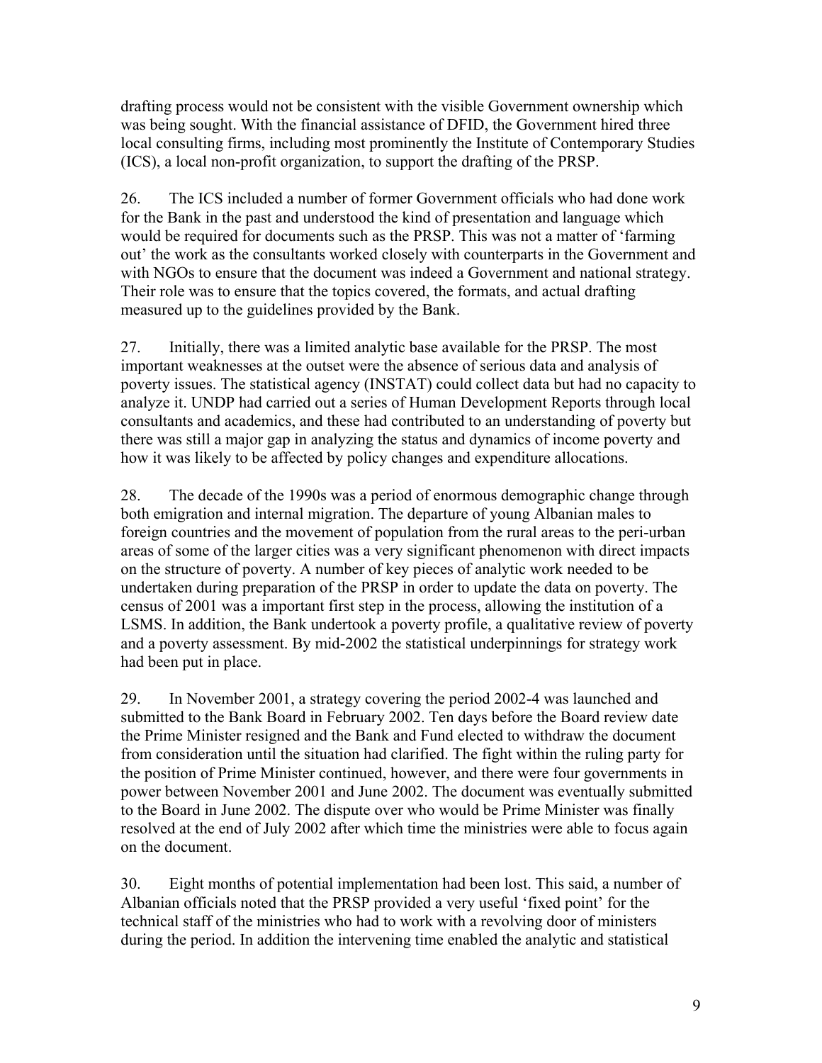drafting process would not be consistent with the visible Government ownership which was being sought. With the financial assistance of DFID, the Government hired three local consulting firms, including most prominently the Institute of Contemporary Studies (ICS), a local non-profit organization, to support the drafting of the PRSP.

26. The ICS included a number of former Government officials who had done work for the Bank in the past and understood the kind of presentation and language which would be required for documents such as the PRSP. This was not a matter of 'farming out' the work as the consultants worked closely with counterparts in the Government and with NGOs to ensure that the document was indeed a Government and national strategy. Their role was to ensure that the topics covered, the formats, and actual drafting measured up to the guidelines provided by the Bank.

27. Initially, there was a limited analytic base available for the PRSP. The most important weaknesses at the outset were the absence of serious data and analysis of poverty issues. The statistical agency (INSTAT) could collect data but had no capacity to analyze it. UNDP had carried out a series of Human Development Reports through local consultants and academics, and these had contributed to an understanding of poverty but there was still a major gap in analyzing the status and dynamics of income poverty and how it was likely to be affected by policy changes and expenditure allocations.

28. The decade of the 1990s was a period of enormous demographic change through both emigration and internal migration. The departure of young Albanian males to foreign countries and the movement of population from the rural areas to the peri-urban areas of some of the larger cities was a very significant phenomenon with direct impacts on the structure of poverty. A number of key pieces of analytic work needed to be undertaken during preparation of the PRSP in order to update the data on poverty. The census of 2001 was a important first step in the process, allowing the institution of a LSMS. In addition, the Bank undertook a poverty profile, a qualitative review of poverty and a poverty assessment. By mid-2002 the statistical underpinnings for strategy work had been put in place.

29. In November 2001, a strategy covering the period 2002-4 was launched and submitted to the Bank Board in February 2002. Ten days before the Board review date the Prime Minister resigned and the Bank and Fund elected to withdraw the document from consideration until the situation had clarified. The fight within the ruling party for the position of Prime Minister continued, however, and there were four governments in power between November 2001 and June 2002. The document was eventually submitted to the Board in June 2002. The dispute over who would be Prime Minister was finally resolved at the end of July 2002 after which time the ministries were able to focus again on the document.

30. Eight months of potential implementation had been lost. This said, a number of Albanian officials noted that the PRSP provided a very useful 'fixed point' for the technical staff of the ministries who had to work with a revolving door of ministers during the period. In addition the intervening time enabled the analytic and statistical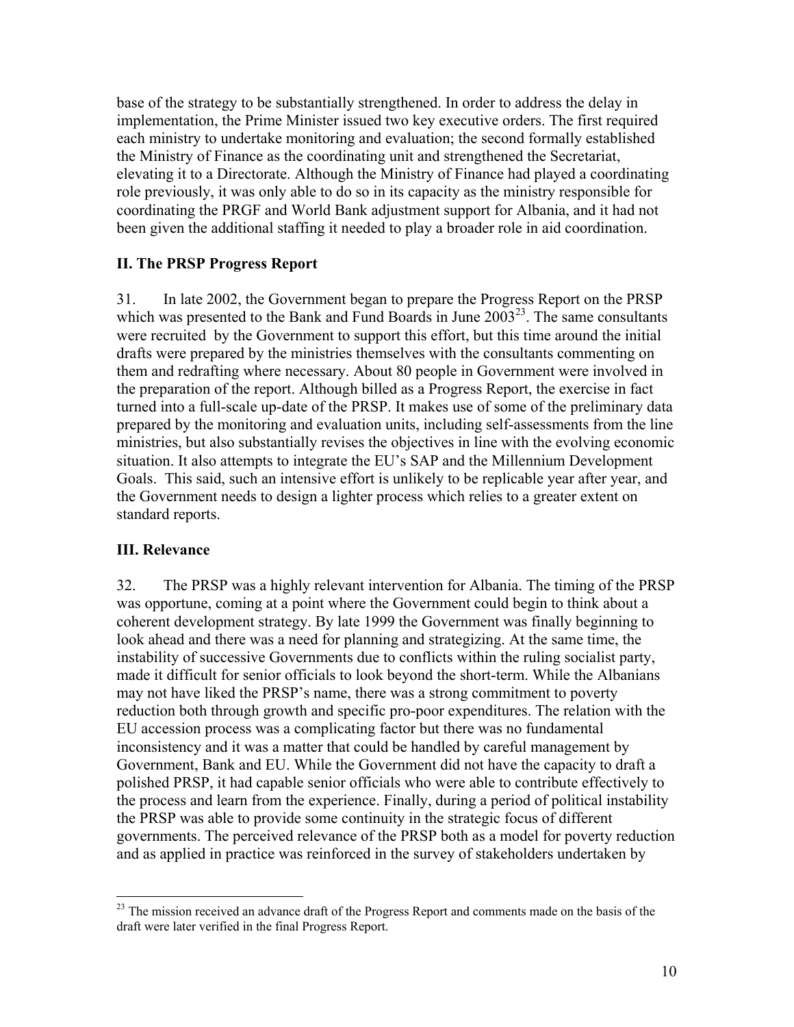base of the strategy to be substantially strengthened. In order to address the delay in implementation, the Prime Minister issued two key executive orders. The first required each ministry to undertake monitoring and evaluation; the second formally established the Ministry of Finance as the coordinating unit and strengthened the Secretariat, elevating it to a Directorate. Although the Ministry of Finance had played a coordinating role previously, it was only able to do so in its capacity as the ministry responsible for coordinating the PRGF and World Bank adjustment support for Albania, and it had not been given the additional staffing it needed to play a broader role in aid coordination.

## II. The PRSP Progress Report

31. In late 2002, the Government began to prepare the Progress Report on the PRSP which was presented to the Bank and Fund Boards in June 2003[23]. The same consultants were recruited by the Government to support this effort, but this time around the initial drafts were prepared by the ministries themselves with the consultants commenting on them and redrafting where necessary. About 80 people in Government were involved in the preparation of the report. Although billed as a Progress Report, the exercise in fact turned into a full-scale up-date of the PRSP. It makes use of some of the preliminary data prepared by the monitoring and evaluation units, including self-assessments from the line ministries, but also substantially revises the objectives in line with the evolving economic situation. It also attempts to integrate the EU's SAP and the Millennium Development Goals. This said, such an intensive effort is unlikely to be replicable year after year, and the Government needs to design a lighter process which relies to a greater extent on standard reports.

## III. Relevance

32. The PRSP was a highly relevant intervention for Albania. The timing of the PRSP was opportune, coming at a point where the Government could begin to think about a coherent development strategy. By late 1999 the Government was finally beginning to look ahead and there was a need for planning and strategizing. At the same time, the instability of successive Governments due to conflicts within the ruling socialist party, made it difficult for senior officials to look beyond the short-term. While the Albanians may not have liked the PRSP's name, there was a strong commitment to poverty reduction both through growth and specific pro-poor expenditures. The relation with the EU accession process was a complicating factor but there was no fundamental inconsistency and it was a matter that could be handled by careful management by Government, Bank and EU. While the Government did not have the capacity to draft a polished PRSP, it had capable senior officials who were able to contribute effectively to the process and learn from the experience. Finally, during a period of political instability the PRSP was able to provide some continuity in the strategic focus of different governments. The perceived relevance of the PRSP both as a model for poverty reduction and as applied in practice was reinforced in the survey of stakeholders undertaken by

[23] The mission received an advance draft of the Progress Report and comments made on the basis of the draft were later verified in the final Progress Report.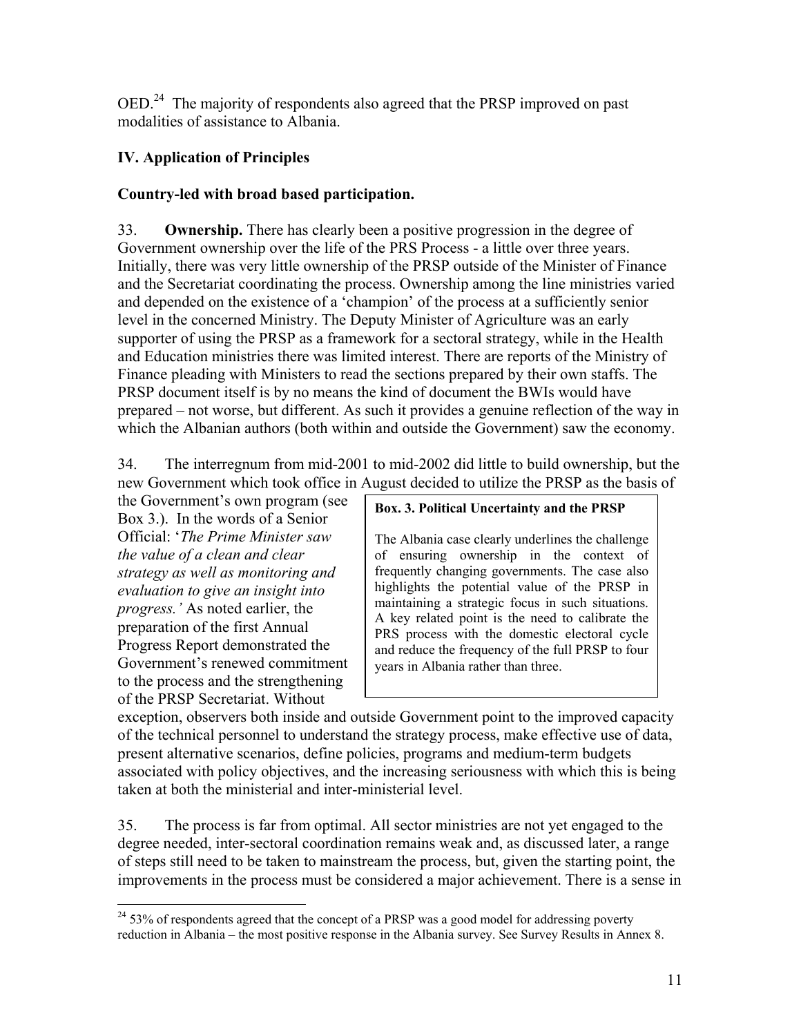OED.[24] The majority of respondents also agreed that the PRSP improved on past modalities of assistance to Albania.

## IV. Application of Principles

### Country-led with broad based participation.

33. **Ownership.** There has clearly been a positive progression in the degree of Government ownership over the life of the PRS Process - a little over three years. Initially, there was very little ownership of the PRSP outside of the Minister of Finance and the Secretariat coordinating the process. Ownership among the line ministries varied and depended on the existence of a 'champion' of the process at a sufficiently senior level in the concerned Ministry. The Deputy Minister of Agriculture was an early supporter of using the PRSP as a framework for a sectoral strategy, while in the Health and Education ministries there was limited interest. There are reports of the Ministry of Finance pleading with Ministers to read the sections prepared by their own staffs. The PRSP document itself is by no means the kind of document the BWIs would have prepared – not worse, but different. As such it provides a genuine reflection of the way in which the Albanian authors (both within and outside the Government) saw the economy.

34. The interregnum from mid-2001 to mid-2002 did little to build ownership, but the new Government which took office in August decided to utilize the PRSP as the basis of the Government's own program (see Box 3.). In the words of a Senior Official: '*The Prime Minister saw the value of a clean and clear strategy as well as monitoring and evaluation to give an insight into progress.'* As noted earlier, the preparation of the first Annual Progress Report demonstrated the Government's renewed commitment to the process and the strengthening of the PRSP Secretariat. Without exception, observers both inside and outside Government point to the improved capacity of the technical personnel to understand the strategy process, make effective use of data, present alternative scenarios, define policies, programs and medium-term budgets associated with policy objectives, and the increasing seriousness with which this is being taken at both the ministerial and inter-ministerial level.

> **Box. 3. Political Uncertainty and the PRSP**
>
> The Albania case clearly underlines the challenge of ensuring ownership in the context of frequently changing governments. The case also highlights the potential value of the PRSP in maintaining a strategic focus in such situations. A key related point is the need to calibrate the PRS process with the domestic electoral cycle and reduce the frequency of the full PRSP to four years in Albania rather than three.

35. The process is far from optimal. All sector ministries are not yet engaged to the degree needed, inter-sectoral coordination remains weak and, as discussed later, a range of steps still need to be taken to mainstream the process, but, given the starting point, the improvements in the process must be considered a major achievement. There is a sense in

[24] 53% of respondents agreed that the concept of a PRSP was a good model for addressing poverty reduction in Albania – the most positive response in the Albania survey. See Survey Results in Annex 8.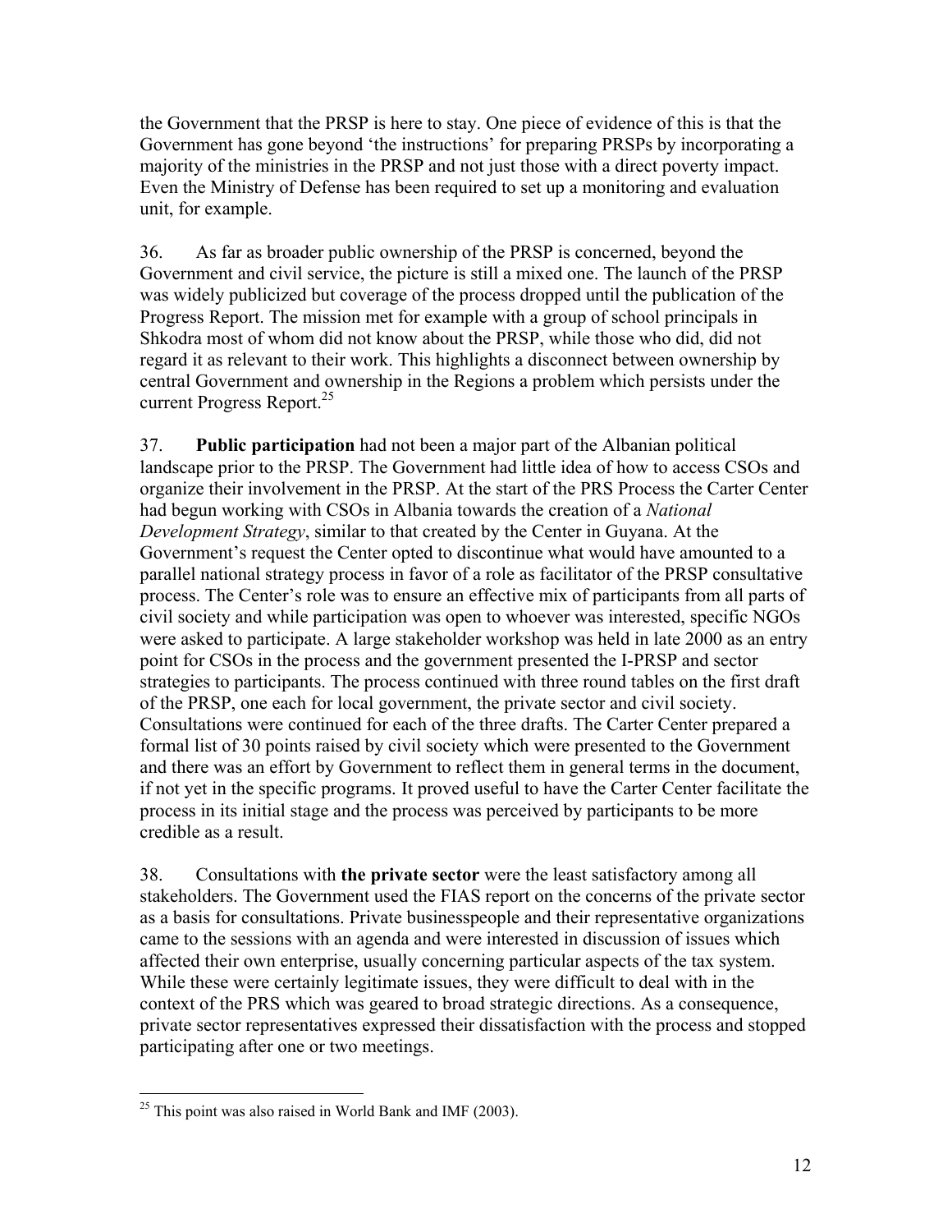the Government that the PRSP is here to stay. One piece of evidence of this is that the Government has gone beyond 'the instructions' for preparing PRSPs by incorporating a majority of the ministries in the PRSP and not just those with a direct poverty impact. Even the Ministry of Defense has been required to set up a monitoring and evaluation unit, for example.

36. As far as broader public ownership of the PRSP is concerned, beyond the Government and civil service, the picture is still a mixed one. The launch of the PRSP was widely publicized but coverage of the process dropped until the publication of the Progress Report. The mission met for example with a group of school principals in Shkodra most of whom did not know about the PRSP, while those who did, did not regard it as relevant to their work. This highlights a disconnect between ownership by central Government and ownership in the Regions a problem which persists under the current Progress Report.[25]

37. **Public participation** had not been a major part of the Albanian political landscape prior to the PRSP. The Government had little idea of how to access CSOs and organize their involvement in the PRSP. At the start of the PRS Process the Carter Center had begun working with CSOs in Albania towards the creation of a *National Development Strategy*, similar to that created by the Center in Guyana. At the Government's request the Center opted to discontinue what would have amounted to a parallel national strategy process in favor of a role as facilitator of the PRSP consultative process. The Center's role was to ensure an effective mix of participants from all parts of civil society and while participation was open to whoever was interested, specific NGOs were asked to participate. A large stakeholder workshop was held in late 2000 as an entry point for CSOs in the process and the government presented the I-PRSP and sector strategies to participants. The process continued with three round tables on the first draft of the PRSP, one each for local government, the private sector and civil society. Consultations were continued for each of the three drafts. The Carter Center prepared a formal list of 30 points raised by civil society which were presented to the Government and there was an effort by Government to reflect them in general terms in the document, if not yet in the specific programs. It proved useful to have the Carter Center facilitate the process in its initial stage and the process was perceived by participants to be more credible as a result.

38. Consultations with **the private sector** were the least satisfactory among all stakeholders. The Government used the FIAS report on the concerns of the private sector as a basis for consultations. Private businesspeople and their representative organizations came to the sessions with an agenda and were interested in discussion of issues which affected their own enterprise, usually concerning particular aspects of the tax system. While these were certainly legitimate issues, they were difficult to deal with in the context of the PRS which was geared to broad strategic directions. As a consequence, private sector representatives expressed their dissatisfaction with the process and stopped participating after one or two meetings.

---

[25] This point was also raised in World Bank and IMF (2003).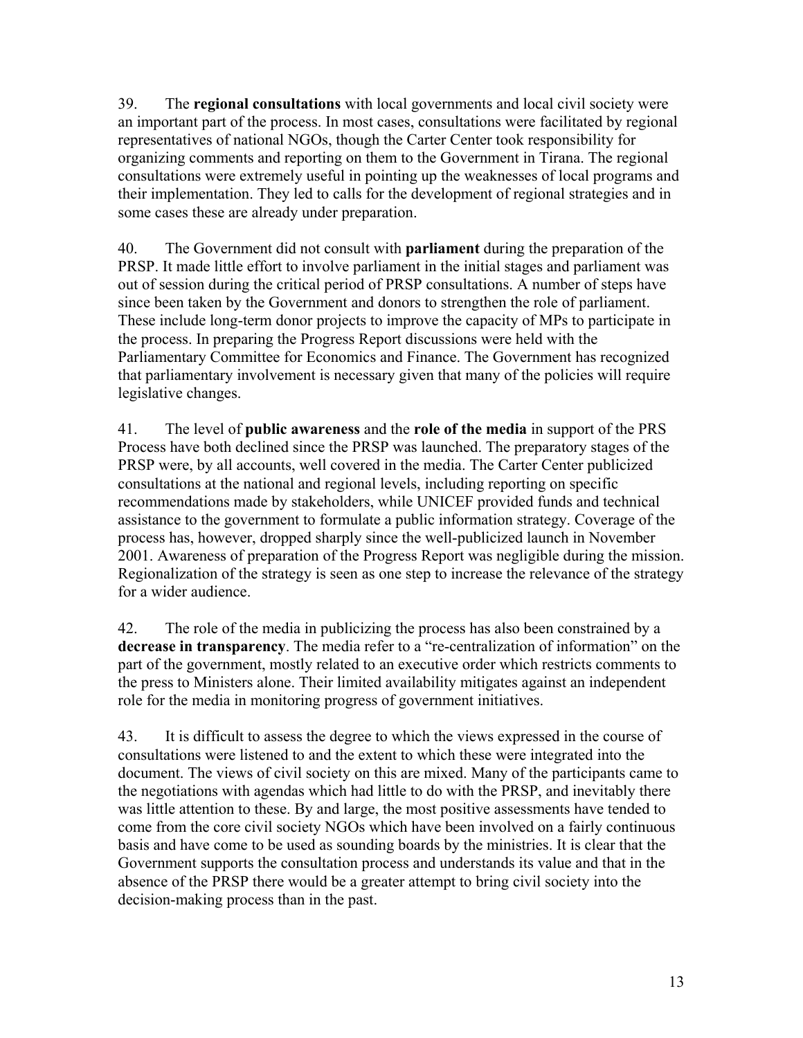39. The **regional consultations** with local governments and local civil society were an important part of the process. In most cases, consultations were facilitated by regional representatives of national NGOs, though the Carter Center took responsibility for organizing comments and reporting on them to the Government in Tirana. The regional consultations were extremely useful in pointing up the weaknesses of local programs and their implementation. They led to calls for the development of regional strategies and in some cases these are already under preparation.

40. The Government did not consult with **parliament** during the preparation of the PRSP. It made little effort to involve parliament in the initial stages and parliament was out of session during the critical period of PRSP consultations. A number of steps have since been taken by the Government and donors to strengthen the role of parliament. These include long-term donor projects to improve the capacity of MPs to participate in the process. In preparing the Progress Report discussions were held with the Parliamentary Committee for Economics and Finance. The Government has recognized that parliamentary involvement is necessary given that many of the policies will require legislative changes.

41. The level of **public awareness** and the **role of the media** in support of the PRS Process have both declined since the PRSP was launched. The preparatory stages of the PRSP were, by all accounts, well covered in the media. The Carter Center publicized consultations at the national and regional levels, including reporting on specific recommendations made by stakeholders, while UNICEF provided funds and technical assistance to the government to formulate a public information strategy. Coverage of the process has, however, dropped sharply since the well-publicized launch in November 2001. Awareness of preparation of the Progress Report was negligible during the mission. Regionalization of the strategy is seen as one step to increase the relevance of the strategy for a wider audience.

42. The role of the media in publicizing the process has also been constrained by a **decrease in transparency**. The media refer to a "re-centralization of information" on the part of the government, mostly related to an executive order which restricts comments to the press to Ministers alone. Their limited availability mitigates against an independent role for the media in monitoring progress of government initiatives.

43. It is difficult to assess the degree to which the views expressed in the course of consultations were listened to and the extent to which these were integrated into the document. The views of civil society on this are mixed. Many of the participants came to the negotiations with agendas which had little to do with the PRSP, and inevitably there was little attention to these. By and large, the most positive assessments have tended to come from the core civil society NGOs which have been involved on a fairly continuous basis and have come to be used as sounding boards by the ministries. It is clear that the Government supports the consultation process and understands its value and that in the absence of the PRSP there would be a greater attempt to bring civil society into the decision-making process than in the past.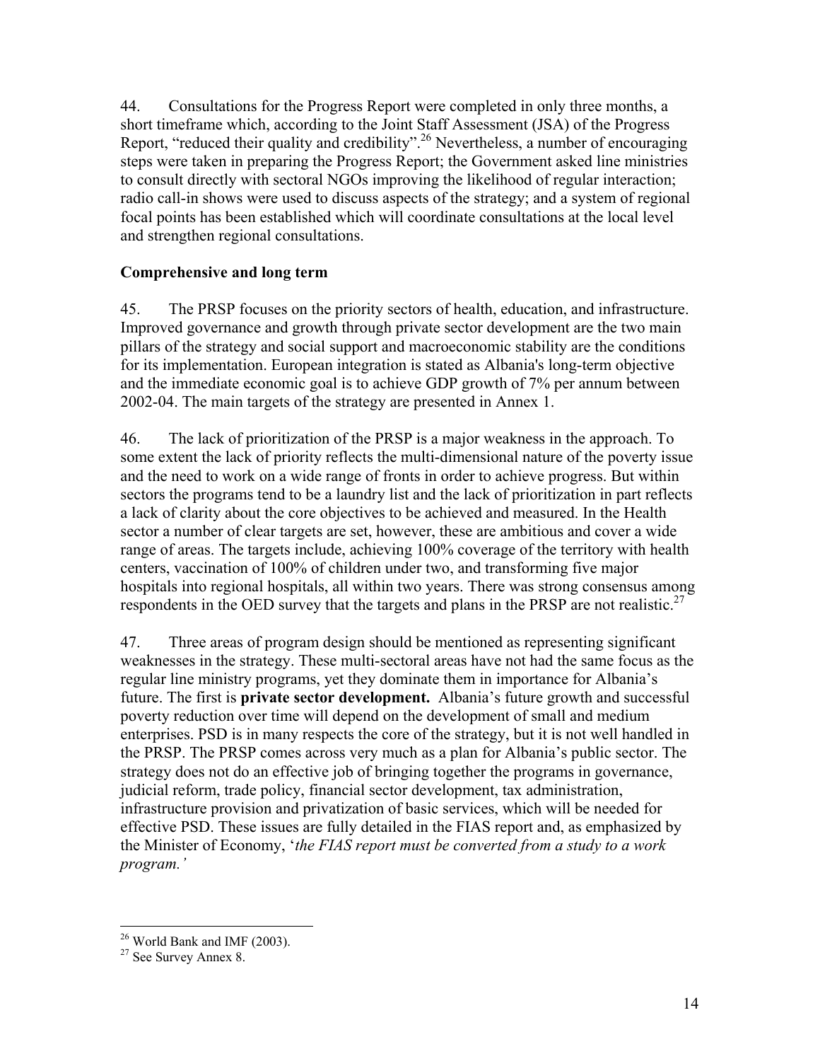44. Consultations for the Progress Report were completed in only three months, a short timeframe which, according to the Joint Staff Assessment (JSA) of the Progress Report, "reduced their quality and credibility".[26] Nevertheless, a number of encouraging steps were taken in preparing the Progress Report; the Government asked line ministries to consult directly with sectoral NGOs improving the likelihood of regular interaction; radio call-in shows were used to discuss aspects of the strategy; and a system of regional focal points has been established which will coordinate consultations at the local level and strengthen regional consultations.

### Comprehensive and long term

45. The PRSP focuses on the priority sectors of health, education, and infrastructure. Improved governance and growth through private sector development are the two main pillars of the strategy and social support and macroeconomic stability are the conditions for its implementation. European integration is stated as Albania's long-term objective and the immediate economic goal is to achieve GDP growth of 7% per annum between 2002-04. The main targets of the strategy are presented in Annex 1.

46. The lack of prioritization of the PRSP is a major weakness in the approach. To some extent the lack of priority reflects the multi-dimensional nature of the poverty issue and the need to work on a wide range of fronts in order to achieve progress. But within sectors the programs tend to be a laundry list and the lack of prioritization in part reflects a lack of clarity about the core objectives to be achieved and measured. In the Health sector a number of clear targets are set, however, these are ambitious and cover a wide range of areas. The targets include, achieving 100% coverage of the territory with health centers, vaccination of 100% of children under two, and transforming five major hospitals into regional hospitals, all within two years. There was strong consensus among respondents in the OED survey that the targets and plans in the PRSP are not realistic.[27]

47. Three areas of program design should be mentioned as representing significant weaknesses in the strategy. These multi-sectoral areas have not had the same focus as the regular line ministry programs, yet they dominate them in importance for Albania's future. The first is **private sector development.** Albania's future growth and successful poverty reduction over time will depend on the development of small and medium enterprises. PSD is in many respects the core of the strategy, but it is not well handled in the PRSP. The PRSP comes across very much as a plan for Albania's public sector. The strategy does not do an effective job of bringing together the programs in governance, judicial reform, trade policy, financial sector development, tax administration, infrastructure provision and privatization of basic services, which will be needed for effective PSD. These issues are fully detailed in the FIAS report and, as emphasized by the Minister of Economy, '*the FIAS report must be converted from a study to a work program.'*

---

[26] World Bank and IMF (2003).

[27] See Survey Annex 8.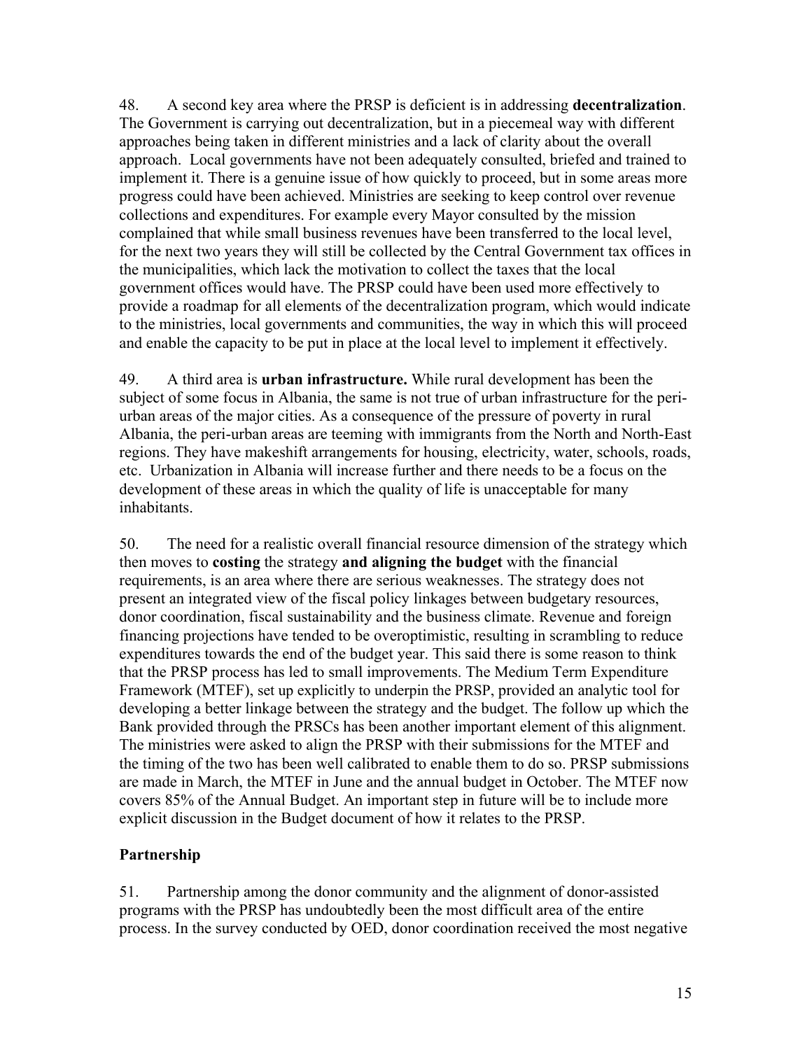48. A second key area where the PRSP is deficient is in addressing **decentralization**. The Government is carrying out decentralization, but in a piecemeal way with different approaches being taken in different ministries and a lack of clarity about the overall approach. Local governments have not been adequately consulted, briefed and trained to implement it. There is a genuine issue of how quickly to proceed, but in some areas more progress could have been achieved. Ministries are seeking to keep control over revenue collections and expenditures. For example every Mayor consulted by the mission complained that while small business revenues have been transferred to the local level, for the next two years they will still be collected by the Central Government tax offices in the municipalities, which lack the motivation to collect the taxes that the local government offices would have. The PRSP could have been used more effectively to provide a roadmap for all elements of the decentralization program, which would indicate to the ministries, local governments and communities, the way in which this will proceed and enable the capacity to be put in place at the local level to implement it effectively.

49. A third area is **urban infrastructure.** While rural development has been the subject of some focus in Albania, the same is not true of urban infrastructure for the peri-urban areas of the major cities. As a consequence of the pressure of poverty in rural Albania, the peri-urban areas are teeming with immigrants from the North and North-East regions. They have makeshift arrangements for housing, electricity, water, schools, roads, etc. Urbanization in Albania will increase further and there needs to be a focus on the development of these areas in which the quality of life is unacceptable for many inhabitants.

50. The need for a realistic overall financial resource dimension of the strategy which then moves to **costing** the strategy **and aligning the budget** with the financial requirements, is an area where there are serious weaknesses. The strategy does not present an integrated view of the fiscal policy linkages between budgetary resources, donor coordination, fiscal sustainability and the business climate. Revenue and foreign financing projections have tended to be overoptimistic, resulting in scrambling to reduce expenditures towards the end of the budget year. This said there is some reason to think that the PRSP process has led to small improvements. The Medium Term Expenditure Framework (MTEF), set up explicitly to underpin the PRSP, provided an analytic tool for developing a better linkage between the strategy and the budget. The follow up which the Bank provided through the PRSCs has been another important element of this alignment. The ministries were asked to align the PRSP with their submissions for the MTEF and the timing of the two has been well calibrated to enable them to do so. PRSP submissions are made in March, the MTEF in June and the annual budget in October. The MTEF now covers 85% of the Annual Budget. An important step in future will be to include more explicit discussion in the Budget document of how it relates to the PRSP.

## Partnership

51. Partnership among the donor community and the alignment of donor-assisted programs with the PRSP has undoubtedly been the most difficult area of the entire process. In the survey conducted by OED, donor coordination received the most negative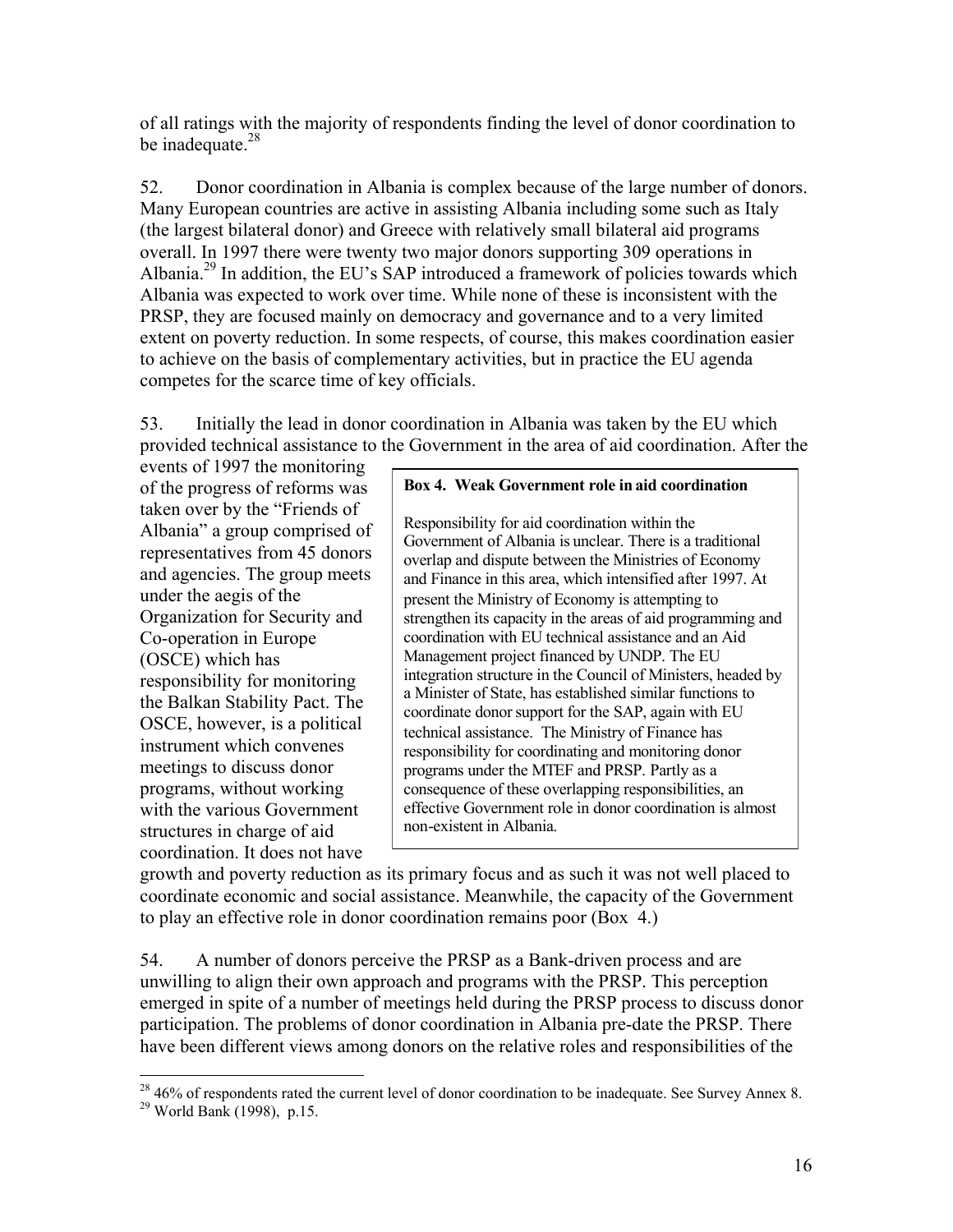of all ratings with the majority of respondents finding the level of donor coordination to be inadequate.[28]

52. Donor coordination in Albania is complex because of the large number of donors. Many European countries are active in assisting Albania including some such as Italy (the largest bilateral donor) and Greece with relatively small bilateral aid programs overall. In 1997 there were twenty two major donors supporting 309 operations in Albania.[29] In addition, the EU's SAP introduced a framework of policies towards which Albania was expected to work over time. While none of these is inconsistent with the PRSP, they are focused mainly on democracy and governance and to a very limited extent on poverty reduction. In some respects, of course, this makes coordination easier to achieve on the basis of complementary activities, but in practice the EU agenda competes for the scarce time of key officials.

53. Initially the lead in donor coordination in Albania was taken by the EU which provided technical assistance to the Government in the area of aid coordination. After the events of 1997 the monitoring of the progress of reforms was taken over by the "Friends of Albania" a group comprised of representatives from 45 donors and agencies. The group meets under the aegis of the Organization for Security and Co-operation in Europe (OSCE) which has responsibility for monitoring the Balkan Stability Pact. The OSCE, however, is a political instrument which convenes meetings to discuss donor programs, without working with the various Government structures in charge of aid coordination. It does not have growth and poverty reduction as its primary focus and as such it was not well placed to coordinate economic and social assistance. Meanwhile, the capacity of the Government to play an effective role in donor coordination remains poor (Box 4.)

> **Box 4. Weak Government role in aid coordination**
>
> Responsibility for aid coordination within the Government of Albania is unclear. There is a traditional overlap and dispute between the Ministries of Economy and Finance in this area, which intensified after 1997. At present the Ministry of Economy is attempting to strengthen its capacity in the areas of aid programming and coordination with EU technical assistance and an Aid Management project financed by UNDP. The EU integration structure in the Council of Ministers, headed by a Minister of State, has established similar functions to coordinate donor support for the SAP, again with EU technical assistance. The Ministry of Finance has responsibility for coordinating and monitoring donor programs under the MTEF and PRSP. Partly as a consequence of these overlapping responsibilities, an effective Government role in donor coordination is almost non-existent in Albania.

54. A number of donors perceive the PRSP as a Bank-driven process and are unwilling to align their own approach and programs with the PRSP. This perception emerged in spite of a number of meetings held during the PRSP process to discuss donor participation. The problems of donor coordination in Albania pre-date the PRSP. There have been different views among donors on the relative roles and responsibilities of the

---

[28] 46% of respondents rated the current level of donor coordination to be inadequate. See Survey Annex 8.

[29] World Bank (1998), p.15.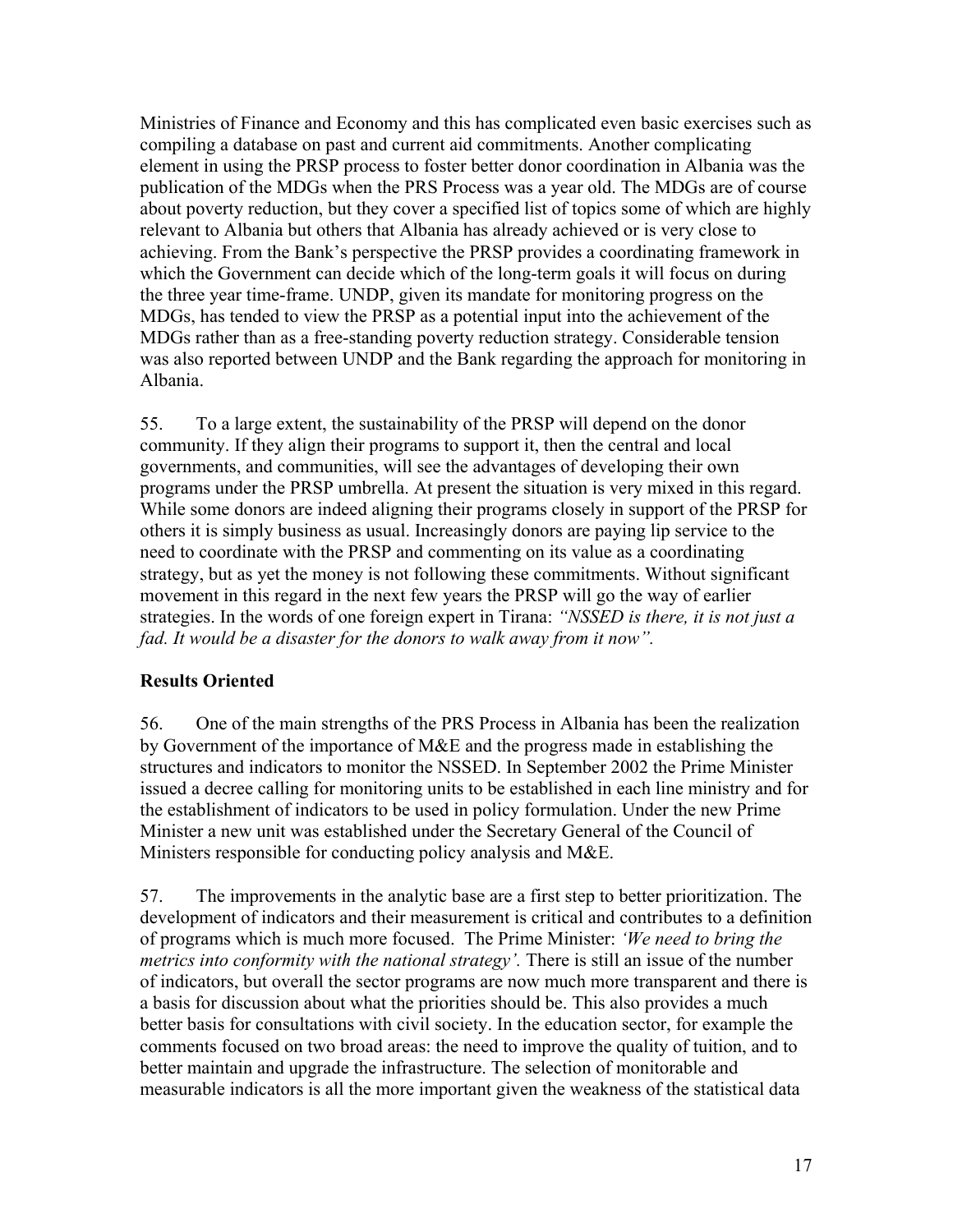Ministries of Finance and Economy and this has complicated even basic exercises such as compiling a database on past and current aid commitments. Another complicating element in using the PRSP process to foster better donor coordination in Albania was the publication of the MDGs when the PRS Process was a year old. The MDGs are of course about poverty reduction, but they cover a specified list of topics some of which are highly relevant to Albania but others that Albania has already achieved or is very close to achieving. From the Bank's perspective the PRSP provides a coordinating framework in which the Government can decide which of the long-term goals it will focus on during the three year time-frame. UNDP, given its mandate for monitoring progress on the MDGs, has tended to view the PRSP as a potential input into the achievement of the MDGs rather than as a free-standing poverty reduction strategy. Considerable tension was also reported between UNDP and the Bank regarding the approach for monitoring in Albania.

55. To a large extent, the sustainability of the PRSP will depend on the donor community. If they align their programs to support it, then the central and local governments, and communities, will see the advantages of developing their own programs under the PRSP umbrella. At present the situation is very mixed in this regard. While some donors are indeed aligning their programs closely in support of the PRSP for others it is simply business as usual. Increasingly donors are paying lip service to the need to coordinate with the PRSP and commenting on its value as a coordinating strategy, but as yet the money is not following these commitments. Without significant movement in this regard in the next few years the PRSP will go the way of earlier strategies. In the words of one foreign expert in Tirana: *"NSSED is there, it is not just a fad. It would be a disaster for the donors to walk away from it now".*

**Results Oriented**

56. One of the main strengths of the PRS Process in Albania has been the realization by Government of the importance of M&E and the progress made in establishing the structures and indicators to monitor the NSSED. In September 2002 the Prime Minister issued a decree calling for monitoring units to be established in each line ministry and for the establishment of indicators to be used in policy formulation. Under the new Prime Minister a new unit was established under the Secretary General of the Council of Ministers responsible for conducting policy analysis and M&E.

57. The improvements in the analytic base are a first step to better prioritization. The development of indicators and their measurement is critical and contributes to a definition of programs which is much more focused. The Prime Minister: *'We need to bring the metrics into conformity with the national strategy'.* There is still an issue of the number of indicators, but overall the sector programs are now much more transparent and there is a basis for discussion about what the priorities should be. This also provides a much better basis for consultations with civil society. In the education sector, for example the comments focused on two broad areas: the need to improve the quality of tuition, and to better maintain and upgrade the infrastructure. The selection of monitorable and measurable indicators is all the more important given the weakness of the statistical data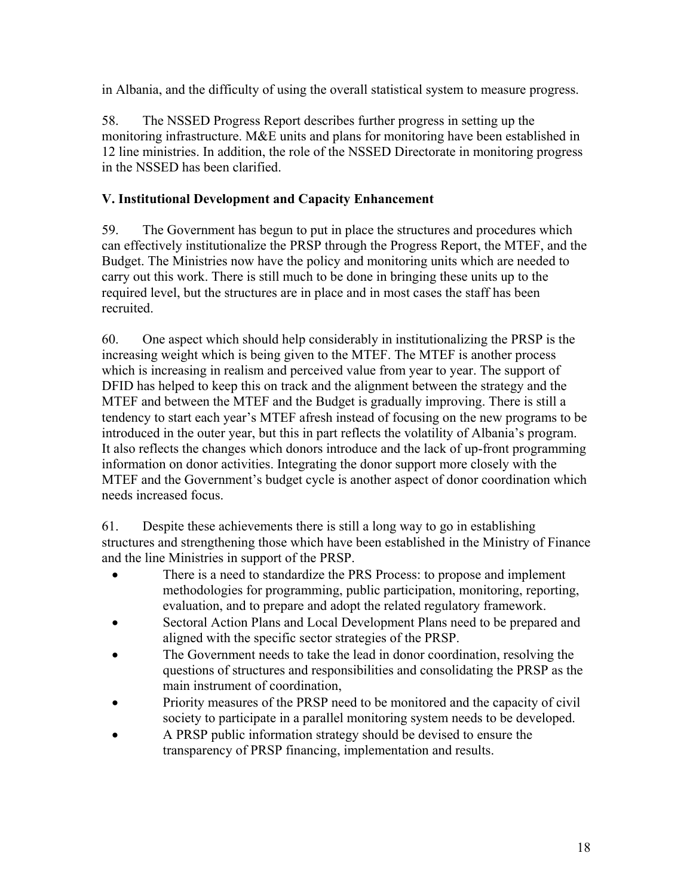in Albania, and the difficulty of using the overall statistical system to measure progress.

58. The NSSED Progress Report describes further progress in setting up the monitoring infrastructure. M&E units and plans for monitoring have been established in 12 line ministries. In addition, the role of the NSSED Directorate in monitoring progress in the NSSED has been clarified.

## V. Institutional Development and Capacity Enhancement

59. The Government has begun to put in place the structures and procedures which can effectively institutionalize the PRSP through the Progress Report, the MTEF, and the Budget. The Ministries now have the policy and monitoring units which are needed to carry out this work. There is still much to be done in bringing these units up to the required level, but the structures are in place and in most cases the staff has been recruited.

60. One aspect which should help considerably in institutionalizing the PRSP is the increasing weight which is being given to the MTEF. The MTEF is another process which is increasing in realism and perceived value from year to year. The support of DFID has helped to keep this on track and the alignment between the strategy and the MTEF and between the MTEF and the Budget is gradually improving. There is still a tendency to start each year's MTEF afresh instead of focusing on the new programs to be introduced in the outer year, but this in part reflects the volatility of Albania's program. It also reflects the changes which donors introduce and the lack of up-front programming information on donor activities. Integrating the donor support more closely with the MTEF and the Government's budget cycle is another aspect of donor coordination which needs increased focus.

61. Despite these achievements there is still a long way to go in establishing structures and strengthening those which have been established in the Ministry of Finance and the line Ministries in support of the PRSP.

- There is a need to standardize the PRS Process: to propose and implement methodologies for programming, public participation, monitoring, reporting, evaluation, and to prepare and adopt the related regulatory framework.
- Sectoral Action Plans and Local Development Plans need to be prepared and aligned with the specific sector strategies of the PRSP.
- The Government needs to take the lead in donor coordination, resolving the questions of structures and responsibilities and consolidating the PRSP as the main instrument of coordination,
- Priority measures of the PRSP need to be monitored and the capacity of civil society to participate in a parallel monitoring system needs to be developed.
- A PRSP public information strategy should be devised to ensure the transparency of PRSP financing, implementation and results.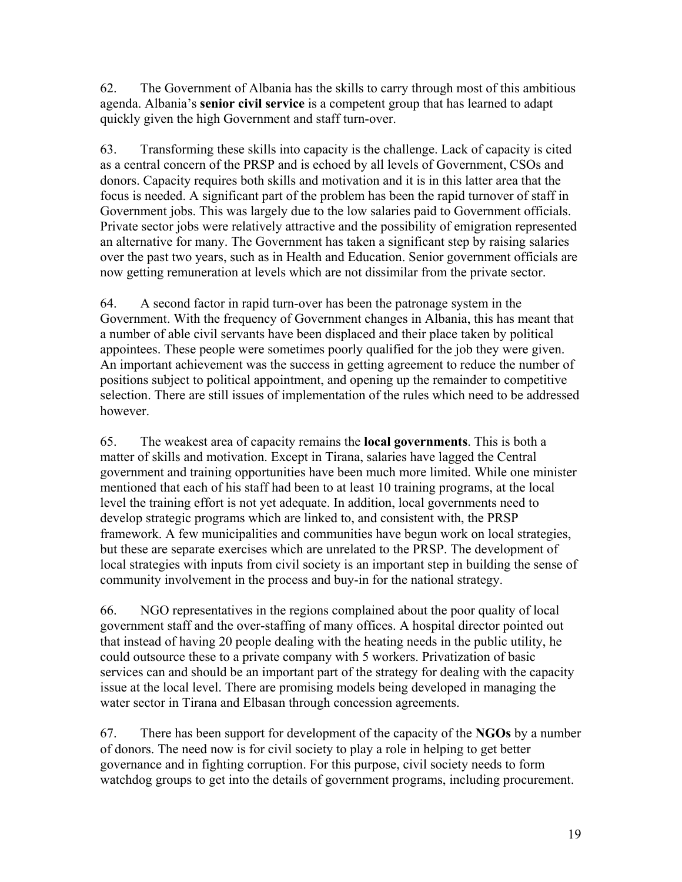62. The Government of Albania has the skills to carry through most of this ambitious agenda. Albania's **senior civil service** is a competent group that has learned to adapt quickly given the high Government and staff turn-over.

63. Transforming these skills into capacity is the challenge. Lack of capacity is cited as a central concern of the PRSP and is echoed by all levels of Government, CSOs and donors. Capacity requires both skills and motivation and it is in this latter area that the focus is needed. A significant part of the problem has been the rapid turnover of staff in Government jobs. This was largely due to the low salaries paid to Government officials. Private sector jobs were relatively attractive and the possibility of emigration represented an alternative for many. The Government has taken a significant step by raising salaries over the past two years, such as in Health and Education. Senior government officials are now getting remuneration at levels which are not dissimilar from the private sector.

64. A second factor in rapid turn-over has been the patronage system in the Government. With the frequency of Government changes in Albania, this has meant that a number of able civil servants have been displaced and their place taken by political appointees. These people were sometimes poorly qualified for the job they were given. An important achievement was the success in getting agreement to reduce the number of positions subject to political appointment, and opening up the remainder to competitive selection. There are still issues of implementation of the rules which need to be addressed however.

65. The weakest area of capacity remains the **local governments**. This is both a matter of skills and motivation. Except in Tirana, salaries have lagged the Central government and training opportunities have been much more limited. While one minister mentioned that each of his staff had been to at least 10 training programs, at the local level the training effort is not yet adequate. In addition, local governments need to develop strategic programs which are linked to, and consistent with, the PRSP framework. A few municipalities and communities have begun work on local strategies, but these are separate exercises which are unrelated to the PRSP. The development of local strategies with inputs from civil society is an important step in building the sense of community involvement in the process and buy-in for the national strategy.

66. NGO representatives in the regions complained about the poor quality of local government staff and the over-staffing of many offices. A hospital director pointed out that instead of having 20 people dealing with the heating needs in the public utility, he could outsource these to a private company with 5 workers. Privatization of basic services can and should be an important part of the strategy for dealing with the capacity issue at the local level. There are promising models being developed in managing the water sector in Tirana and Elbasan through concession agreements.

67. There has been support for development of the capacity of the **NGOs** by a number of donors. The need now is for civil society to play a role in helping to get better governance and in fighting corruption. For this purpose, civil society needs to form watchdog groups to get into the details of government programs, including procurement.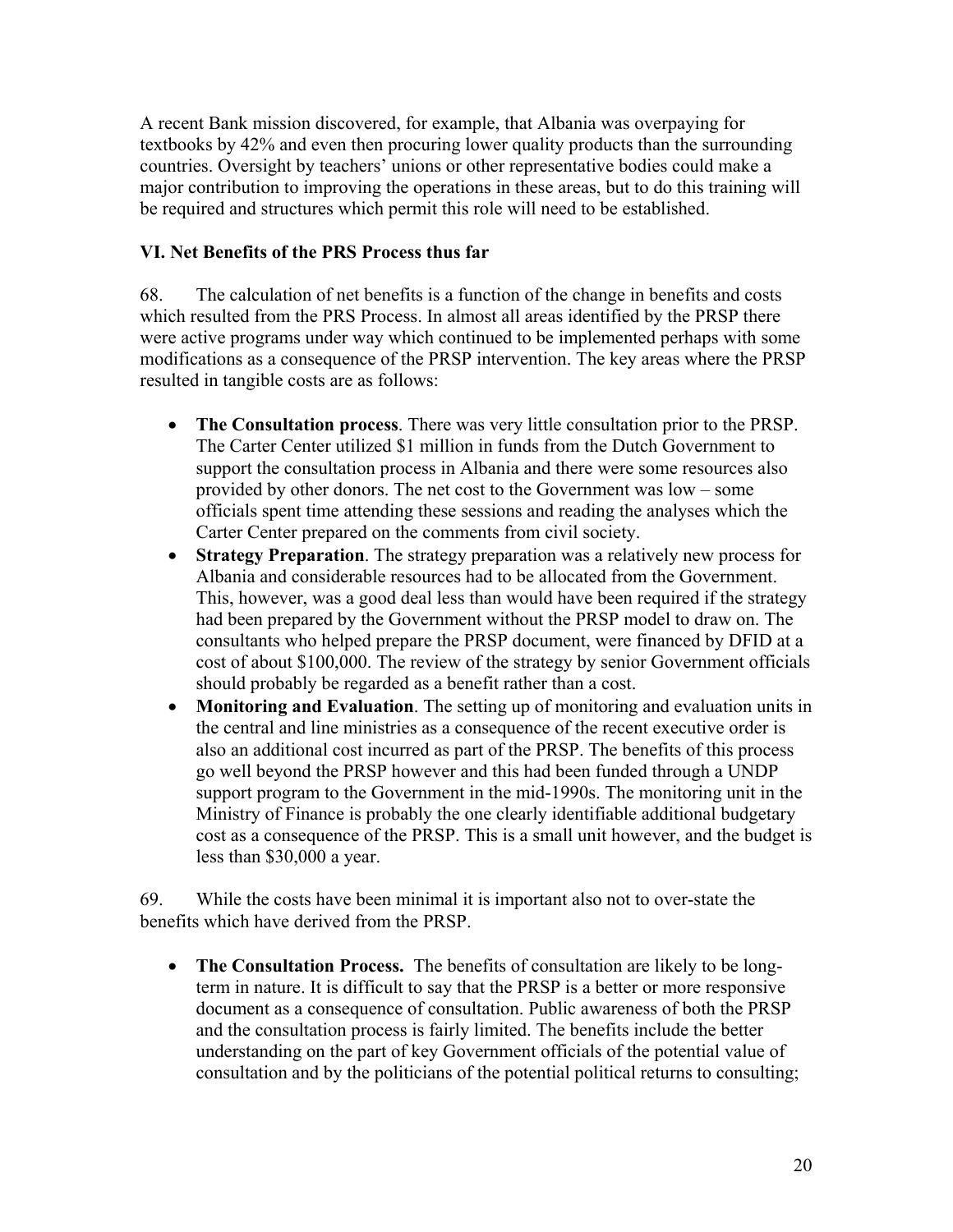A recent Bank mission discovered, for example, that Albania was overpaying for textbooks by 42% and even then procuring lower quality products than the surrounding countries. Oversight by teachers' unions or other representative bodies could make a major contribution to improving the operations in these areas, but to do this training will be required and structures which permit this role will need to be established.

## VI. Net Benefits of the PRS Process thus far

68. The calculation of net benefits is a function of the change in benefits and costs which resulted from the PRS Process. In almost all areas identified by the PRSP there were active programs under way which continued to be implemented perhaps with some modifications as a consequence of the PRSP intervention. The key areas where the PRSP resulted in tangible costs are as follows:

- **The Consultation process**. There was very little consultation prior to the PRSP. The Carter Center utilized $1 million in funds from the Dutch Government to support the consultation process in Albania and there were some resources also provided by other donors. The net cost to the Government was low – some officials spent time attending these sessions and reading the analyses which the Carter Center prepared on the comments from civil society.
- **Strategy Preparation**. The strategy preparation was a relatively new process for Albania and considerable resources had to be allocated from the Government. This, however, was a good deal less than would have been required if the strategy had been prepared by the Government without the PRSP model to draw on. The consultants who helped prepare the PRSP document, were financed by DFID at a cost of about $100,000. The review of the strategy by senior Government officials should probably be regarded as a benefit rather than a cost.
- **Monitoring and Evaluation**. The setting up of monitoring and evaluation units in the central and line ministries as a consequence of the recent executive order is also an additional cost incurred as part of the PRSP. The benefits of this process go well beyond the PRSP however and this had been funded through a UNDP support program to the Government in the mid-1990s. The monitoring unit in the Ministry of Finance is probably the one clearly identifiable additional budgetary cost as a consequence of the PRSP. This is a small unit however, and the budget is less than $30,000 a year.

69. While the costs have been minimal it is important also not to over-state the benefits which have derived from the PRSP.

- **The Consultation Process.** The benefits of consultation are likely to be long-term in nature. It is difficult to say that the PRSP is a better or more responsive document as a consequence of consultation. Public awareness of both the PRSP and the consultation process is fairly limited. The benefits include the better understanding on the part of key Government officials of the potential value of consultation and by the politicians of the potential political returns to consulting;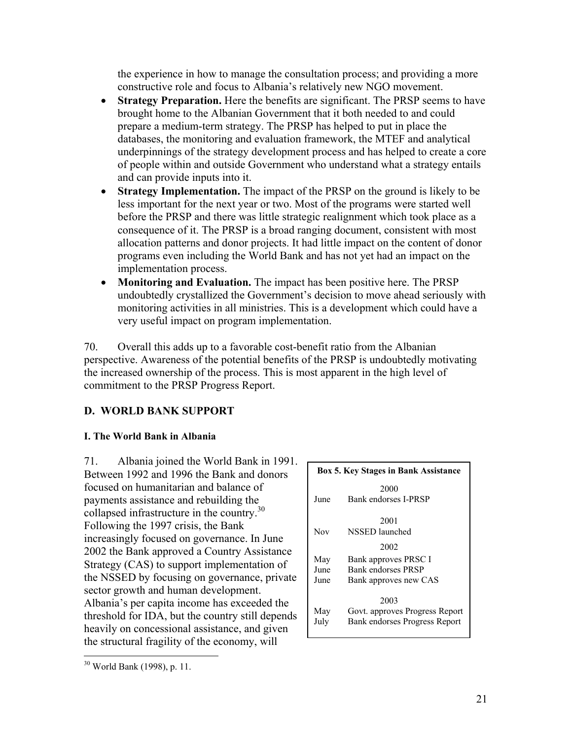the experience in how to manage the consultation process; and providing a more constructive role and focus to Albania's relatively new NGO movement.

- **Strategy Preparation.** Here the benefits are significant. The PRSP seems to have brought home to the Albanian Government that it both needed to and could prepare a medium-term strategy. The PRSP has helped to put in place the databases, the monitoring and evaluation framework, the MTEF and analytical underpinnings of the strategy development process and has helped to create a core of people within and outside Government who understand what a strategy entails and can provide inputs into it.
- **Strategy Implementation.** The impact of the PRSP on the ground is likely to be less important for the next year or two. Most of the programs were started well before the PRSP and there was little strategic realignment which took place as a consequence of it. The PRSP is a broad ranging document, consistent with most allocation patterns and donor projects. It had little impact on the content of donor programs even including the World Bank and has not yet had an impact on the implementation process.
- **Monitoring and Evaluation.** The impact has been positive here. The PRSP undoubtedly crystallized the Government's decision to move ahead seriously with monitoring activities in all ministries. This is a development which could have a very useful impact on program implementation.

70. Overall this adds up to a favorable cost-benefit ratio from the Albanian perspective. Awareness of the potential benefits of the PRSP is undoubtedly motivating the increased ownership of the process. This is most apparent in the high level of commitment to the PRSP Progress Report.

## D. WORLD BANK SUPPORT

### I. The World Bank in Albania

71. Albania joined the World Bank in 1991. Between 1992 and 1996 the Bank and donors focused on humanitarian and balance of payments assistance and rebuilding the collapsed infrastructure in the country.[30] Following the 1997 crisis, the Bank increasingly focused on governance. In June 2002 the Bank approved a Country Assistance Strategy (CAS) to support implementation of the NSSED by focusing on governance, private sector growth and human development. Albania's per capita income has exceeded the threshold for IDA, but the country still depends heavily on concessional assistance, and given the structural fragility of the economy, will

**Box 5. Key Stages in Bank Assistance**

| | |
|---|---|
| | **2000** |
| June | Bank endorses I-PRSP |
| | **2001** |
| Nov | NSSED launched |
| | **2002** |
| May | Bank approves PRSC I |
| June | Bank endorses PRSP |
| June | Bank approves new CAS |
| | **2003** |
| May | Govt. approves Progress Report |
| July | Bank endorses Progress Report |

[30] World Bank (1998), p. 11.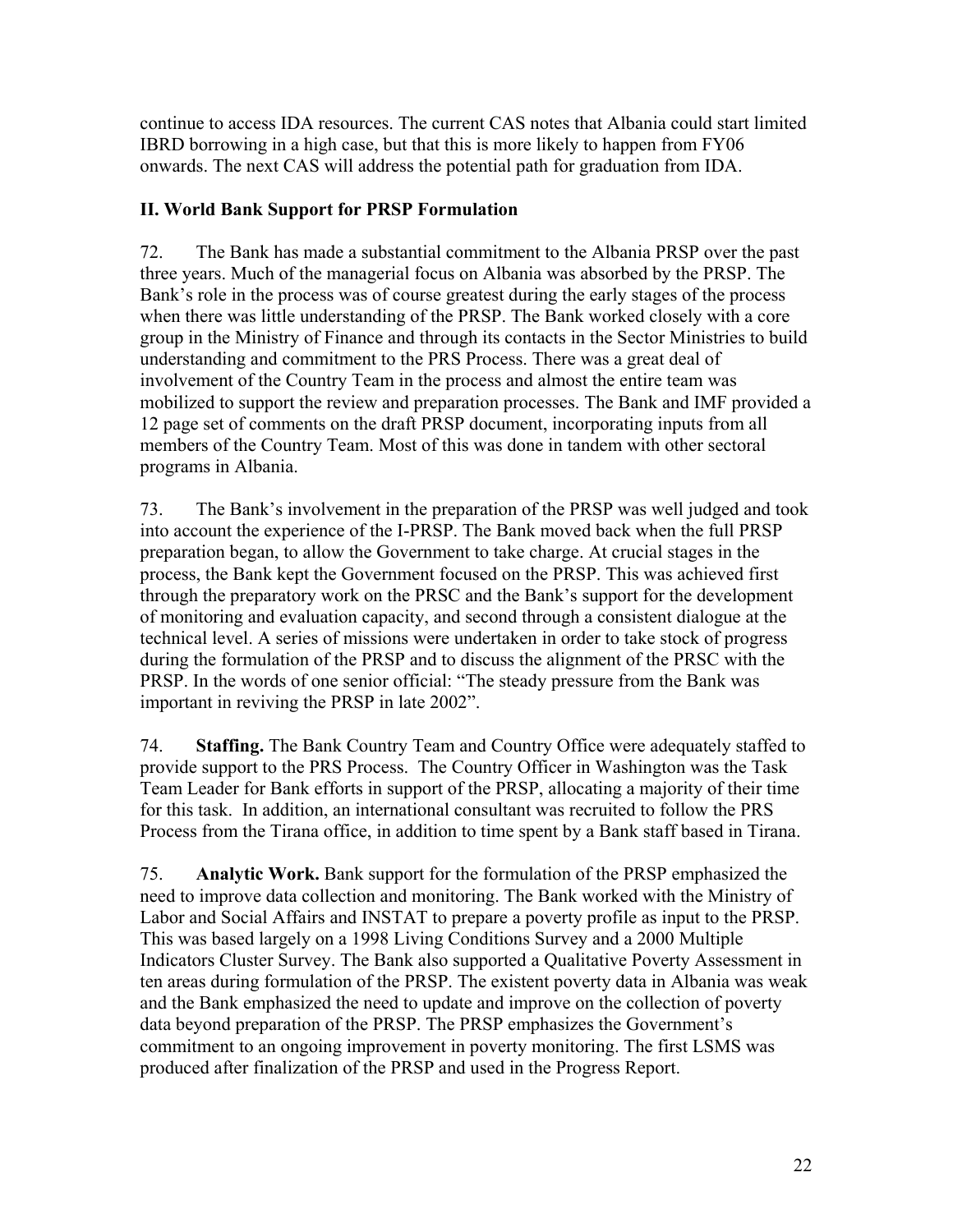continue to access IDA resources. The current CAS notes that Albania could start limited IBRD borrowing in a high case, but that this is more likely to happen from FY06 onwards. The next CAS will address the potential path for graduation from IDA.

## II. World Bank Support for PRSP Formulation

72. The Bank has made a substantial commitment to the Albania PRSP over the past three years. Much of the managerial focus on Albania was absorbed by the PRSP. The Bank's role in the process was of course greatest during the early stages of the process when there was little understanding of the PRSP. The Bank worked closely with a core group in the Ministry of Finance and through its contacts in the Sector Ministries to build understanding and commitment to the PRS Process. There was a great deal of involvement of the Country Team in the process and almost the entire team was mobilized to support the review and preparation processes. The Bank and IMF provided a 12 page set of comments on the draft PRSP document, incorporating inputs from all members of the Country Team. Most of this was done in tandem with other sectoral programs in Albania.

73. The Bank's involvement in the preparation of the PRSP was well judged and took into account the experience of the I-PRSP. The Bank moved back when the full PRSP preparation began, to allow the Government to take charge. At crucial stages in the process, the Bank kept the Government focused on the PRSP. This was achieved first through the preparatory work on the PRSC and the Bank's support for the development of monitoring and evaluation capacity, and second through a consistent dialogue at the technical level. A series of missions were undertaken in order to take stock of progress during the formulation of the PRSP and to discuss the alignment of the PRSC with the PRSP. In the words of one senior official: "The steady pressure from the Bank was important in reviving the PRSP in late 2002".

74. **Staffing.** The Bank Country Team and Country Office were adequately staffed to provide support to the PRS Process. The Country Officer in Washington was the Task Team Leader for Bank efforts in support of the PRSP, allocating a majority of their time for this task. In addition, an international consultant was recruited to follow the PRS Process from the Tirana office, in addition to time spent by a Bank staff based in Tirana.

75. **Analytic Work.** Bank support for the formulation of the PRSP emphasized the need to improve data collection and monitoring. The Bank worked with the Ministry of Labor and Social Affairs and INSTAT to prepare a poverty profile as input to the PRSP. This was based largely on a 1998 Living Conditions Survey and a 2000 Multiple Indicators Cluster Survey. The Bank also supported a Qualitative Poverty Assessment in ten areas during formulation of the PRSP. The existent poverty data in Albania was weak and the Bank emphasized the need to update and improve on the collection of poverty data beyond preparation of the PRSP. The PRSP emphasizes the Government's commitment to an ongoing improvement in poverty monitoring. The first LSMS was produced after finalization of the PRSP and used in the Progress Report.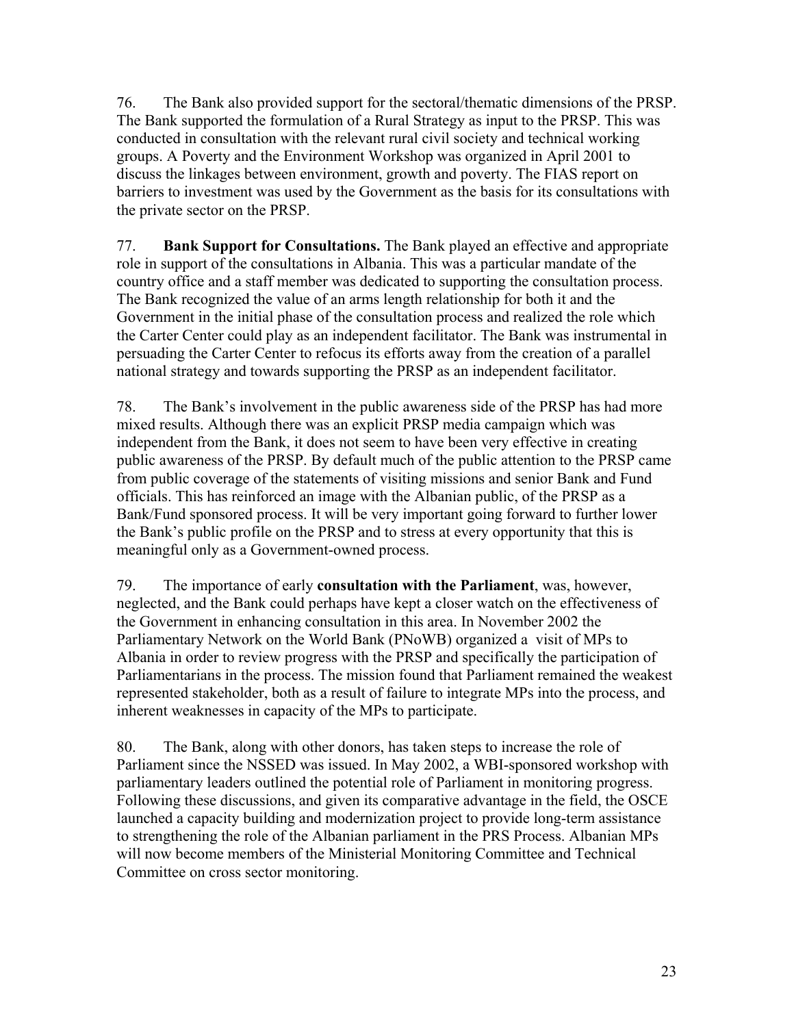76. The Bank also provided support for the sectoral/thematic dimensions of the PRSP. The Bank supported the formulation of a Rural Strategy as input to the PRSP. This was conducted in consultation with the relevant rural civil society and technical working groups. A Poverty and the Environment Workshop was organized in April 2001 to discuss the linkages between environment, growth and poverty. The FIAS report on barriers to investment was used by the Government as the basis for its consultations with the private sector on the PRSP.

77. **Bank Support for Consultations.** The Bank played an effective and appropriate role in support of the consultations in Albania. This was a particular mandate of the country office and a staff member was dedicated to supporting the consultation process. The Bank recognized the value of an arms length relationship for both it and the Government in the initial phase of the consultation process and realized the role which the Carter Center could play as an independent facilitator. The Bank was instrumental in persuading the Carter Center to refocus its efforts away from the creation of a parallel national strategy and towards supporting the PRSP as an independent facilitator.

78. The Bank's involvement in the public awareness side of the PRSP has had more mixed results. Although there was an explicit PRSP media campaign which was independent from the Bank, it does not seem to have been very effective in creating public awareness of the PRSP. By default much of the public attention to the PRSP came from public coverage of the statements of visiting missions and senior Bank and Fund officials. This has reinforced an image with the Albanian public, of the PRSP as a Bank/Fund sponsored process. It will be very important going forward to further lower the Bank's public profile on the PRSP and to stress at every opportunity that this is meaningful only as a Government-owned process.

79. The importance of early **consultation with the Parliament**, was, however, neglected, and the Bank could perhaps have kept a closer watch on the effectiveness of the Government in enhancing consultation in this area. In November 2002 the Parliamentary Network on the World Bank (PNoWB) organized a visit of MPs to Albania in order to review progress with the PRSP and specifically the participation of Parliamentarians in the process. The mission found that Parliament remained the weakest represented stakeholder, both as a result of failure to integrate MPs into the process, and inherent weaknesses in capacity of the MPs to participate.

80. The Bank, along with other donors, has taken steps to increase the role of Parliament since the NSSED was issued. In May 2002, a WBI-sponsored workshop with parliamentary leaders outlined the potential role of Parliament in monitoring progress. Following these discussions, and given its comparative advantage in the field, the OSCE launched a capacity building and modernization project to provide long-term assistance to strengthening the role of the Albanian parliament in the PRS Process. Albanian MPs will now become members of the Ministerial Monitoring Committee and Technical Committee on cross sector monitoring.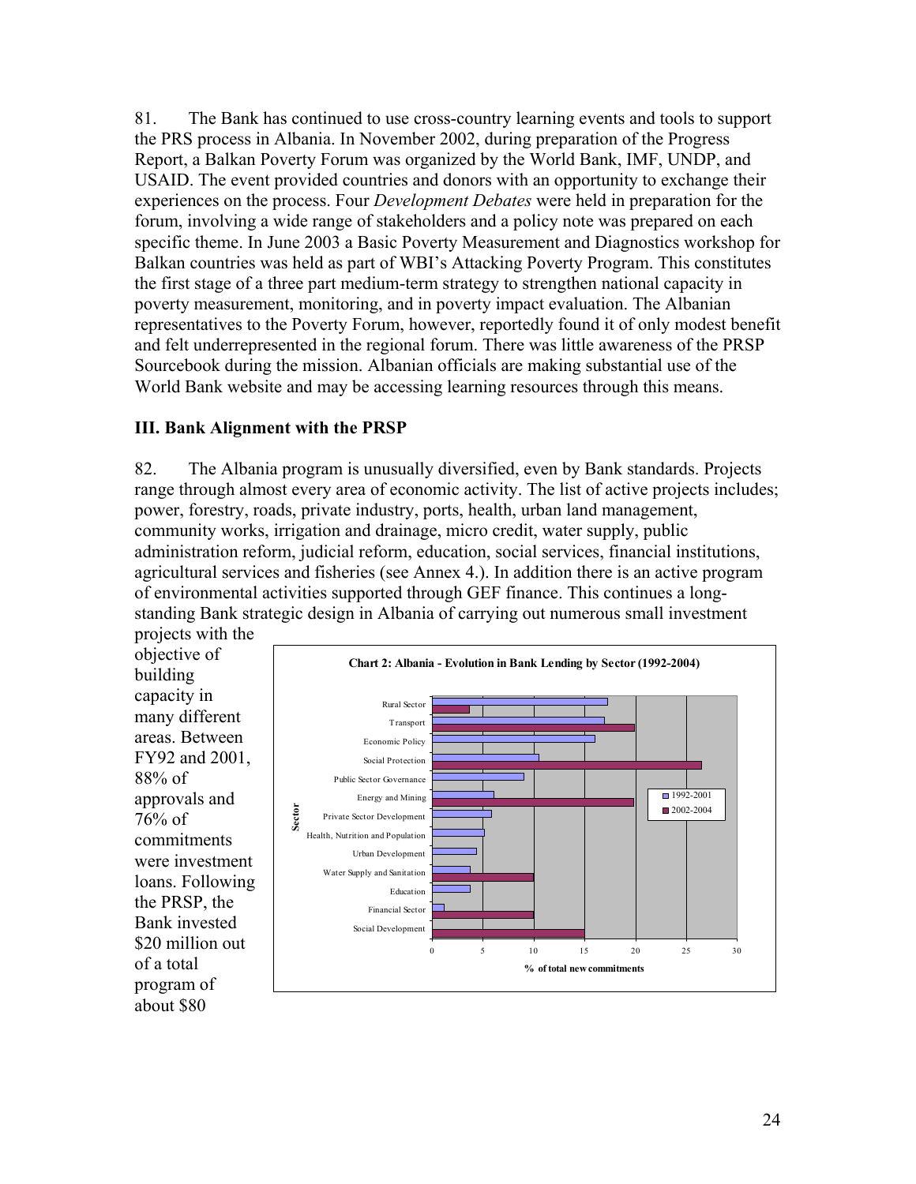81. The Bank has continued to use cross-country learning events and tools to support the PRS process in Albania. In November 2002, during preparation of the Progress Report, a Balkan Poverty Forum was organized by the World Bank, IMF, UNDP, and USAID. The event provided countries and donors with an opportunity to exchange their experiences on the process. Four *Development Debates* were held in preparation for the forum, involving a wide range of stakeholders and a policy note was prepared on each specific theme. In June 2003 a Basic Poverty Measurement and Diagnostics workshop for Balkan countries was held as part of WBI's Attacking Poverty Program. This constitutes the first stage of a three part medium-term strategy to strengthen national capacity in poverty measurement, monitoring, and in poverty impact evaluation. The Albanian representatives to the Poverty Forum, however, reportedly found it of only modest benefit and felt underrepresented in the regional forum. There was little awareness of the PRSP Sourcebook during the mission. Albanian officials are making substantial use of the World Bank website and may be accessing learning resources through this means.

## III. Bank Alignment with the PRSP

82. The Albania program is unusually diversified, even by Bank standards. Projects range through almost every area of economic activity. The list of active projects includes; power, forestry, roads, private industry, ports, health, urban land management, community works, irrigation and drainage, micro credit, water supply, public administration reform, judicial reform, education, social services, financial institutions, agricultural services and fisheries (see Annex 4.). In addition there is an active program of environmental activities supported through GEF finance. This continues a long-standing Bank strategic design in Albania of carrying out numerous small investment projects with the objective of building capacity in many different areas. Between FY92 and 2001, 88% of approvals and 76% of commitments were investment loans. Following the PRSP, the Bank invested $20 million out of a total program of about $80

**Chart 2: Albania - Evolution in Bank Lending by Sector (1992-2004)**

| Sector | 1992-2001 (% of total new commitments) | 2002-2004 (% of total new commitments) |
|---|---|---|
| Rural Sector | ~17 | ~4 |
| Transport | ~17 | ~20 |
| Economic Policy | ~16 | |
| Social Protection | ~10.5 | ~26.5 |
| Public Sector Governance | ~9 | |
| Energy and Mining | ~6 | ~20 |
| Private Sector Development | ~6 | |
| Health, Nutrition and Population | ~5 | |
| Urban Development | ~4.5 | |
| Water Supply and Sanitation | ~4 | ~10 |
| Education | ~4 | |
| Financial Sector | ~1 | ~10 |
| Social Development | | ~15 |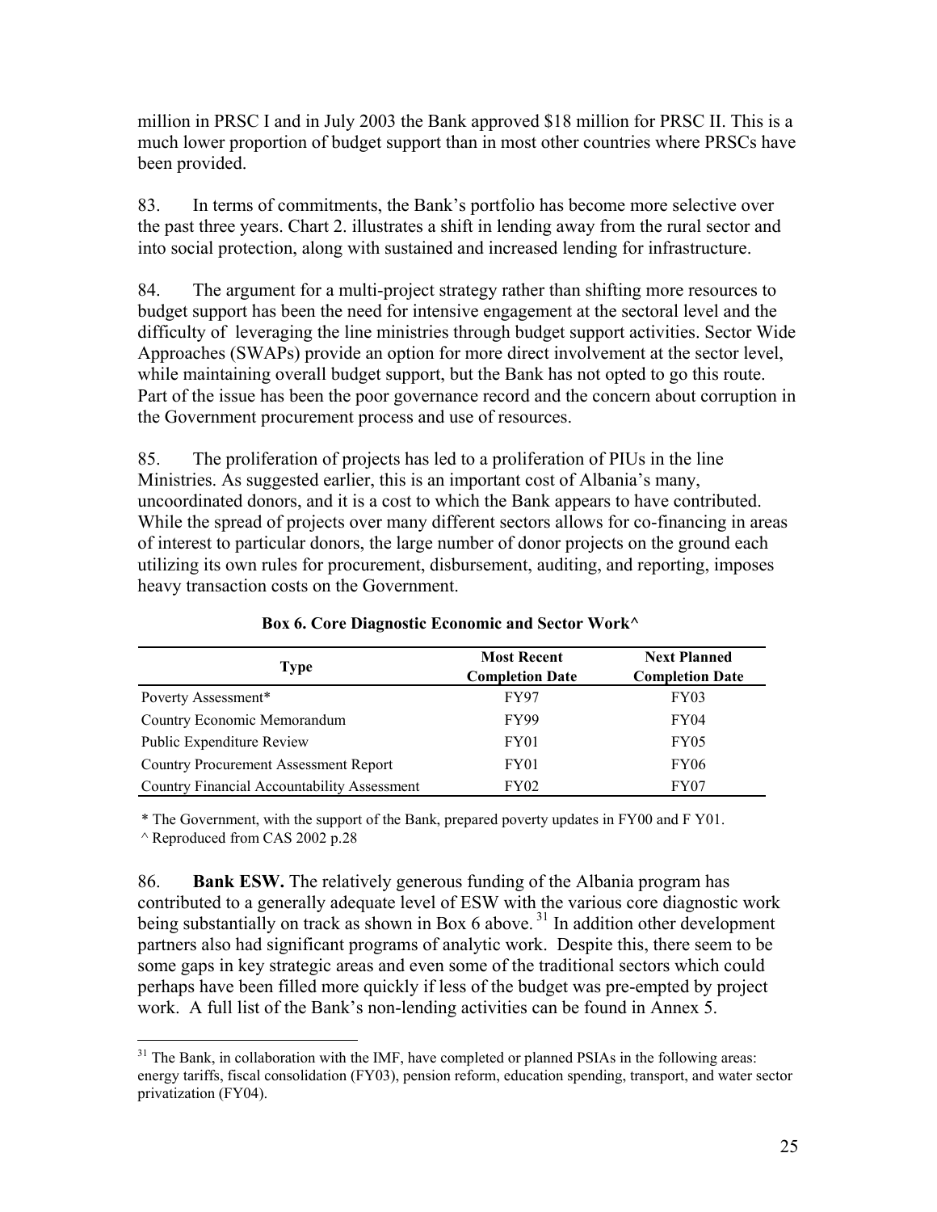million in PRSC I and in July 2003 the Bank approved $18 million for PRSC II. This is a much lower proportion of budget support than in most other countries where PRSCs have been provided.

83. In terms of commitments, the Bank's portfolio has become more selective over the past three years. Chart 2. illustrates a shift in lending away from the rural sector and into social protection, along with sustained and increased lending for infrastructure.

84. The argument for a multi-project strategy rather than shifting more resources to budget support has been the need for intensive engagement at the sectoral level and the difficulty of leveraging the line ministries through budget support activities. Sector Wide Approaches (SWAPs) provide an option for more direct involvement at the sector level, while maintaining overall budget support, but the Bank has not opted to go this route. Part of the issue has been the poor governance record and the concern about corruption in the Government procurement process and use of resources.

85. The proliferation of projects has led to a proliferation of PIUs in the line Ministries. As suggested earlier, this is an important cost of Albania's many, uncoordinated donors, and it is a cost to which the Bank appears to have contributed. While the spread of projects over many different sectors allows for co-financing in areas of interest to particular donors, the large number of donor projects on the ground each utilizing its own rules for procurement, disbursement, auditing, and reporting, imposes heavy transaction costs on the Government.

**Box 6. Core Diagnostic Economic and Sector Work^**

| Type | Most Recent Completion Date | Next Planned Completion Date |
|---|---|---|
| Poverty Assessment* | FY97 | FY03 |
| Country Economic Memorandum | FY99 | FY04 |
| Public Expenditure Review | FY01 | FY05 |
| Country Procurement Assessment Report | FY01 | FY06 |
| Country Financial Accountability Assessment | FY02 | FY07 |

* The Government, with the support of the Bank, prepared poverty updates in FY00 and F Y01.

^ Reproduced from CAS 2002 p.28

86. **Bank ESW.** The relatively generous funding of the Albania program has contributed to a generally adequate level of ESW with the various core diagnostic work being substantially on track as shown in Box 6 above.[31] In addition other development partners also had significant programs of analytic work. Despite this, there seem to be some gaps in key strategic areas and even some of the traditional sectors which could perhaps have been filled more quickly if less of the budget was pre-empted by project work. A full list of the Bank's non-lending activities can be found in Annex 5.

[31] The Bank, in collaboration with the IMF, have completed or planned PSIAs in the following areas: energy tariffs, fiscal consolidation (FY03), pension reform, education spending, transport, and water sector privatization (FY04).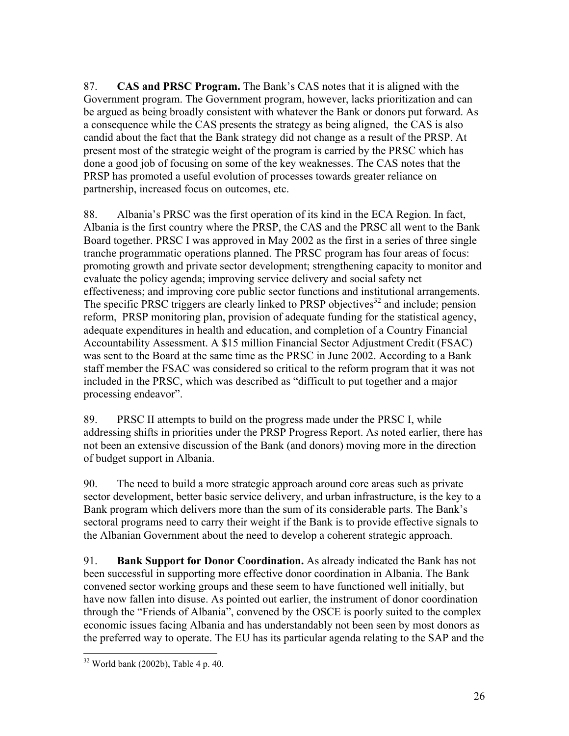87. **CAS and PRSC Program.** The Bank's CAS notes that it is aligned with the Government program. The Government program, however, lacks prioritization and can be argued as being broadly consistent with whatever the Bank or donors put forward. As a consequence while the CAS presents the strategy as being aligned, the CAS is also candid about the fact that the Bank strategy did not change as a result of the PRSP. At present most of the strategic weight of the program is carried by the PRSC which has done a good job of focusing on some of the key weaknesses. The CAS notes that the PRSP has promoted a useful evolution of processes towards greater reliance on partnership, increased focus on outcomes, etc.

88. Albania's PRSC was the first operation of its kind in the ECA Region. In fact, Albania is the first country where the PRSP, the CAS and the PRSC all went to the Bank Board together. PRSC I was approved in May 2002 as the first in a series of three single tranche programmatic operations planned. The PRSC program has four areas of focus: promoting growth and private sector development; strengthening capacity to monitor and evaluate the policy agenda; improving service delivery and social safety net effectiveness; and improving core public sector functions and institutional arrangements. The specific PRSC triggers are clearly linked to PRSP objectives[32] and include; pension reform, PRSP monitoring plan, provision of adequate funding for the statistical agency, adequate expenditures in health and education, and completion of a Country Financial Accountability Assessment. A $15 million Financial Sector Adjustment Credit (FSAC) was sent to the Board at the same time as the PRSC in June 2002. According to a Bank staff member the FSAC was considered so critical to the reform program that it was not included in the PRSC, which was described as "difficult to put together and a major processing endeavor".

89. PRSC II attempts to build on the progress made under the PRSC I, while addressing shifts in priorities under the PRSP Progress Report. As noted earlier, there has not been an extensive discussion of the Bank (and donors) moving more in the direction of budget support in Albania.

90. The need to build a more strategic approach around core areas such as private sector development, better basic service delivery, and urban infrastructure, is the key to a Bank program which delivers more than the sum of its considerable parts. The Bank's sectoral programs need to carry their weight if the Bank is to provide effective signals to the Albanian Government about the need to develop a coherent strategic approach.

91. **Bank Support for Donor Coordination.** As already indicated the Bank has not been successful in supporting more effective donor coordination in Albania. The Bank convened sector working groups and these seem to have functioned well initially, but have now fallen into disuse. As pointed out earlier, the instrument of donor coordination through the "Friends of Albania", convened by the OSCE is poorly suited to the complex economic issues facing Albania and has understandably not been seen by most donors as the preferred way to operate. The EU has its particular agenda relating to the SAP and the

[32] World bank (2002b), Table 4 p. 40.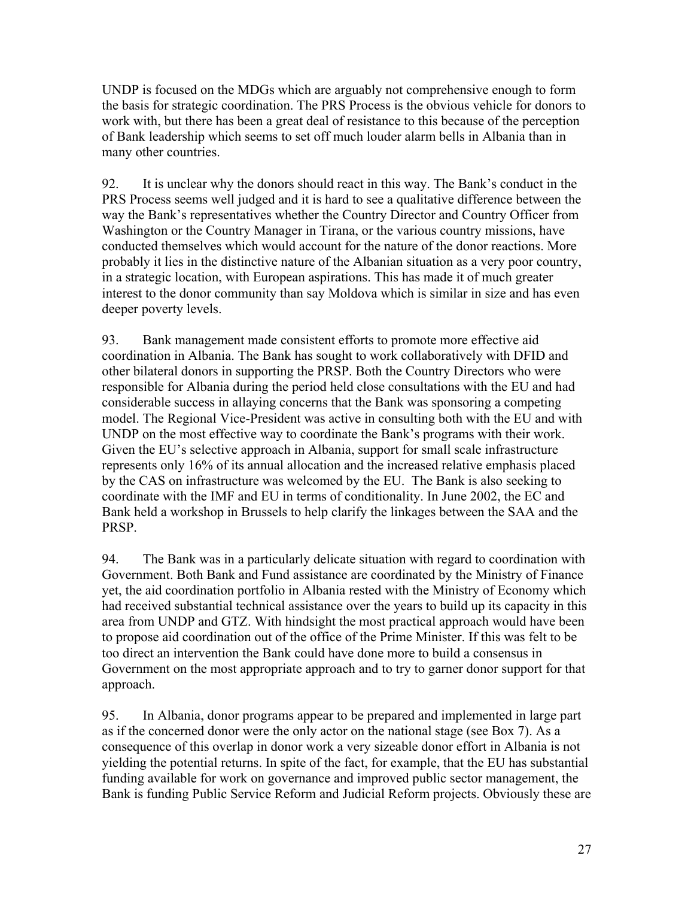UNDP is focused on the MDGs which are arguably not comprehensive enough to form the basis for strategic coordination. The PRS Process is the obvious vehicle for donors to work with, but there has been a great deal of resistance to this because of the perception of Bank leadership which seems to set off much louder alarm bells in Albania than in many other countries.

92. It is unclear why the donors should react in this way. The Bank's conduct in the PRS Process seems well judged and it is hard to see a qualitative difference between the way the Bank's representatives whether the Country Director and Country Officer from Washington or the Country Manager in Tirana, or the various country missions, have conducted themselves which would account for the nature of the donor reactions. More probably it lies in the distinctive nature of the Albanian situation as a very poor country, in a strategic location, with European aspirations. This has made it of much greater interest to the donor community than say Moldova which is similar in size and has even deeper poverty levels.

93. Bank management made consistent efforts to promote more effective aid coordination in Albania. The Bank has sought to work collaboratively with DFID and other bilateral donors in supporting the PRSP. Both the Country Directors who were responsible for Albania during the period held close consultations with the EU and had considerable success in allaying concerns that the Bank was sponsoring a competing model. The Regional Vice-President was active in consulting both with the EU and with UNDP on the most effective way to coordinate the Bank's programs with their work. Given the EU's selective approach in Albania, support for small scale infrastructure represents only 16% of its annual allocation and the increased relative emphasis placed by the CAS on infrastructure was welcomed by the EU. The Bank is also seeking to coordinate with the IMF and EU in terms of conditionality. In June 2002, the EC and Bank held a workshop in Brussels to help clarify the linkages between the SAA and the PRSP.

94. The Bank was in a particularly delicate situation with regard to coordination with Government. Both Bank and Fund assistance are coordinated by the Ministry of Finance yet, the aid coordination portfolio in Albania rested with the Ministry of Economy which had received substantial technical assistance over the years to build up its capacity in this area from UNDP and GTZ. With hindsight the most practical approach would have been to propose aid coordination out of the office of the Prime Minister. If this was felt to be too direct an intervention the Bank could have done more to build a consensus in Government on the most appropriate approach and to try to garner donor support for that approach.

95. In Albania, donor programs appear to be prepared and implemented in large part as if the concerned donor were the only actor on the national stage (see Box 7). As a consequence of this overlap in donor work a very sizeable donor effort in Albania is not yielding the potential returns. In spite of the fact, for example, that the EU has substantial funding available for work on governance and improved public sector management, the Bank is funding Public Service Reform and Judicial Reform projects. Obviously these are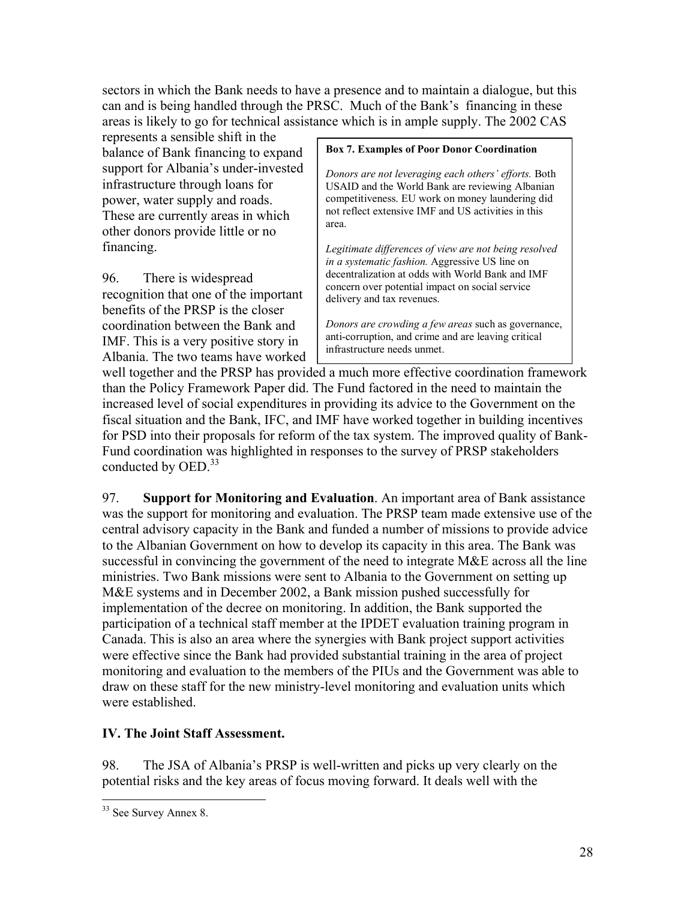sectors in which the Bank needs to have a presence and to maintain a dialogue, but this can and is being handled through the PRSC. Much of the Bank's financing in these areas is likely to go for technical assistance which is in ample supply. The 2002 CAS represents a sensible shift in the balance of Bank financing to expand support for Albania's under-invested infrastructure through loans for power, water supply and roads. These are currently areas in which other donors provide little or no financing.

> **Box 7. Examples of Poor Donor Coordination**
>
> *Donors are not leveraging each others' efforts.* Both USAID and the World Bank are reviewing Albanian competitiveness. EU work on money laundering did not reflect extensive IMF and US activities in this area.
>
> *Legitimate differences of view are not being resolved in a systematic fashion.* Aggressive US line on decentralization at odds with World Bank and IMF concern over potential impact on social service delivery and tax revenues.
>
> *Donors are crowding a few areas* such as governance, anti-corruption, and crime and are leaving critical infrastructure needs unmet.

96. There is widespread recognition that one of the important benefits of the PRSP is the closer coordination between the Bank and IMF. This is a very positive story in Albania. The two teams have worked well together and the PRSP has provided a much more effective coordination framework than the Policy Framework Paper did. The Fund factored in the need to maintain the increased level of social expenditures in providing its advice to the Government on the fiscal situation and the Bank, IFC, and IMF have worked together in building incentives for PSD into their proposals for reform of the tax system. The improved quality of Bank-Fund coordination was highlighted in responses to the survey of PRSP stakeholders conducted by OED.[33]

97. **Support for Monitoring and Evaluation**. An important area of Bank assistance was the support for monitoring and evaluation. The PRSP team made extensive use of the central advisory capacity in the Bank and funded a number of missions to provide advice to the Albanian Government on how to develop its capacity in this area. The Bank was successful in convincing the government of the need to integrate M&E across all the line ministries. Two Bank missions were sent to Albania to the Government on setting up M&E systems and in December 2002, a Bank mission pushed successfully for implementation of the decree on monitoring. In addition, the Bank supported the participation of a technical staff member at the IPDET evaluation training program in Canada. This is also an area where the synergies with Bank project support activities were effective since the Bank had provided substantial training in the area of project monitoring and evaluation to the members of the PIUs and the Government was able to draw on these staff for the new ministry-level monitoring and evaluation units which were established.

## IV. The Joint Staff Assessment.

98. The JSA of Albania's PRSP is well-written and picks up very clearly on the potential risks and the key areas of focus moving forward. It deals well with the

[33] See Survey Annex 8.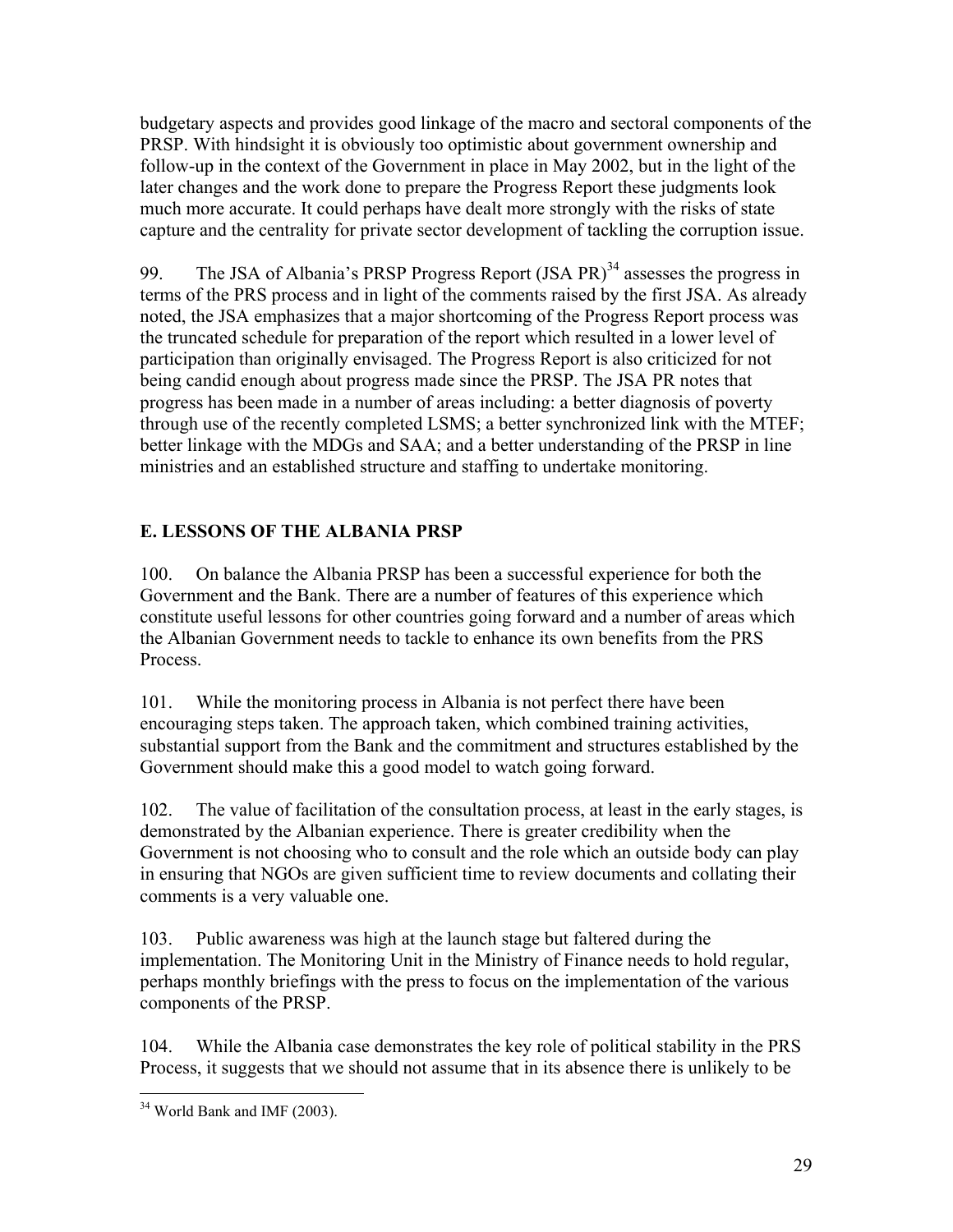budgetary aspects and provides good linkage of the macro and sectoral components of the PRSP. With hindsight it is obviously too optimistic about government ownership and follow-up in the context of the Government in place in May 2002, but in the light of the later changes and the work done to prepare the Progress Report these judgments look much more accurate. It could perhaps have dealt more strongly with the risks of state capture and the centrality for private sector development of tackling the corruption issue.

99. The JSA of Albania's PRSP Progress Report (JSA PR)[34] assesses the progress in terms of the PRS process and in light of the comments raised by the first JSA. As already noted, the JSA emphasizes that a major shortcoming of the Progress Report process was the truncated schedule for preparation of the report which resulted in a lower level of participation than originally envisaged. The Progress Report is also criticized for not being candid enough about progress made since the PRSP. The JSA PR notes that progress has been made in a number of areas including: a better diagnosis of poverty through use of the recently completed LSMS; a better synchronized link with the MTEF; better linkage with the MDGs and SAA; and a better understanding of the PRSP in line ministries and an established structure and staffing to undertake monitoring.

## E. LESSONS OF THE ALBANIA PRSP

100. On balance the Albania PRSP has been a successful experience for both the Government and the Bank. There are a number of features of this experience which constitute useful lessons for other countries going forward and a number of areas which the Albanian Government needs to tackle to enhance its own benefits from the PRS Process.

101. While the monitoring process in Albania is not perfect there have been encouraging steps taken. The approach taken, which combined training activities, substantial support from the Bank and the commitment and structures established by the Government should make this a good model to watch going forward.

102. The value of facilitation of the consultation process, at least in the early stages, is demonstrated by the Albanian experience. There is greater credibility when the Government is not choosing who to consult and the role which an outside body can play in ensuring that NGOs are given sufficient time to review documents and collating their comments is a very valuable one.

103. Public awareness was high at the launch stage but faltered during the implementation. The Monitoring Unit in the Ministry of Finance needs to hold regular, perhaps monthly briefings with the press to focus on the implementation of the various components of the PRSP.

104. While the Albania case demonstrates the key role of political stability in the PRS Process, it suggests that we should not assume that in its absence there is unlikely to be

[34] World Bank and IMF (2003).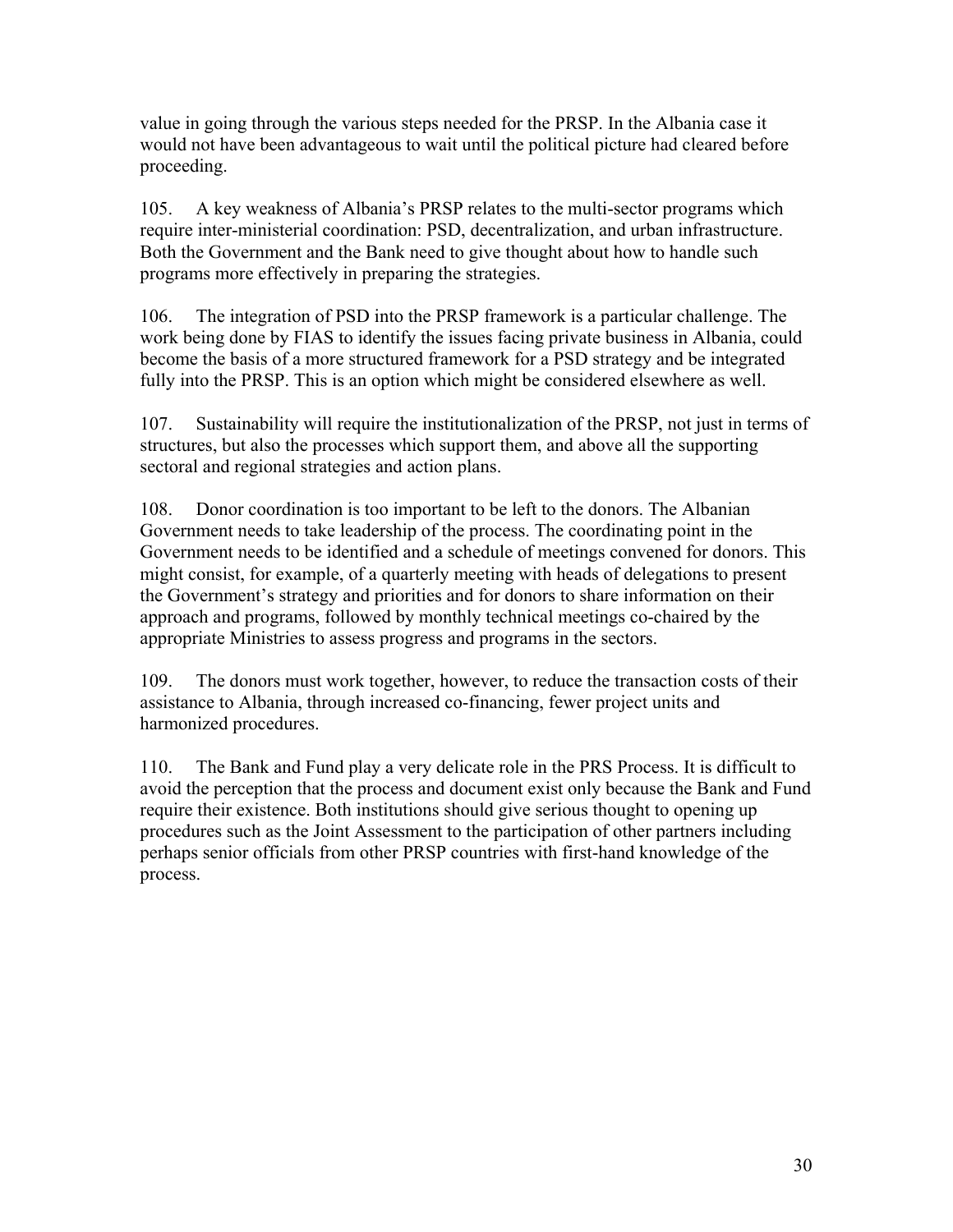value in going through the various steps needed for the PRSP. In the Albania case it would not have been advantageous to wait until the political picture had cleared before proceeding.

105. A key weakness of Albania's PRSP relates to the multi-sector programs which require inter-ministerial coordination: PSD, decentralization, and urban infrastructure. Both the Government and the Bank need to give thought about how to handle such programs more effectively in preparing the strategies.

106. The integration of PSD into the PRSP framework is a particular challenge. The work being done by FIAS to identify the issues facing private business in Albania, could become the basis of a more structured framework for a PSD strategy and be integrated fully into the PRSP. This is an option which might be considered elsewhere as well.

107. Sustainability will require the institutionalization of the PRSP, not just in terms of structures, but also the processes which support them, and above all the supporting sectoral and regional strategies and action plans.

108. Donor coordination is too important to be left to the donors. The Albanian Government needs to take leadership of the process. The coordinating point in the Government needs to be identified and a schedule of meetings convened for donors. This might consist, for example, of a quarterly meeting with heads of delegations to present the Government's strategy and priorities and for donors to share information on their approach and programs, followed by monthly technical meetings co-chaired by the appropriate Ministries to assess progress and programs in the sectors.

109. The donors must work together, however, to reduce the transaction costs of their assistance to Albania, through increased co-financing, fewer project units and harmonized procedures.

110. The Bank and Fund play a very delicate role in the PRS Process. It is difficult to avoid the perception that the process and document exist only because the Bank and Fund require their existence. Both institutions should give serious thought to opening up procedures such as the Joint Assessment to the participation of other partners including perhaps senior officials from other PRSP countries with first-hand knowledge of the process.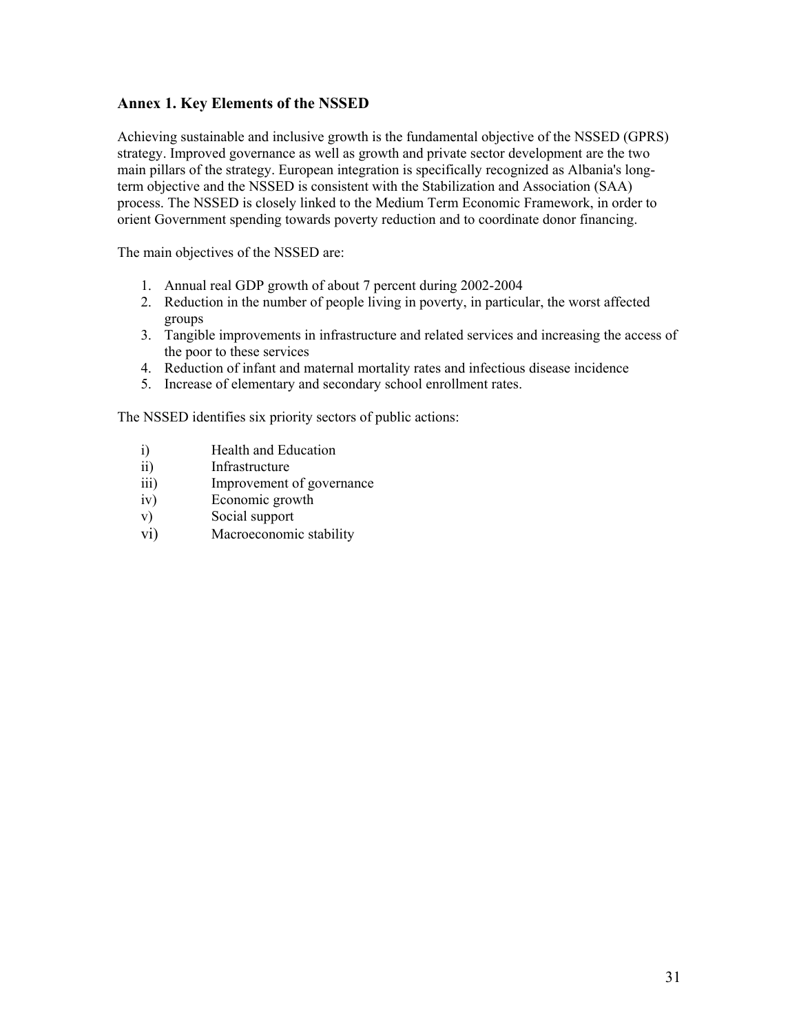## Annex 1. Key Elements of the NSSED

Achieving sustainable and inclusive growth is the fundamental objective of the NSSED (GPRS) strategy. Improved governance as well as growth and private sector development are the two main pillars of the strategy. European integration is specifically recognized as Albania's long-term objective and the NSSED is consistent with the Stabilization and Association (SAA) process. The NSSED is closely linked to the Medium Term Economic Framework, in order to orient Government spending towards poverty reduction and to coordinate donor financing.

The main objectives of the NSSED are:

1. Annual real GDP growth of about 7 percent during 2002-2004
2. Reduction in the number of people living in poverty, in particular, the worst affected groups
3. Tangible improvements in infrastructure and related services and increasing the access of the poor to these services
4. Reduction of infant and maternal mortality rates and infectious disease incidence
5. Increase of elementary and secondary school enrollment rates.

The NSSED identifies six priority sectors of public actions:

- i) Health and Education
- ii) Infrastructure
- iii) Improvement of governance
- iv) Economic growth
- v) Social support
- vi) Macroeconomic stability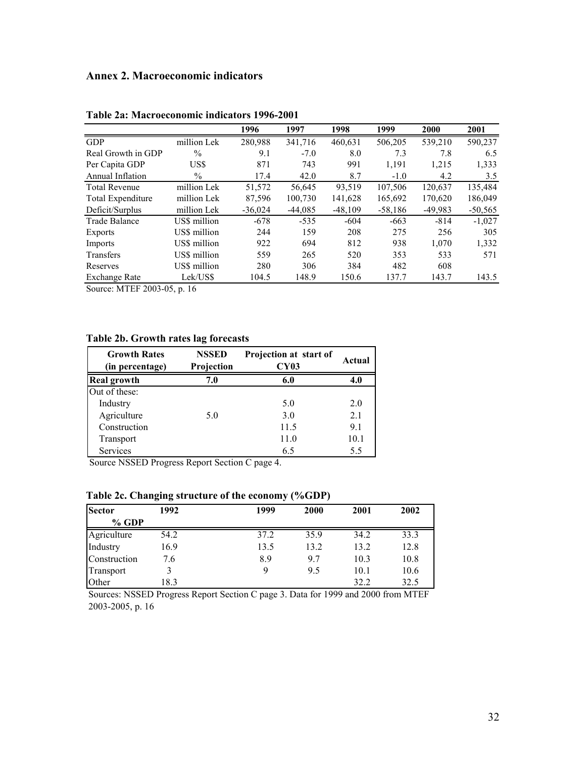## Annex 2. Macroeconomic indicators

**Table 2a: Macroeconomic indicators 1996-2001**

| | | 1996 | 1997 | 1998 | 1999 | 2000 | 2001 |
|---|---|---|---|---|---|---|---|
| GDP | million Lek | 280,988 | 341,716 | 460,631 | 506,205 | 539,210 | 590,237 |
| Real Growth in GDP | % | 9.1 | -7.0 | 8.0 | 7.3 | 7.8 | 6.5 |
| Per Capita GDP | US$ | 871 | 743 | 991 | 1,191 | 1,215 | 1,333 |
| Annual Inflation | % | 17.4 | 42.0 | 8.7 | -1.0 | 4.2 | 3.5 |
| Total Revenue | million Lek | 51,572 | 56,645 | 93,519 | 107,506 | 120,637 | 135,484 |
| Total Expenditure | million Lek | 87,596 | 100,730 | 141,628 | 165,692 | 170,620 | 186,049 |
| Deficit/Surplus | million Lek | -36,024 | -44,085 | -48,109 | -58,186 | -49,983 | -50,565 |
| Trade Balance | US$ million | -678 | -535 | -604 | -663 | -814 | -1,027 |
| Exports | US$ million | 244 | 159 | 208 | 275 | 256 | 305 |
| Imports | US$ million | 922 | 694 | 812 | 938 | 1,070 | 1,332 |
| Transfers | US$ million | 559 | 265 | 520 | 353 | 533 | 571 |
| Reserves | US$ million | 280 | 306 | 384 | 482 | 608 | |
| Exchange Rate | Lek/US$ | 104.5 | 148.9 | 150.6 | 137.7 | 143.7 | 143.5 |

Source: MTEF 2003-05, p. 16

**Table 2b. Growth rates lag forecasts**

| Growth Rates (in percentage) | NSSED Projection | Projection at start of CY03 | Actual |
|---|---|---|---|
| **Real growth** | **7.0** | **6.0** | **4.0** |
| Out of these: | | | |
| Industry | | 5.0 | 2.0 |
| Agriculture | 5.0 | 3.0 | 2.1 |
| Construction | | 11.5 | 9.1 |
| Transport | | 11.0 | 10.1 |
| Services | | 6.5 | 5.5 |

Source NSSED Progress Report Section C page 4.

**Table 2c. Changing structure of the economy (%GDP)**

| Sector % GDP | 1992 | 1999 | 2000 | 2001 | 2002 |
|---|---|---|---|---|---|
| Agriculture | 54.2 | 37.2 | 35.9 | 34.2 | 33.3 |
| Industry | 16.9 | 13.5 | 13.2 | 13.2 | 12.8 |
| Construction | 7.6 | 8.9 | 9.7 | 10.3 | 10.8 |
| Transport | 3 | 9 | 9.5 | 10.1 | 10.6 |
| Other | 18.3 | | | 32.2 | 32.5 |

Sources: NSSED Progress Report Section C page 3. Data for 1999 and 2000 from MTEF 2003-2005, p. 16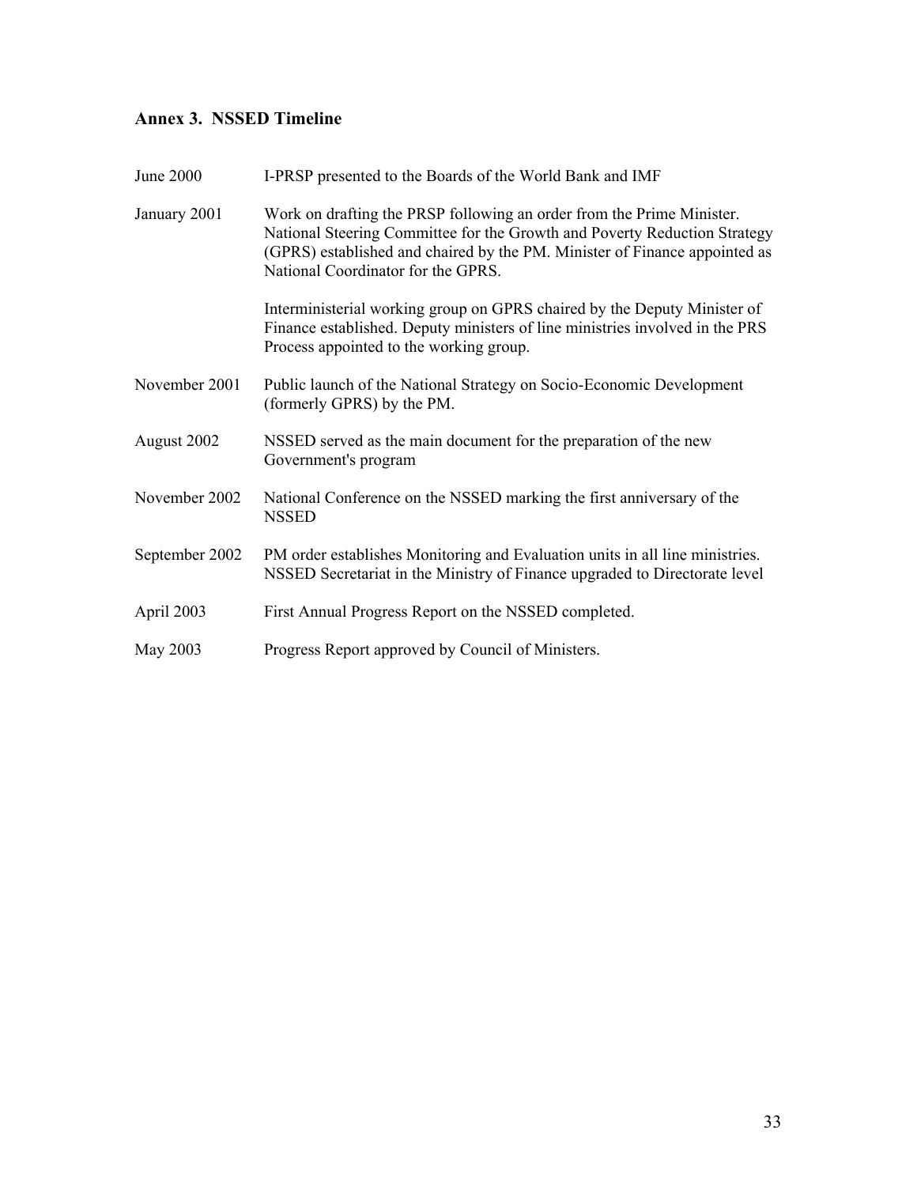## Annex 3. NSSED Timeline

| | |
|---|---|
| June 2000 | I-PRSP presented to the Boards of the World Bank and IMF |
| January 2001 | Work on drafting the PRSP following an order from the Prime Minister. National Steering Committee for the Growth and Poverty Reduction Strategy (GPRS) established and chaired by the PM. Minister of Finance appointed as National Coordinator for the GPRS. |
| | Interministerial working group on GPRS chaired by the Deputy Minister of Finance established. Deputy ministers of line ministries involved in the PRS Process appointed to the working group. |
| November 2001 | Public launch of the National Strategy on Socio-Economic Development (formerly GPRS) by the PM. |
| August 2002 | NSSED served as the main document for the preparation of the new Government's program |
| November 2002 | National Conference on the NSSED marking the first anniversary of the NSSED |
| September 2002 | PM order establishes Monitoring and Evaluation units in all line ministries. NSSED Secretariat in the Ministry of Finance upgraded to Directorate level |
| April 2003 | First Annual Progress Report on the NSSED completed. |
| May 2003 | Progress Report approved by Council of Ministers. |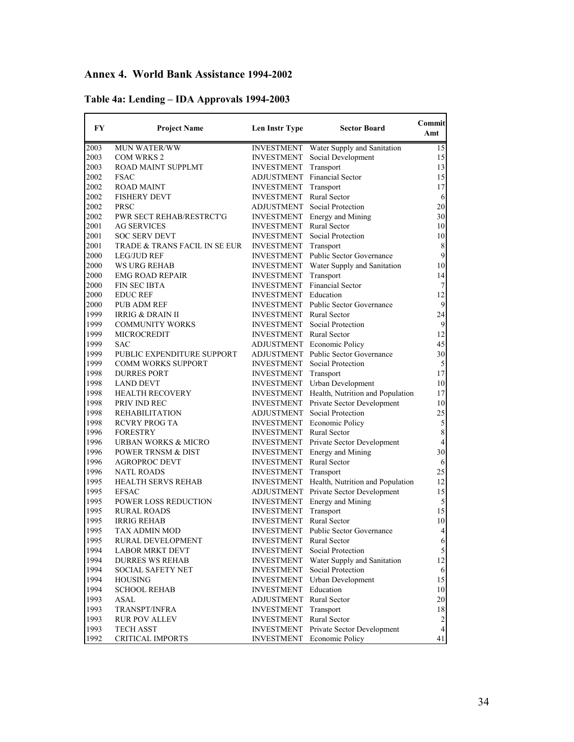## Annex 4. World Bank Assistance 1994-2002

### Table 4a: Lending – IDA Approvals 1994-2003

| FY | Project Name | Len Instr Type | Sector Board | Commit Amt |
|---|---|---|---|---|
| 2003 | MUN WATER/WW | INVESTMENT | Water Supply and Sanitation | 15 |
| 2003 | COM WRKS 2 | INVESTMENT | Social Development | 15 |
| 2003 | ROAD MAINT SUPPLMT | INVESTMENT | Transport | 13 |
| 2002 | FSAC | ADJUSTMENT | Financial Sector | 15 |
| 2002 | ROAD MAINT | INVESTMENT | Transport | 17 |
| 2002 | FISHERY DEVT | INVESTMENT | Rural Sector | 6 |
| 2002 | PRSC | ADJUSTMENT | Social Protection | 20 |
| 2002 | PWR SECT REHAB/RESTRCT'G | INVESTMENT | Energy and Mining | 30 |
| 2001 | AG SERVICES | INVESTMENT | Rural Sector | 10 |
| 2001 | SOC SERV DEVT | INVESTMENT | Social Protection | 10 |
| 2001 | TRADE & TRANS FACIL IN SE EUR | INVESTMENT | Transport | 8 |
| 2000 | LEG/JUD REF | INVESTMENT | Public Sector Governance | 9 |
| 2000 | WS URG REHAB | INVESTMENT | Water Supply and Sanitation | 10 |
| 2000 | EMG ROAD REPAIR | INVESTMENT | Transport | 14 |
| 2000 | FIN SEC IBTA | INVESTMENT | Financial Sector | 7 |
| 2000 | EDUC REF | INVESTMENT | Education | 12 |
| 2000 | PUB ADM REF | INVESTMENT | Public Sector Governance | 9 |
| 1999 | IRRIG & DRAIN II | INVESTMENT | Rural Sector | 24 |
| 1999 | COMMUNITY WORKS | INVESTMENT | Social Protection | 9 |
| 1999 | MICROCREDIT | INVESTMENT | Rural Sector | 12 |
| 1999 | SAC | ADJUSTMENT | Economic Policy | 45 |
| 1999 | PUBLIC EXPENDITURE SUPPORT | ADJUSTMENT | Public Sector Governance | 30 |
| 1999 | COMM WORKS SUPPORT | INVESTMENT | Social Protection | 5 |
| 1998 | DURRES PORT | INVESTMENT | Transport | 17 |
| 1998 | LAND DEVT | INVESTMENT | Urban Development | 10 |
| 1998 | HEALTH RECOVERY | INVESTMENT | Health, Nutrition and Population | 17 |
| 1998 | PRIV IND REC | INVESTMENT | Private Sector Development | 10 |
| 1998 | REHABILITATION | ADJUSTMENT | Social Protection | 25 |
| 1998 | RCVRY PROG TA | INVESTMENT | Economic Policy | 5 |
| 1996 | FORESTRY | INVESTMENT | Rural Sector | 8 |
| 1996 | URBAN WORKS & MICRO | INVESTMENT | Private Sector Development | 4 |
| 1996 | POWER TRNSM & DIST | INVESTMENT | Energy and Mining | 30 |
| 1996 | AGROPROC DEVT | INVESTMENT | Rural Sector | 6 |
| 1996 | NATL ROADS | INVESTMENT | Transport | 25 |
| 1995 | HEALTH SERVS REHAB | INVESTMENT | Health, Nutrition and Population | 12 |
| 1995 | EFSAC | ADJUSTMENT | Private Sector Development | 15 |
| 1995 | POWER LOSS REDUCTION | INVESTMENT | Energy and Mining | 5 |
| 1995 | RURAL ROADS | INVESTMENT | Transport | 15 |
| 1995 | IRRIG REHAB | INVESTMENT | Rural Sector | 10 |
| 1995 | TAX ADMIN MOD | INVESTMENT | Public Sector Governance | 4 |
| 1995 | RURAL DEVELOPMENT | INVESTMENT | Rural Sector | 6 |
| 1994 | LABOR MRKT DEVT | INVESTMENT | Social Protection | 5 |
| 1994 | DURRES WS REHAB | INVESTMENT | Water Supply and Sanitation | 12 |
| 1994 | SOCIAL SAFETY NET | INVESTMENT | Social Protection | 6 |
| 1994 | HOUSING | INVESTMENT | Urban Development | 15 |
| 1994 | SCHOOL REHAB | INVESTMENT | Education | 10 |
| 1993 | ASAL | ADJUSTMENT | Rural Sector | 20 |
| 1993 | TRANSPT/INFRA | INVESTMENT | Transport | 18 |
| 1993 | RUR POV ALLEV | INVESTMENT | Rural Sector | 2 |
| 1993 | TECH ASST | INVESTMENT | Private Sector Development | 4 |
| 1992 | CRITICAL IMPORTS | INVESTMENT | Economic Policy | 41 |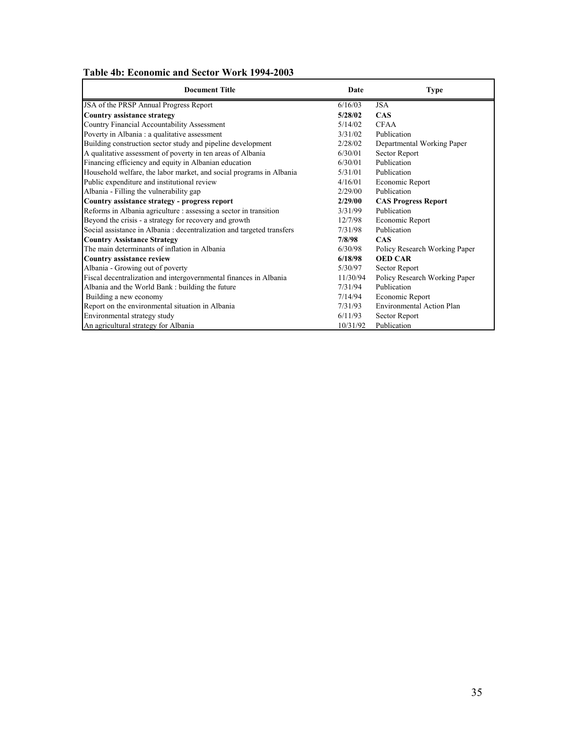**Table 4b: Economic and Sector Work 1994-2003**

| Document Title | Date | Type |
|---|---|---|
| JSA of the PRSP Annual Progress Report | 6/16/03 | JSA |
| **Country assistance strategy** | **5/28/02** | **CAS** |
| Country Financial Accountability Assessment | 5/14/02 | CFAA |
| Poverty in Albania : a qualitative assessment | 3/31/02 | Publication |
| Building construction sector study and pipeline development | 2/28/02 | Departmental Working Paper |
| A qualitative assessment of poverty in ten areas of Albania | 6/30/01 | Sector Report |
| Financing efficiency and equity in Albanian education | 6/30/01 | Publication |
| Household welfare, the labor market, and social programs in Albania | 5/31/01 | Publication |
| Public expenditure and institutional review | 4/16/01 | Economic Report |
| Albania - Filling the vulnerability gap | 2/29/00 | Publication |
| **Country assistance strategy - progress report** | **2/29/00** | **CAS Progress Report** |
| Reforms in Albania agriculture : assessing a sector in transition | 3/31/99 | Publication |
| Beyond the crisis - a strategy for recovery and growth | 12/7/98 | Economic Report |
| Social assistance in Albania : decentralization and targeted transfers | 7/31/98 | Publication |
| **Country Assistance Strategy** | **7/8/98** | **CAS** |
| The main determinants of inflation in Albania | 6/30/98 | Policy Research Working Paper |
| **Country assistance review** | **6/18/98** | **OED CAR** |
| Albania - Growing out of poverty | 5/30/97 | Sector Report |
| Fiscal decentralization and intergovernmental finances in Albania | 11/30/94 | Policy Research Working Paper |
| Albania and the World Bank : building the future | 7/31/94 | Publication |
| Building a new economy | 7/14/94 | Economic Report |
| Report on the environmental situation in Albania | 7/31/93 | Environmental Action Plan |
| Environmental strategy study | 6/11/93 | Sector Report |
| An agricultural strategy for Albania | 10/31/92 | Publication |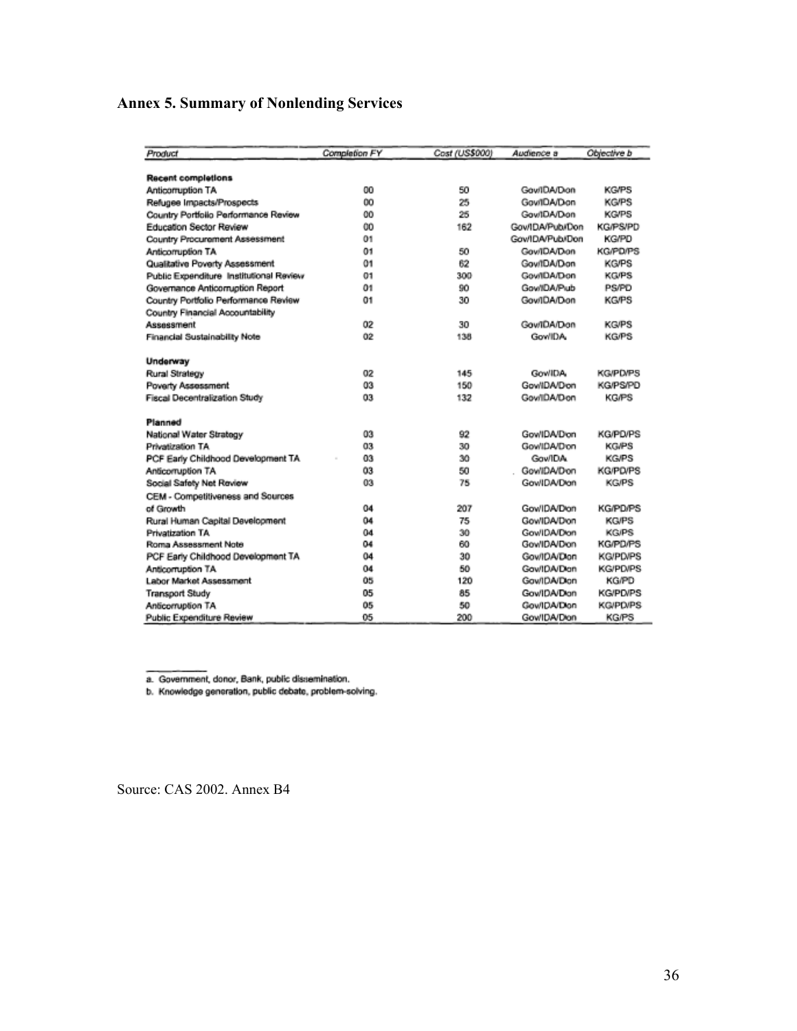## Annex 5. Summary of Nonlending Services

| Product | Completion FY | Cost (US$000) | Audience a | Objective b |
|---|---|---|---|---|
| **Recent completions** | | | | |
| Anticorruption TA | 00 | 50 | Gov/IDA/Don | KG/PS |
| Refugee Impacts/Prospects | 00 | 25 | Gov/IDA/Don | KG/PS |
| Country Portfolio Performance Review | 00 | 25 | Gov/IDA/Don | KG/PS |
| Education Sector Review | 00 | 162 | Gov/IDA/Pub/Don | KG/PS/PD |
| Country Procurement Assessment | 01 | | Gov/IDA/Pub/Don | KG/PD |
| Anticorruption TA | 01 | 50 | Gov/IDA/Don | KG/PD/PS |
| Qualitative Poverty Assessment | 01 | 62 | Gov/IDA/Don | KG/PS |
| Public Expenditure Institutional Review | 01 | 300 | Gov/IDA/Don | KG/PS |
| Governance Anticorruption Report | 01 | 90 | Gov/IDA/Pub | PS/PD |
| Country Portfolio Performance Review | 01 | 30 | Gov/IDA/Don | KG/PS |
| Country Financial Accountability Assessment | 02 | 30 | Gov/IDA/Don | KG/PS |
| Financial Sustainability Note | 02 | 138 | Gov/IDA | KG/PS |
| **Underway** | | | | |
| Rural Strategy | 02 | 145 | Gov/IDA | KG/PD/PS |
| Poverty Assessment | 03 | 150 | Gov/IDA/Don | KG/PS/PD |
| Fiscal Decentralization Study | 03 | 132 | Gov/IDA/Don | KG/PS |
| **Planned** | | | | |
| National Water Strategy | 03 | 92 | Gov/IDA/Don | KG/PD/PS |
| Privatization TA | 03 | 30 | Gov/IDA/Don | KG/PS |
| PCF Early Childhood Development TA | 03 | 30 | Gov/IDA | KG/PS |
| Anticorruption TA | 03 | 50 | Gov/IDA/Don | KG/PD/PS |
| Social Safety Net Review | 03 | 75 | Gov/IDA/Don | KG/PS |
| CEM - Competitiveness and Sources of Growth | 04 | 207 | Gov/IDA/Don | KG/PD/PS |
| Rural Human Capital Development | 04 | 75 | Gov/IDA/Don | KG/PS |
| Privatization TA | 04 | 30 | Gov/IDA/Don | KG/PS |
| Roma Assessment Note | 04 | 60 | Gov/IDA/Don | KG/PD/PS |
| PCF Early Childhood Development TA | 04 | 30 | Gov/IDA/Don | KG/PD/PS |
| Anticorruption TA | 04 | 50 | Gov/IDA/Don | KG/PD/PS |
| Labor Market Assessment | 05 | 120 | Gov/IDA/Don | KG/PD |
| Transport Study | 05 | 85 | Gov/IDA/Don | KG/PD/PS |
| Anticorruption TA | 05 | 50 | Gov/IDA/Don | KG/PD/PS |
| Public Expenditure Review | 05 | 200 | Gov/IDA/Don | KG/PS |

a. Government, donor, Bank, public dissemination.

b. Knowledge generation, public debate, problem-solving.

Source: CAS 2002. Annex B4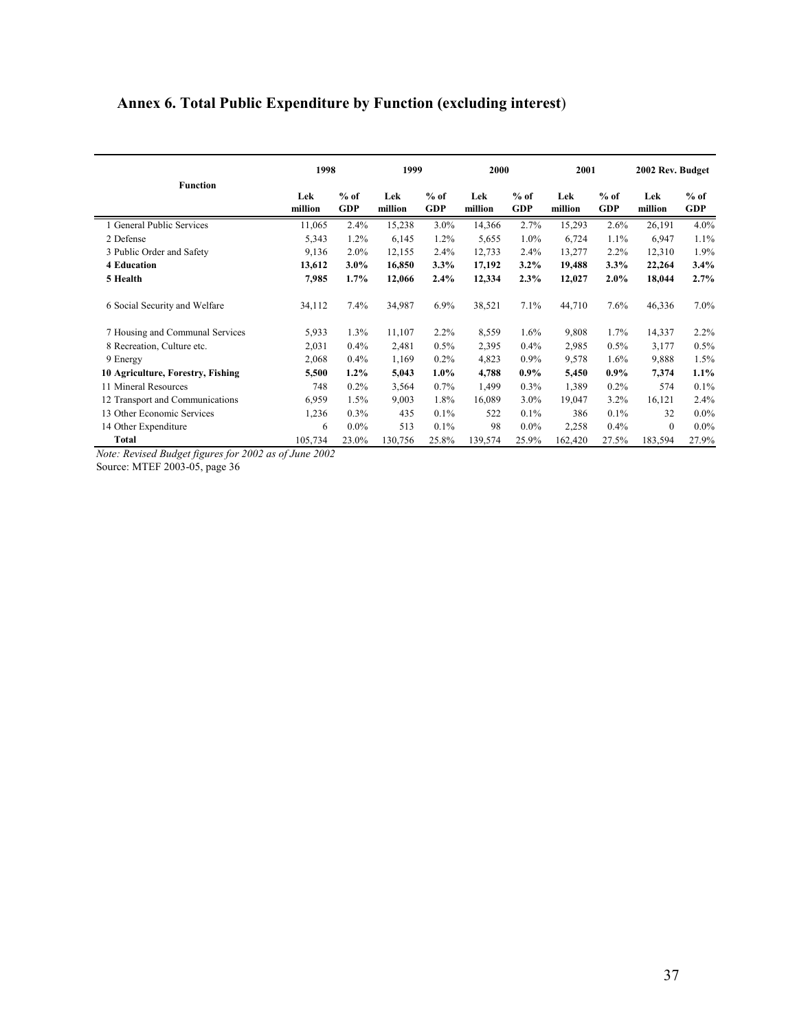## Annex 6. Total Public Expenditure by Function (excluding interest)

| Function | 1998 | | 1999 | | 2000 | | 2001 | | 2002 Rev. Budget | |
|---|---|---|---|---|---|---|---|---|---|---|
| | Lek million | % of GDP | Lek million | % of GDP | Lek million | % of GDP | Lek million | % of GDP | Lek million | % of GDP |
| 1 General Public Services | 11,065 | 2.4% | 15,238 | 3.0% | 14,366 | 2.7% | 15,293 | 2.6% | 26,191 | 4.0% |
| 2 Defense | 5,343 | 1.2% | 6,145 | 1.2% | 5,655 | 1.0% | 6,724 | 1.1% | 6,947 | 1.1% |
| 3 Public Order and Safety | 9,136 | 2.0% | 12,155 | 2.4% | 12,733 | 2.4% | 13,277 | 2.2% | 12,310 | 1.9% |
| **4 Education** | **13,612** | **3.0%** | **16,850** | **3.3%** | **17,192** | **3.2%** | **19,488** | **3.3%** | **22,264** | **3.4%** |
| **5 Health** | **7,985** | **1.7%** | **12,066** | **2.4%** | **12,334** | **2.3%** | **12,027** | **2.0%** | **18,044** | **2.7%** |
| 6 Social Security and Welfare | 34,112 | 7.4% | 34,987 | 6.9% | 38,521 | 7.1% | 44,710 | 7.6% | 46,336 | 7.0% |
| 7 Housing and Communal Services | 5,933 | 1.3% | 11,107 | 2.2% | 8,559 | 1.6% | 9,808 | 1.7% | 14,337 | 2.2% |
| 8 Recreation, Culture etc. | 2,031 | 0.4% | 2,481 | 0.5% | 2,395 | 0.4% | 2,985 | 0.5% | 3,177 | 0.5% |
| 9 Energy | 2,068 | 0.4% | 1,169 | 0.2% | 4,823 | 0.9% | 9,578 | 1.6% | 9,888 | 1.5% |
| **10 Agriculture, Forestry, Fishing** | **5,500** | **1.2%** | **5,043** | **1.0%** | **4,788** | **0.9%** | **5,450** | **0.9%** | **7,374** | **1.1%** |
| 11 Mineral Resources | 748 | 0.2% | 3,564 | 0.7% | 1,499 | 0.3% | 1,389 | 0.2% | 574 | 0.1% |
| 12 Transport and Communications | 6,959 | 1.5% | 9,003 | 1.8% | 16,089 | 3.0% | 19,047 | 3.2% | 16,121 | 2.4% |
| 13 Other Economic Services | 1,236 | 0.3% | 435 | 0.1% | 522 | 0.1% | 386 | 0.1% | 32 | 0.0% |
| 14 Other Expenditure | 6 | 0.0% | 513 | 0.1% | 98 | 0.0% | 2,258 | 0.4% | 0 | 0.0% |
| **Total** | 105,734 | 23.0% | 130,756 | 25.8% | 139,574 | 25.9% | 162,420 | 27.5% | 183,594 | 27.9% |

*Note: Revised Budget figures for 2002 as of June 2002*

Source: MTEF 2003-05, page 36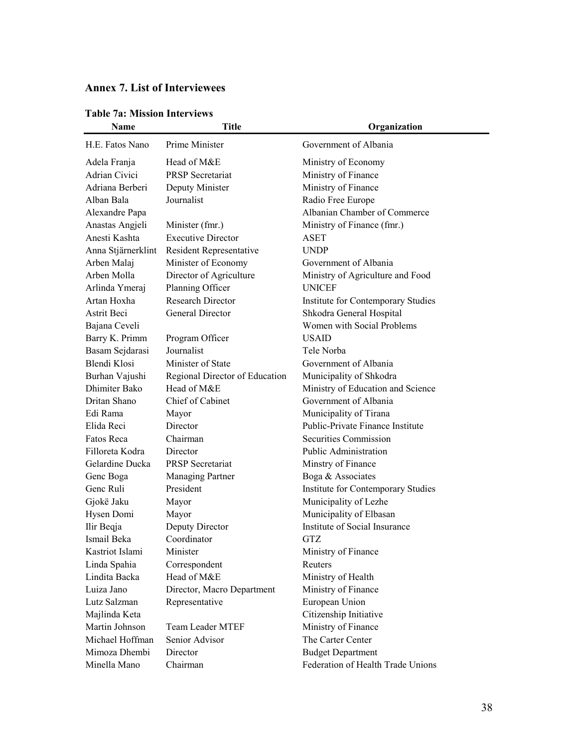## Annex 7. List of Interviewees

**Table 7a: Mission Interviews**

| Name | Title | Organization |
|---|---|---|
| H.E. Fatos Nano | Prime Minister | Government of Albania |
| Adela Franja | Head of M&E | Ministry of Economy |
| Adrian Civici | PRSP Secretariat | Ministry of Finance |
| Adriana Berberi | Deputy Minister | Ministry of Finance |
| Alban Bala | Journalist | Radio Free Europe |
| Alexandre Papa | | Albanian Chamber of Commerce |
| Anastas Angjeli | Minister (fmr.) | Ministry of Finance (fmr.) |
| Anesti Kashta | Executive Director | ASET |
| Anna Stjärnerklint | Resident Representative | UNDP |
| Arben Malaj | Minister of Economy | Government of Albania |
| Arben Molla | Director of Agriculture | Ministry of Agriculture and Food |
| Arlinda Ymeraj | Planning Officer | UNICEF |
| Artan Hoxha | Research Director | Institute for Contemporary Studies |
| Astrit Beci | General Director | Shkodra General Hospital |
| Bajana Ceveli | | Women with Social Problems |
| Barry K. Primm | Program Officer | USAID |
| Basam Sejdarasi | Journalist | Tele Norba |
| Blendi Klosi | Minister of State | Government of Albania |
| Burhan Vajushi | Regional Director of Education | Municipality of Shkodra |
| Dhimiter Bako | Head of M&E | Ministry of Education and Science |
| Dritan Shano | Chief of Cabinet | Government of Albania |
| Edi Rama | Mayor | Municipality of Tirana |
| Elida Reci | Director | Public-Private Finance Institute |
| Fatos Reca | Chairman | Securities Commission |
| Filloreta Kodra | Director | Public Administration |
| Gelardine Ducka | PRSP Secretariat | Minstry of Finance |
| Genc Boga | Managing Partner | Boga & Associates |
| Genc Ruli | President | Institute for Contemporary Studies |
| Gjokë Jaku | Mayor | Municipality of Lezhe |
| Hysen Domi | Mayor | Municipality of Elbasan |
| Ilir Beqja | Deputy Director | Institute of Social Insurance |
| Ismail Beka | Coordinator | GTZ |
| Kastriot Islami | Minister | Ministry of Finance |
| Linda Spahia | Correspondent | Reuters |
| Lindita Backa | Head of M&E | Ministry of Health |
| Luiza Jano | Director, Macro Department | Ministry of Finance |
| Lutz Salzman | Representative | European Union |
| Majlinda Keta | | Citizenship Initiative |
| Martin Johnson | Team Leader MTEF | Ministry of Finance |
| Michael Hoffman | Senior Advisor | The Carter Center |
| Mimoza Dhembi | Director | Budget Department |
| Minella Mano | Chairman | Federation of Health Trade Unions |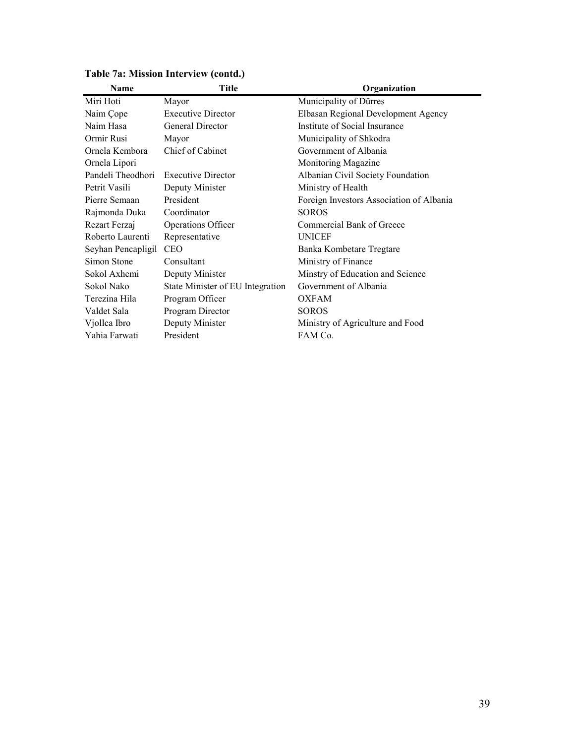**Table 7a: Mission Interview (contd.)**

| Name | Title | Organization |
|---|---|---|
| Miri Hoti | Mayor | Municipality of Dürres |
| Naim Çope | Executive Director | Elbasan Regional Development Agency |
| Naim Hasa | General Director | Institute of Social Insurance |
| Ormir Rusi | Mayor | Municipality of Shkodra |
| Ornela Kembora | Chief of Cabinet | Government of Albania |
| Ornela Lipori | | Monitoring Magazine |
| Pandeli Theodhori | Executive Director | Albanian Civil Society Foundation |
| Petrit Vasili | Deputy Minister | Ministry of Health |
| Pierre Semaan | President | Foreign Investors Association of Albania |
| Rajmonda Duka | Coordinator | SOROS |
| Rezart Ferzaj | Operations Officer | Commercial Bank of Greece |
| Roberto Laurenti | Representative | UNICEF |
| Seyhan Pencapligil | CEO | Banka Kombetare Tregtare |
| Simon Stone | Consultant | Ministry of Finance |
| Sokol Axhemi | Deputy Minister | Minstry of Education and Science |
| Sokol Nako | State Minister of EU Integration | Government of Albania |
| Terezina Hila | Program Officer | OXFAM |
| Valdet Sala | Program Director | SOROS |
| Vjollca Ibro | Deputy Minister | Ministry of Agriculture and Food |
| Yahia Farwati | President | FAM Co. |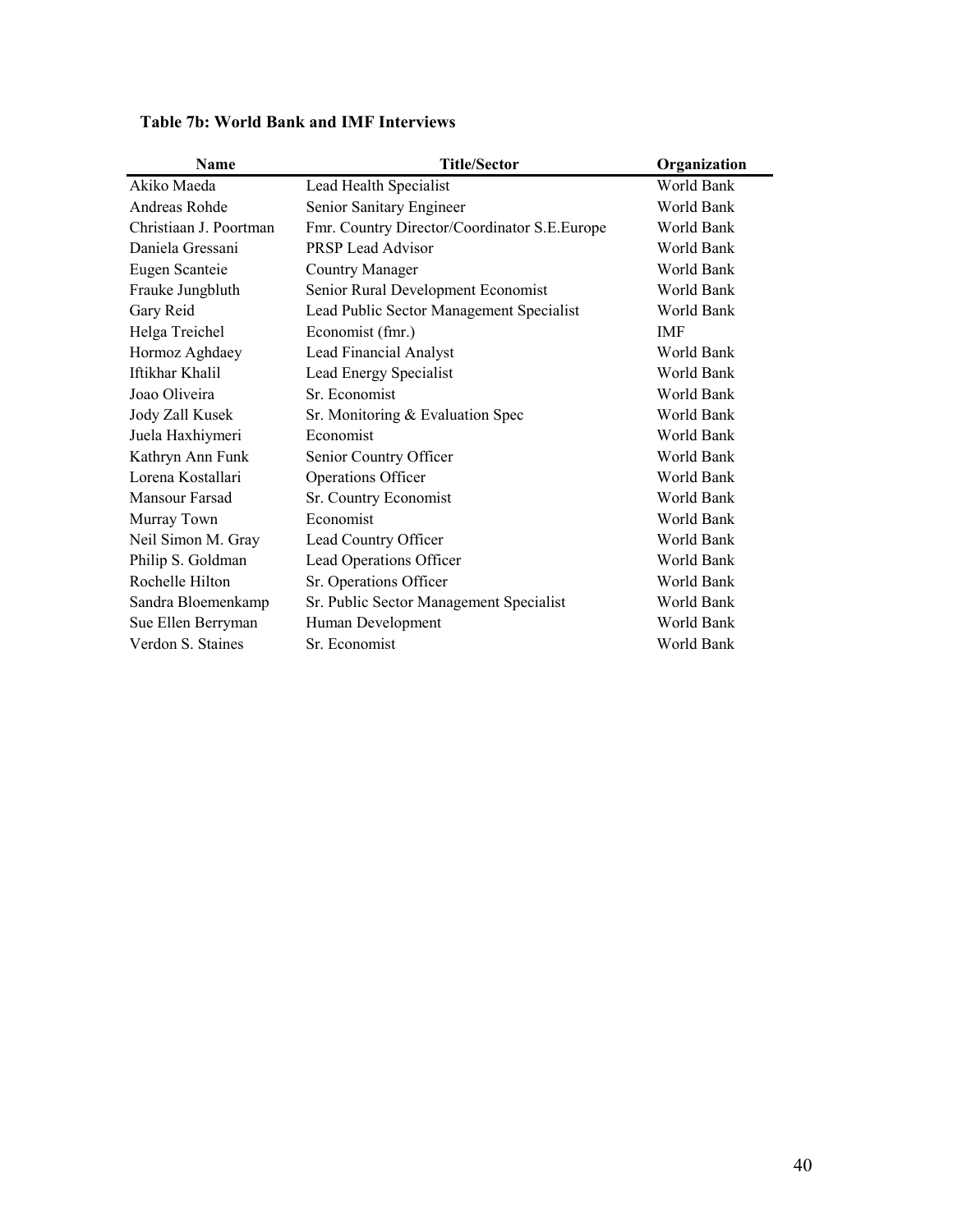**Table 7b: World Bank and IMF Interviews**

| Name | Title/Sector | Organization |
|---|---|---|
| Akiko Maeda | Lead Health Specialist | World Bank |
| Andreas Rohde | Senior Sanitary Engineer | World Bank |
| Christiaan J. Poortman | Fmr. Country Director/Coordinator S.E.Europe | World Bank |
| Daniela Gressani | PRSP Lead Advisor | World Bank |
| Eugen Scanteie | Country Manager | World Bank |
| Frauke Jungbluth | Senior Rural Development Economist | World Bank |
| Gary Reid | Lead Public Sector Management Specialist | World Bank |
| Helga Treichel | Economist (fmr.) | IMF |
| Hormoz Aghdaey | Lead Financial Analyst | World Bank |
| Iftikhar Khalil | Lead Energy Specialist | World Bank |
| Joao Oliveira | Sr. Economist | World Bank |
| Jody Zall Kusek | Sr. Monitoring & Evaluation Spec | World Bank |
| Juela Haxhiymeri | Economist | World Bank |
| Kathryn Ann Funk | Senior Country Officer | World Bank |
| Lorena Kostallari | Operations Officer | World Bank |
| Mansour Farsad | Sr. Country Economist | World Bank |
| Murray Town | Economist | World Bank |
| Neil Simon M. Gray | Lead Country Officer | World Bank |
| Philip S. Goldman | Lead Operations Officer | World Bank |
| Rochelle Hilton | Sr. Operations Officer | World Bank |
| Sandra Bloemenkamp | Sr. Public Sector Management Specialist | World Bank |
| Sue Ellen Berryman | Human Development | World Bank |
| Verdon S. Staines | Sr. Economist | World Bank |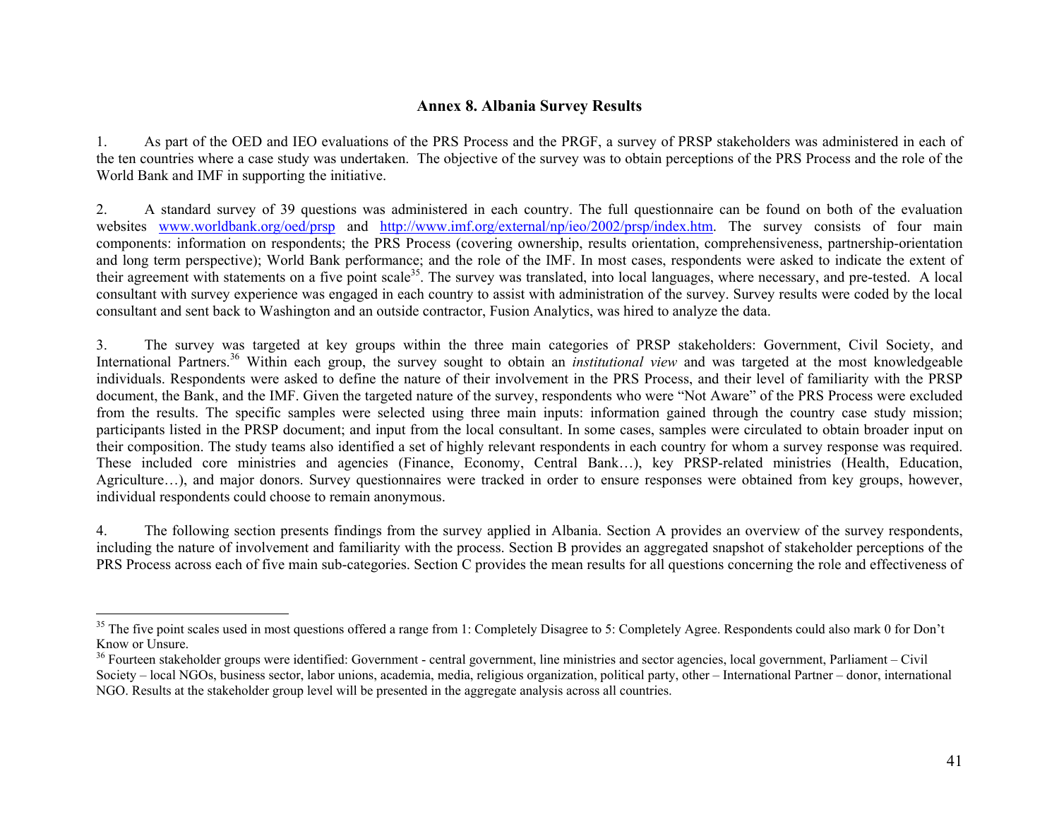## Annex 8. Albania Survey Results

1. As part of the OED and IEO evaluations of the PRS Process and the PRGF, a survey of PRSP stakeholders was administered in each of the ten countries where a case study was undertaken. The objective of the survey was to obtain perceptions of the PRS Process and the role of the World Bank and IMF in supporting the initiative.

2. A standard survey of 39 questions was administered in each country. The full questionnaire can be found on both of the evaluation websites www.worldbank.org/oed/prsp and http://www.imf.org/external/np/ieo/2002/prsp/index.htm. The survey consists of four main components: information on respondents; the PRS Process (covering ownership, results orientation, comprehensiveness, partnership-orientation and long term perspective); World Bank performance; and the role of the IMF. In most cases, respondents were asked to indicate the extent of their agreement with statements on a five point scale[35]. The survey was translated, into local languages, where necessary, and pre-tested. A local consultant with survey experience was engaged in each country to assist with administration of the survey. Survey results were coded by the local consultant and sent back to Washington and an outside contractor, Fusion Analytics, was hired to analyze the data.

3. The survey was targeted at key groups within the three main categories of PRSP stakeholders: Government, Civil Society, and International Partners.[36] Within each group, the survey sought to obtain an *institutional view* and was targeted at the most knowledgeable individuals. Respondents were asked to define the nature of their involvement in the PRS Process, and their level of familiarity with the PRSP document, the Bank, and the IMF. Given the targeted nature of the survey, respondents who were "Not Aware" of the PRS Process were excluded from the results. The specific samples were selected using three main inputs: information gained through the country case study mission; participants listed in the PRSP document; and input from the local consultant. In some cases, samples were circulated to obtain broader input on their composition. The study teams also identified a set of highly relevant respondents in each country for whom a survey response was required. These included core ministries and agencies (Finance, Economy, Central Bank…), key PRSP-related ministries (Health, Education, Agriculture…), and major donors. Survey questionnaires were tracked in order to ensure responses were obtained from key groups, however, individual respondents could choose to remain anonymous.

4. The following section presents findings from the survey applied in Albania. Section A provides an overview of the survey respondents, including the nature of involvement and familiarity with the process. Section B provides an aggregated snapshot of stakeholder perceptions of the PRS Process across each of five main sub-categories. Section C provides the mean results for all questions concerning the role and effectiveness of

---

[35] The five point scales used in most questions offered a range from 1: Completely Disagree to 5: Completely Agree. Respondents could also mark 0 for Don't Know or Unsure.

[36] Fourteen stakeholder groups were identified: Government - central government, line ministries and sector agencies, local government, Parliament – Civil Society – local NGOs, business sector, labor unions, academia, media, religious organization, political party, other – International Partner – donor, international NGO. Results at the stakeholder group level will be presented in the aggregate analysis across all countries.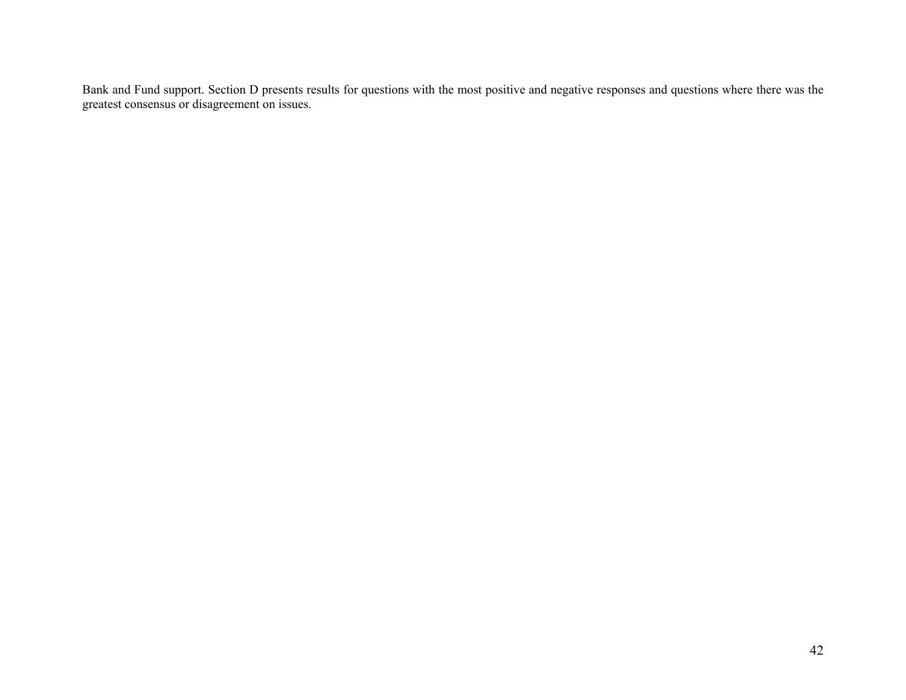Bank and Fund support. Section D presents results for questions with the most positive and negative responses and questions where there was the greatest consensus or disagreement on issues.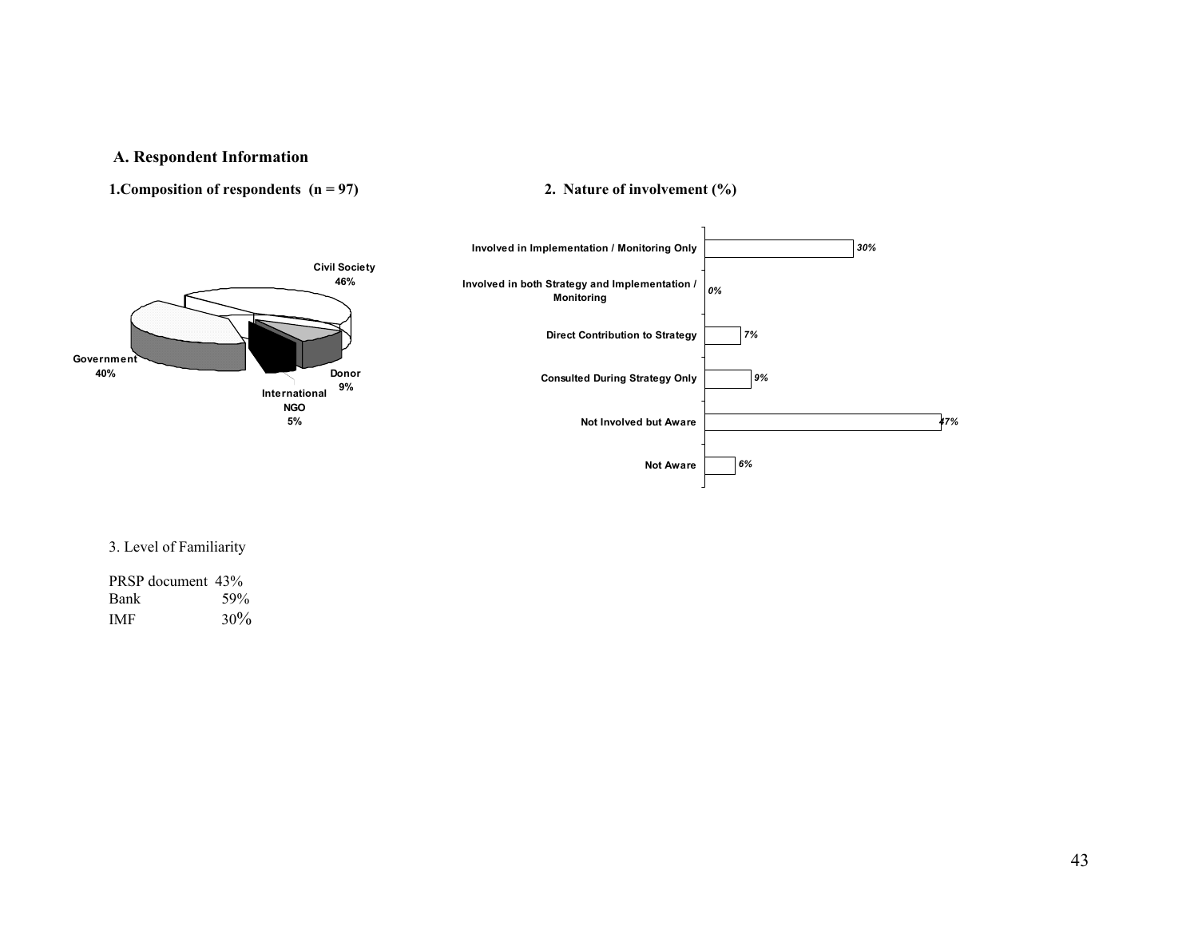## A. Respondent Information

**1.Composition of respondents (n = 97)**

| Respondent | % |
|---|---|
| Civil Society | 46% |
| Government | 40% |
| Donor | 9% |
| International NGO | 5% |

**2. Nature of involvement (%)**

| Nature of involvement | % |
|---|---|
| Involved in Implementation / Monitoring Only | 30% |
| Involved in both Strategy and Implementation / Monitoring | 0% |
| Direct Contribution to Strategy | 7% |
| Consulted During Strategy Only | 9% |
| Not Involved but Aware | 47% |
| Not Aware | 6% |

3. Level of Familiarity

| | |
|---|---|
| PRSP document | 43% |
| Bank | 59% |
| IMF | 30% |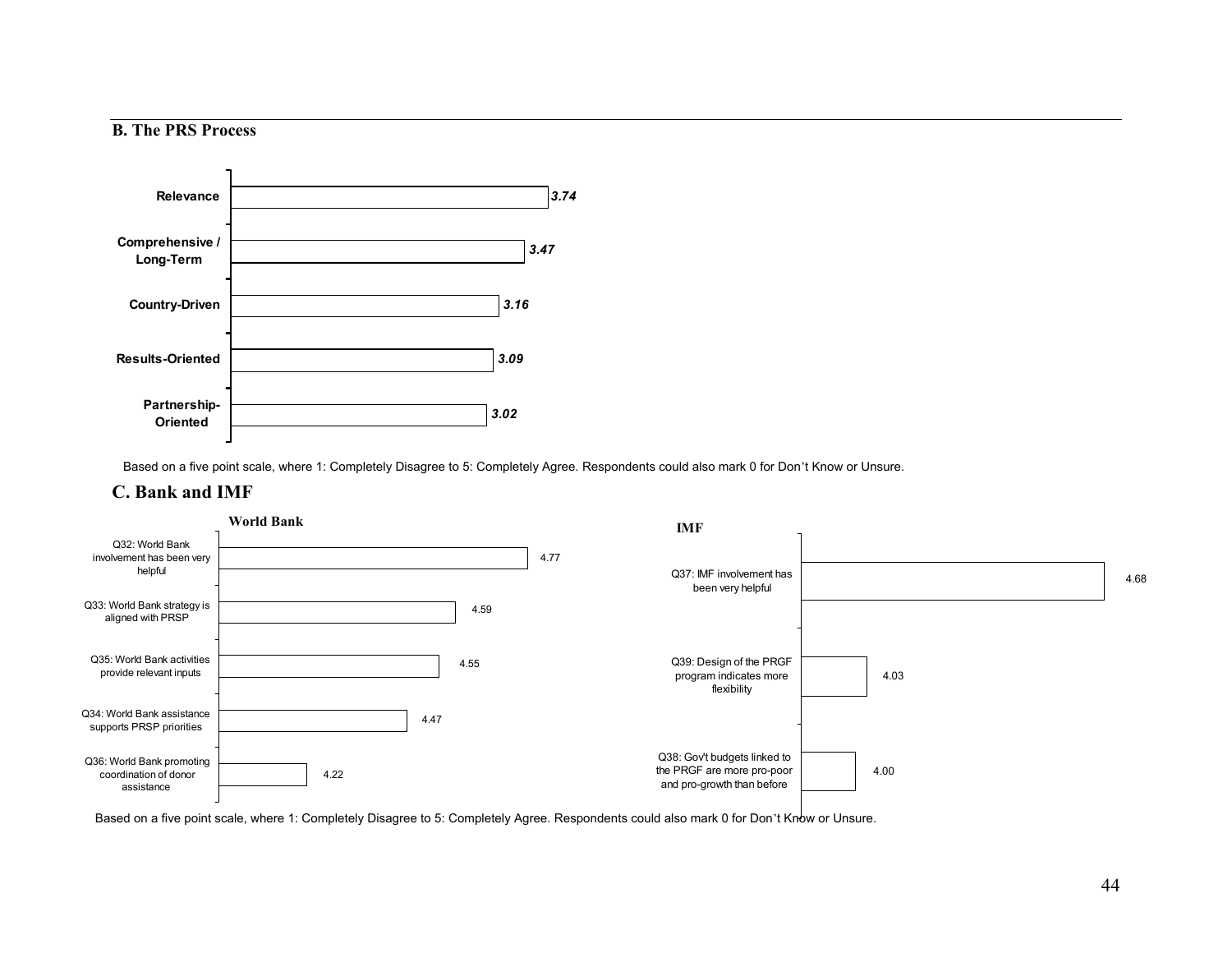### B. The PRS Process

| | |
|---|---|
| Relevance | *3.74* |
| Comprehensive / Long-Term | *3.47* |
| Country-Driven | *3.16* |
| Results-Oriented | *3.09* |
| Partnership-Oriented | *3.02* |

Based on a five point scale, where 1: Completely Disagree to 5: Completely Agree. Respondents could also mark 0 for Don't Know or Unsure.

### C. Bank and IMF

**World Bank**

| | |
|---|---|
| Q32: World Bank involvement has been very helpful | 4.77 |
| Q33: World Bank strategy is aligned with PRSP | 4.59 |
| Q35: World Bank activities provide relevant inputs | 4.55 |
| Q34: World Bank assistance supports PRSP priorities | 4.47 |
| Q36: World Bank promoting coordination of donor assistance | 4.22 |

**IMF**

| | |
|---|---|
| Q37: IMF involvement has been very helpful | 4.68 |
| Q39: Design of the PRGF program indicates more flexibility | 4.03 |
| Q38: Gov't budgets linked to the PRGF are more pro-poor and pro-growth than before | 4.00 |

Based on a five point scale, where 1: Completely Disagree to 5: Completely Agree. Respondents could also mark 0 for Don't Know or Unsure.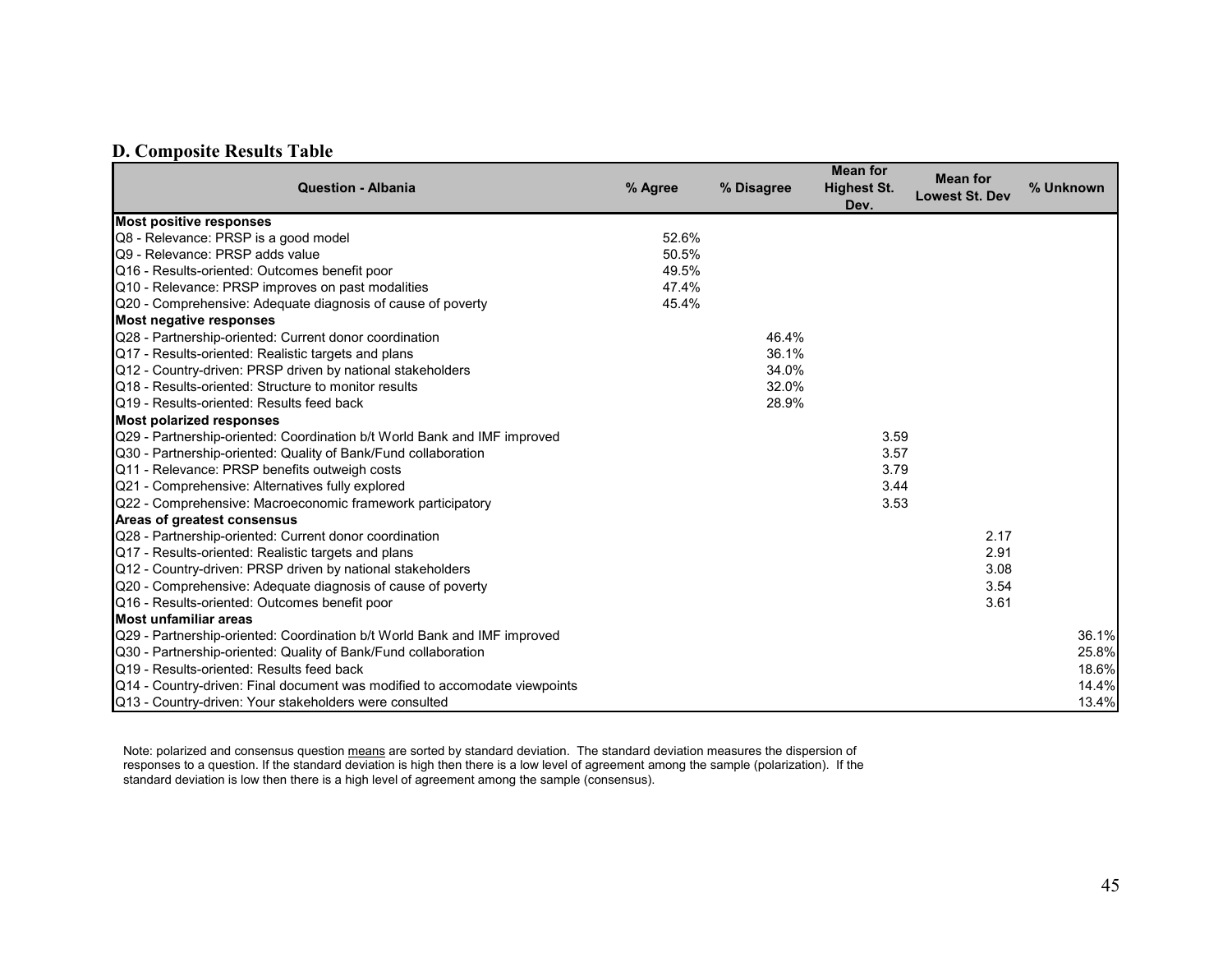**D. Composite Results Table**

| Question - Albania | % Agree | % Disagree | Mean for Highest St. Dev. | Mean for Lowest St. Dev | % Unknown |
|---|---|---|---|---|---|
| **Most positive responses** | | | | | |
| Q8 - Relevance: PRSP is a good model | 52.6% | | | | |
| Q9 - Relevance: PRSP adds value | 50.5% | | | | |
| Q16 - Results-oriented: Outcomes benefit poor | 49.5% | | | | |
| Q10 - Relevance: PRSP improves on past modalities | 47.4% | | | | |
| Q20 - Comprehensive: Adequate diagnosis of cause of poverty | 45.4% | | | | |
| **Most negative responses** | | | | | |
| Q28 - Partnership-oriented: Current donor coordination | | 46.4% | | | |
| Q17 - Results-oriented: Realistic targets and plans | | 36.1% | | | |
| Q12 - Country-driven: PRSP driven by national stakeholders | | 34.0% | | | |
| Q18 - Results-oriented: Structure to monitor results | | 32.0% | | | |
| Q19 - Results-oriented: Results feed back | | 28.9% | | | |
| **Most polarized responses** | | | | | |
| Q29 - Partnership-oriented: Coordination b/t World Bank and IMF improved | | | 3.59 | | |
| Q30 - Partnership-oriented: Quality of Bank/Fund collaboration | | | 3.57 | | |
| Q11 - Relevance: PRSP benefits outweigh costs | | | 3.79 | | |
| Q21 - Comprehensive: Alternatives fully explored | | | 3.44 | | |
| Q22 - Comprehensive: Macroeconomic framework participatory | | | 3.53 | | |
| **Areas of greatest consensus** | | | | | |
| Q28 - Partnership-oriented: Current donor coordination | | | | 2.17 | |
| Q17 - Results-oriented: Realistic targets and plans | | | | 2.91 | |
| Q12 - Country-driven: PRSP driven by national stakeholders | | | | 3.08 | |
| Q20 - Comprehensive: Adequate diagnosis of cause of poverty | | | | 3.54 | |
| Q16 - Results-oriented: Outcomes benefit poor | | | | 3.61 | |
| **Most unfamiliar areas** | | | | | |
| Q29 - Partnership-oriented: Coordination b/t World Bank and IMF improved | | | | | 36.1% |
| Q30 - Partnership-oriented: Quality of Bank/Fund collaboration | | | | | 25.8% |
| Q19 - Results-oriented: Results feed back | | | | | 18.6% |
| Q14 - Country-driven: Final document was modified to accomodate viewpoints | | | | | 14.4% |
| Q13 - Country-driven: Your stakeholders were consulted | | | | | 13.4% |

Note: polarized and consensus question means are sorted by standard deviation. The standard deviation measures the dispersion of responses to a question. If the standard deviation is high then there is a low level of agreement among the sample (polarization). If the standard deviation is low then there is a high level of agreement among the sample (consensus).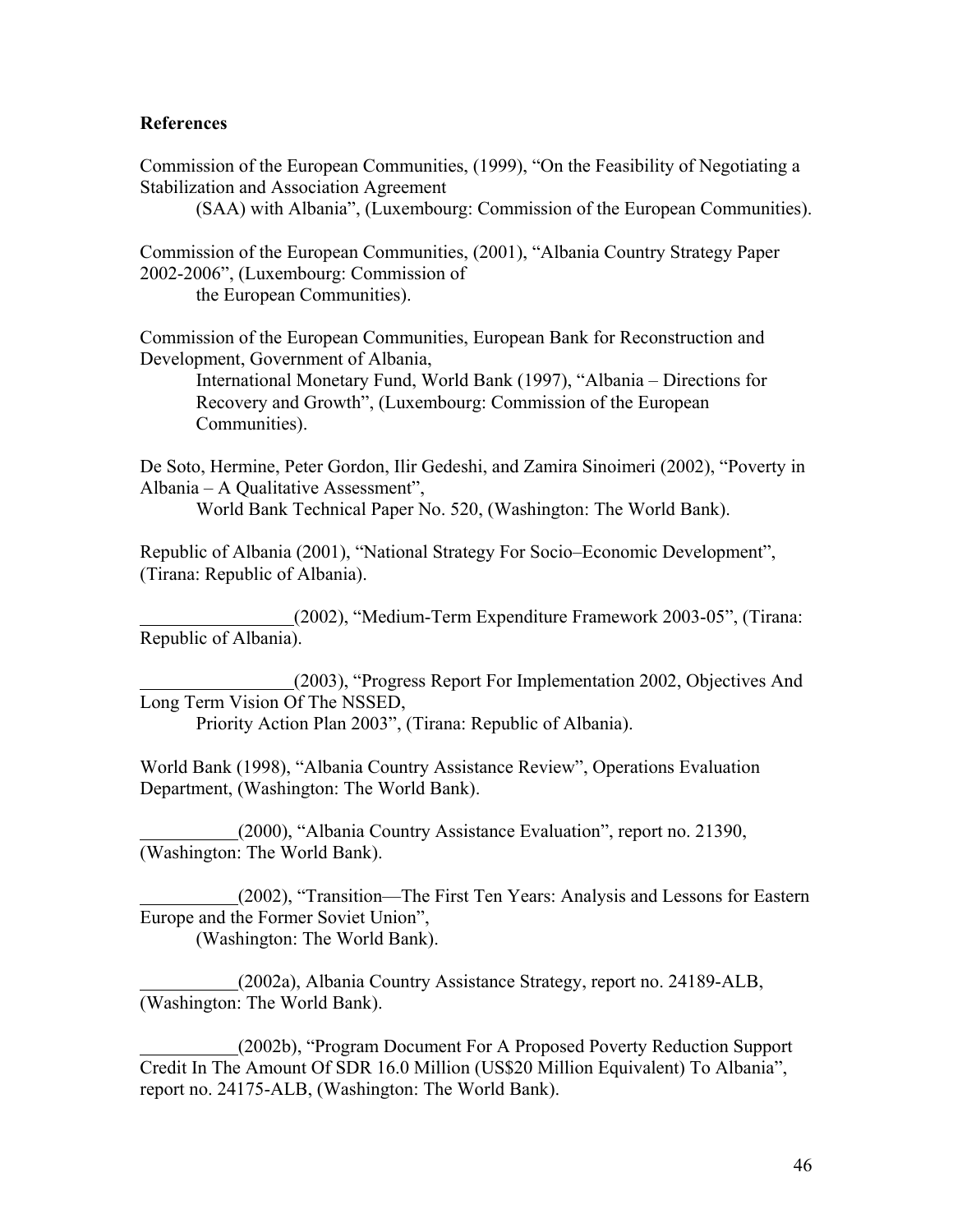**References**

Commission of the European Communities, (1999), "On the Feasibility of Negotiating a Stabilization and Association Agreement (SAA) with Albania", (Luxembourg: Commission of the European Communities).

Commission of the European Communities, (2001), "Albania Country Strategy Paper 2002-2006", (Luxembourg: Commission of the European Communities).

Commission of the European Communities, European Bank for Reconstruction and Development, Government of Albania, International Monetary Fund, World Bank (1997), "Albania – Directions for Recovery and Growth", (Luxembourg: Commission of the European Communities).

De Soto, Hermine, Peter Gordon, Ilir Gedeshi, and Zamira Sinoimeri (2002), "Poverty in Albania – A Qualitative Assessment", World Bank Technical Paper No. 520, (Washington: The World Bank).

Republic of Albania (2001), "National Strategy For Socio–Economic Development", (Tirana: Republic of Albania).

________________(2002), "Medium-Term Expenditure Framework 2003-05", (Tirana: Republic of Albania).

________________(2003), "Progress Report For Implementation 2002, Objectives And Long Term Vision Of The NSSED, Priority Action Plan 2003", (Tirana: Republic of Albania).

World Bank (1998), "Albania Country Assistance Review", Operations Evaluation Department, (Washington: The World Bank).

__________(2000), "Albania Country Assistance Evaluation", report no. 21390, (Washington: The World Bank).

__________(2002), "Transition—The First Ten Years: Analysis and Lessons for Eastern Europe and the Former Soviet Union", (Washington: The World Bank).

__________(2002a), Albania Country Assistance Strategy, report no. 24189-ALB, (Washington: The World Bank).

__________(2002b), "Program Document For A Proposed Poverty Reduction Support Credit In The Amount Of SDR 16.0 Million (US$20 Million Equivalent) To Albania", report no. 24175-ALB, (Washington: The World Bank).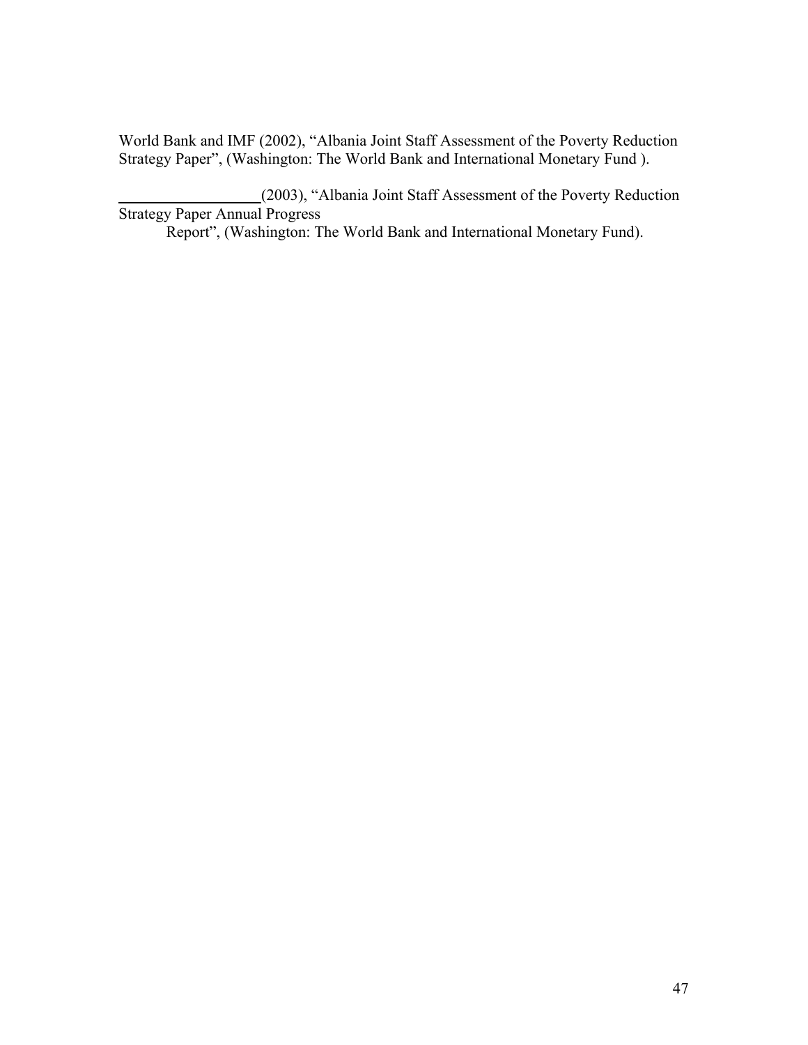World Bank and IMF (2002), "Albania Joint Staff Assessment of the Poverty Reduction Strategy Paper", (Washington: The World Bank and International Monetary Fund ).

__________________(2003), "Albania Joint Staff Assessment of the Poverty Reduction Strategy Paper Annual Progress Report", (Washington: The World Bank and International Monetary Fund).